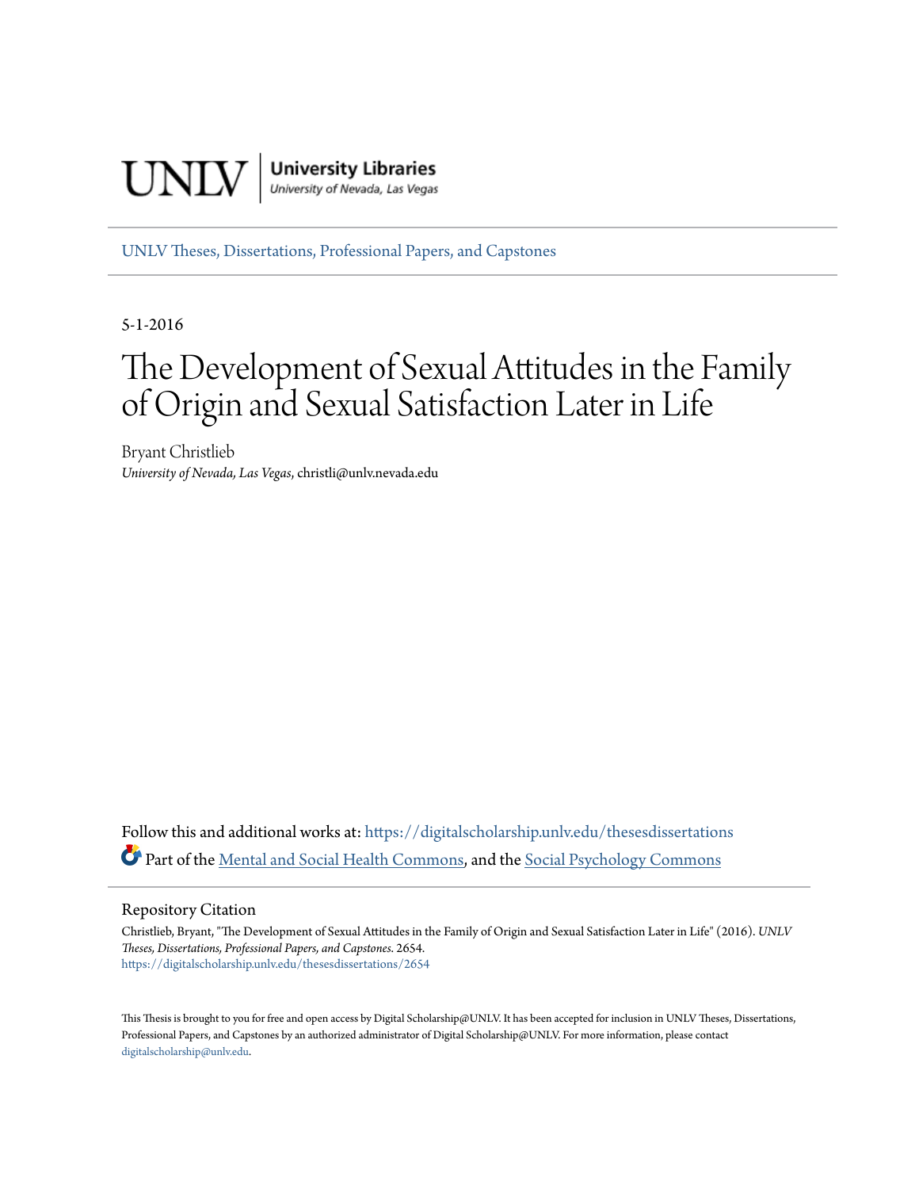UNLV | University Libraries
University of Nevada, Las Vegas

UNLV Theses, Dissertations, Professional Papers, and Capstones

5-1-2016

# The Development of Sexual Attitudes in the Family of Origin and Sexual Satisfaction Later in Life

Bryant Christlieb
*University of Nevada, Las Vegas*, christli@unlv.nevada.edu

Follow this and additional works at: https://digitalscholarship.unlv.edu/thesesdissertations

Part of the Mental and Social Health Commons, and the Social Psychology Commons

## Repository Citation

Christlieb, Bryant, "The Development of Sexual Attitudes in the Family of Origin and Sexual Satisfaction Later in Life" (2016). *UNLV Theses, Dissertations, Professional Papers, and Capstones*. 2654.
https://digitalscholarship.unlv.edu/thesesdissertations/2654

This Thesis is brought to you for free and open access by Digital Scholarship@UNLV. It has been accepted for inclusion in UNLV Theses, Dissertations, Professional Papers, and Capstones by an authorized administrator of Digital Scholarship@UNLV. For more information, please contact digitalscholarship@unlv.edu.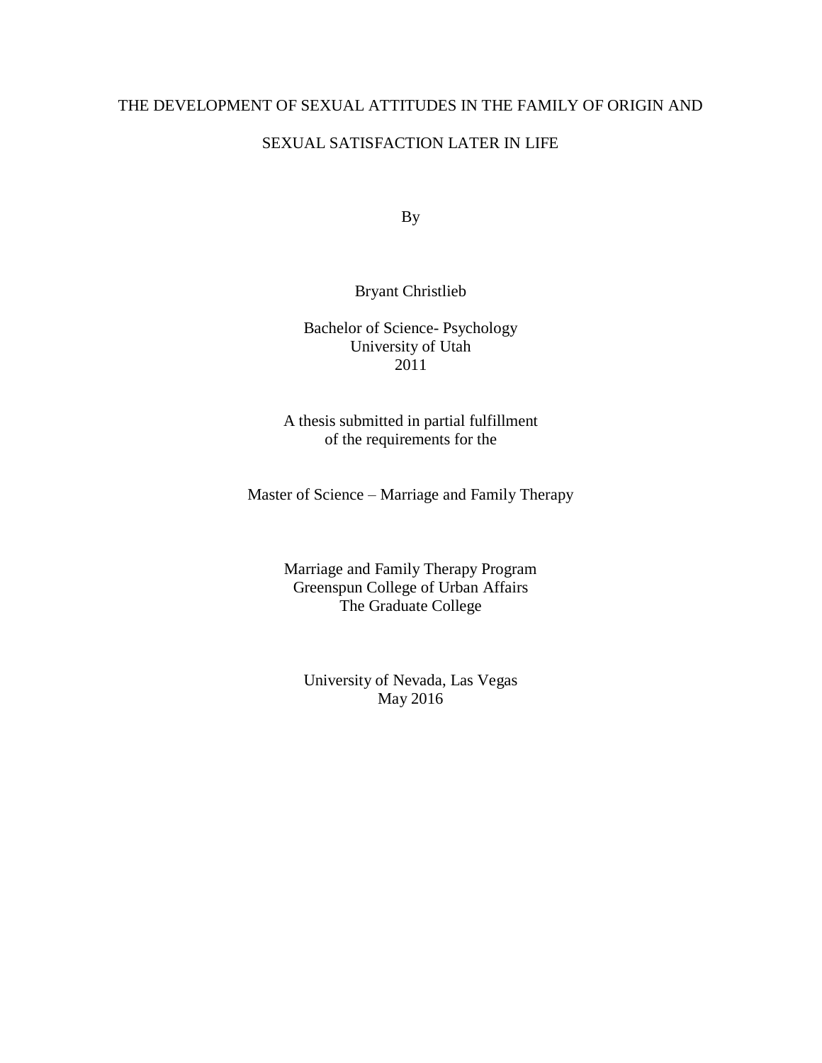# THE DEVELOPMENT OF SEXUAL ATTITUDES IN THE FAMILY OF ORIGIN AND SEXUAL SATISFACTION LATER IN LIFE

By

Bryant Christlieb

Bachelor of Science- Psychology
University of Utah
2011

A thesis submitted in partial fulfillment
of the requirements for the

Master of Science – Marriage and Family Therapy

Marriage and Family Therapy Program
Greenspun College of Urban Affairs
The Graduate College

University of Nevada, Las Vegas
May 2016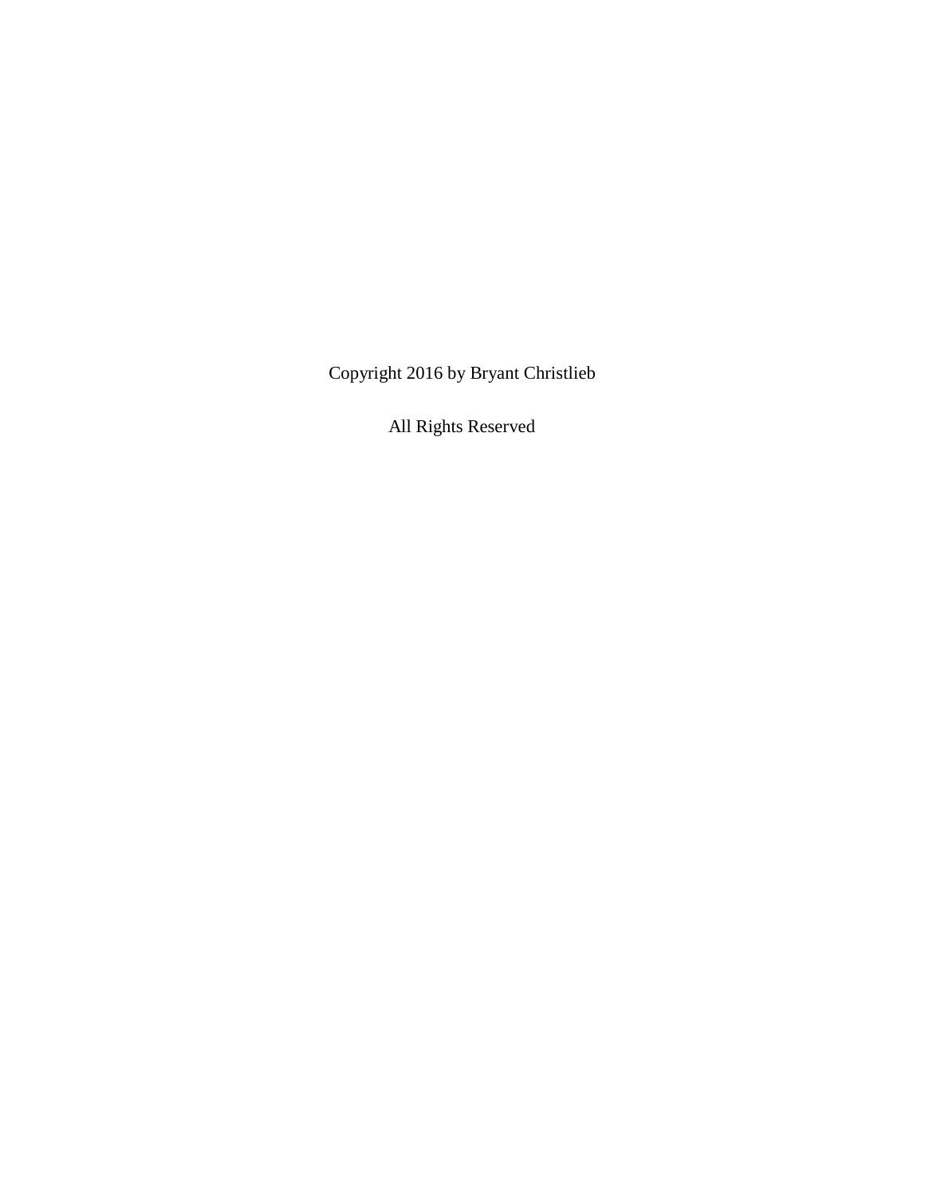Copyright 2016 by Bryant Christlieb

All Rights Reserved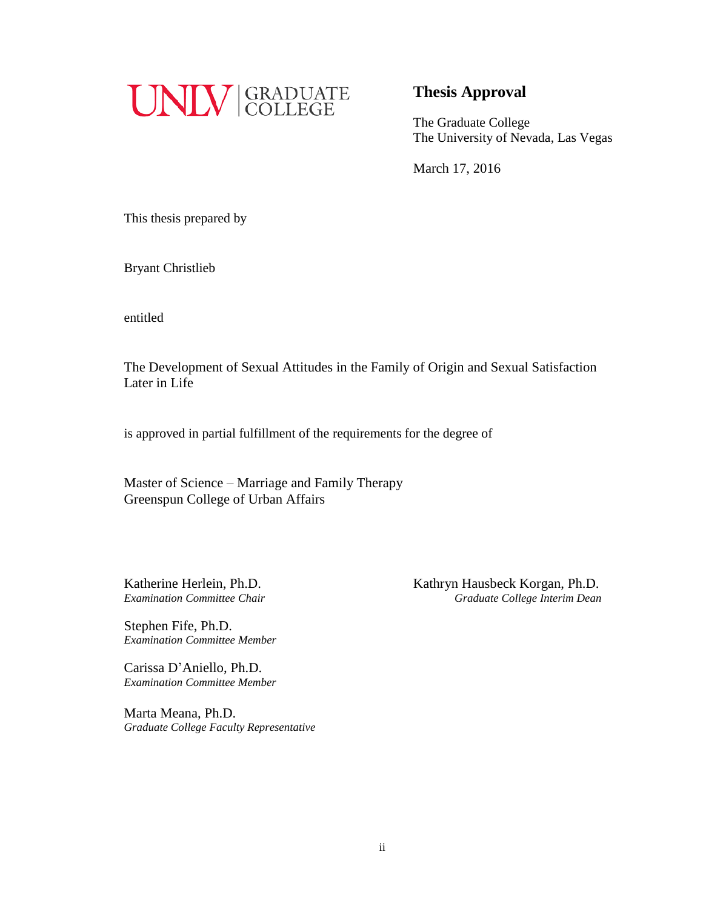UNLV | GRADUATE COLLEGE

## Thesis Approval

The Graduate College
The University of Nevada, Las Vegas

March 17, 2016

This thesis prepared by

Bryant Christlieb

entitled

The Development of Sexual Attitudes in the Family of Origin and Sexual Satisfaction Later in Life

is approved in partial fulfillment of the requirements for the degree of

Master of Science – Marriage and Family Therapy
Greenspun College of Urban Affairs

Katherine Herlein, Ph.D.
*Examination Committee Chair*

Stephen Fife, Ph.D.
*Examination Committee Member*

Carissa D'Aniello, Ph.D.
*Examination Committee Member*

Marta Meana, Ph.D.
*Graduate College Faculty Representative*

Kathryn Hausbeck Korgan, Ph.D.
*Graduate College Interim Dean*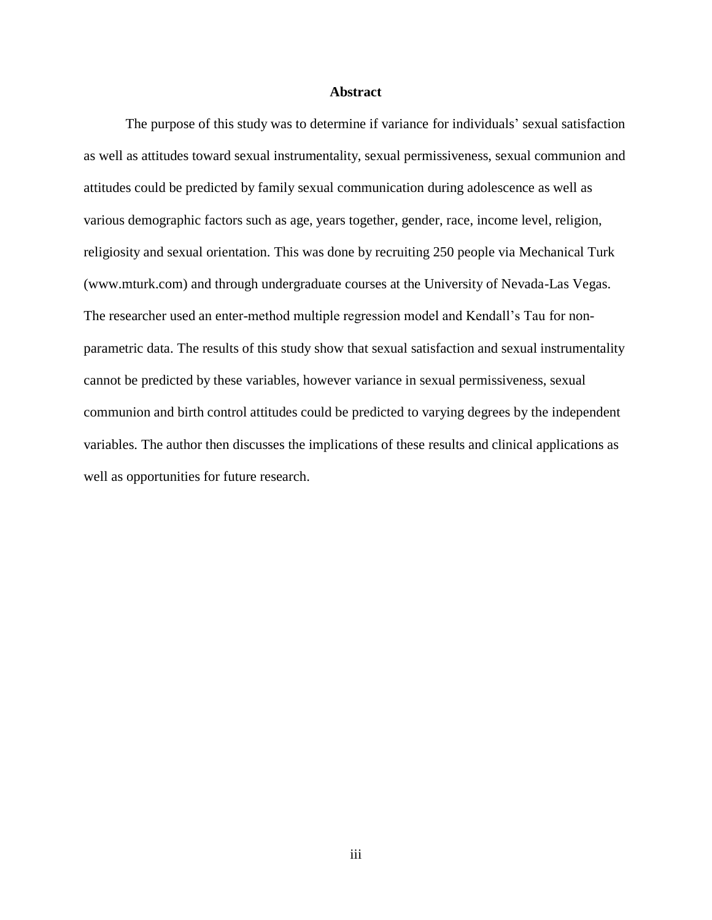# Abstract

The purpose of this study was to determine if variance for individuals' sexual satisfaction as well as attitudes toward sexual instrumentality, sexual permissiveness, sexual communion and attitudes could be predicted by family sexual communication during adolescence as well as various demographic factors such as age, years together, gender, race, income level, religion, religiosity and sexual orientation. This was done by recruiting 250 people via Mechanical Turk (www.mturk.com) and through undergraduate courses at the University of Nevada-Las Vegas. The researcher used an enter-method multiple regression model and Kendall's Tau for non-parametric data. The results of this study show that sexual satisfaction and sexual instrumentality cannot be predicted by these variables, however variance in sexual permissiveness, sexual communion and birth control attitudes could be predicted to varying degrees by the independent variables. The author then discusses the implications of these results and clinical applications as well as opportunities for future research.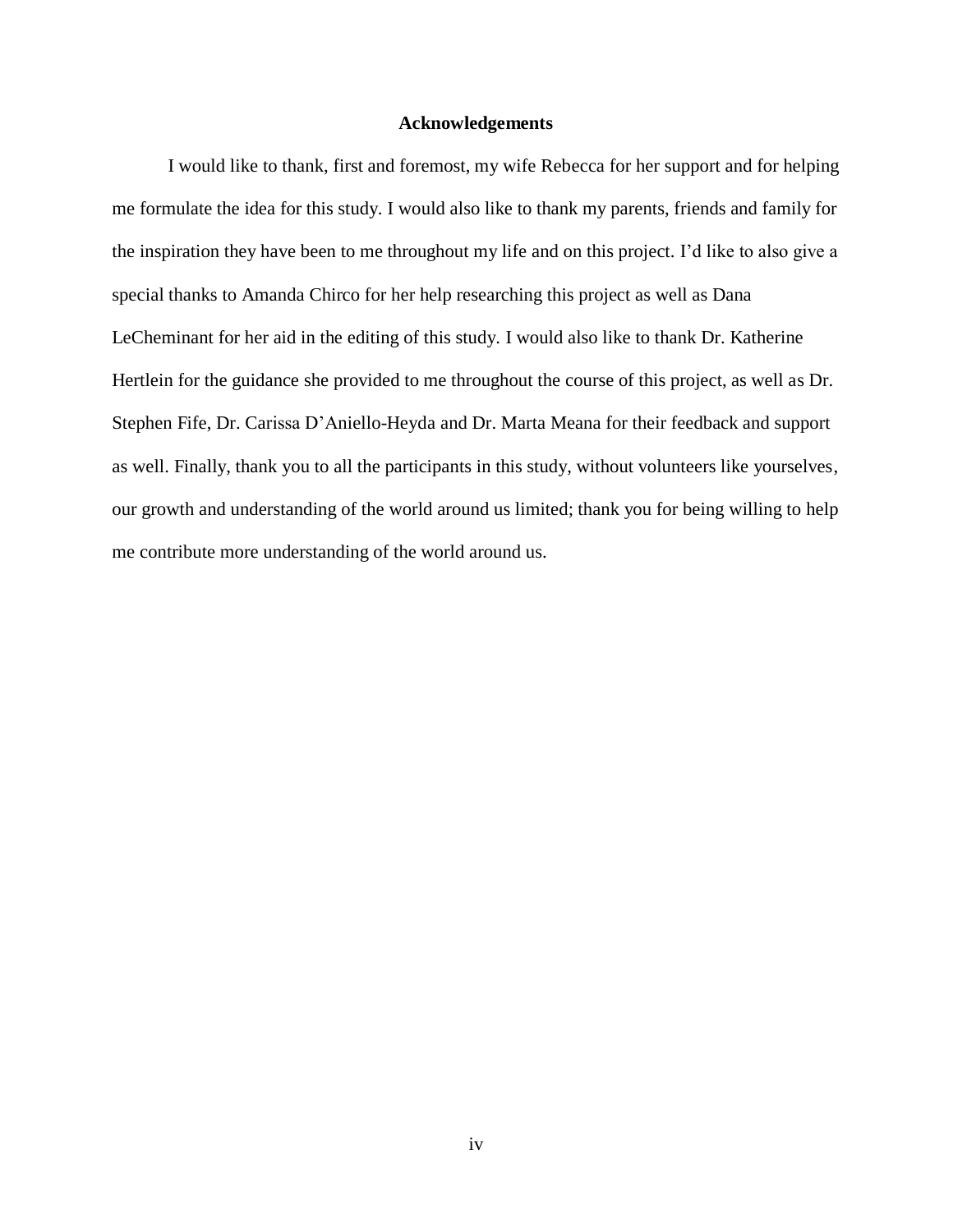# Acknowledgements

I would like to thank, first and foremost, my wife Rebecca for her support and for helping me formulate the idea for this study. I would also like to thank my parents, friends and family for the inspiration they have been to me throughout my life and on this project. I'd like to also give a special thanks to Amanda Chirco for her help researching this project as well as Dana LeCheminant for her aid in the editing of this study. I would also like to thank Dr. Katherine Hertlein for the guidance she provided to me throughout the course of this project, as well as Dr. Stephen Fife, Dr. Carissa D'Aniello-Heyda and Dr. Marta Meana for their feedback and support as well. Finally, thank you to all the participants in this study, without volunteers like yourselves, our growth and understanding of the world around us limited; thank you for being willing to help me contribute more understanding of the world around us.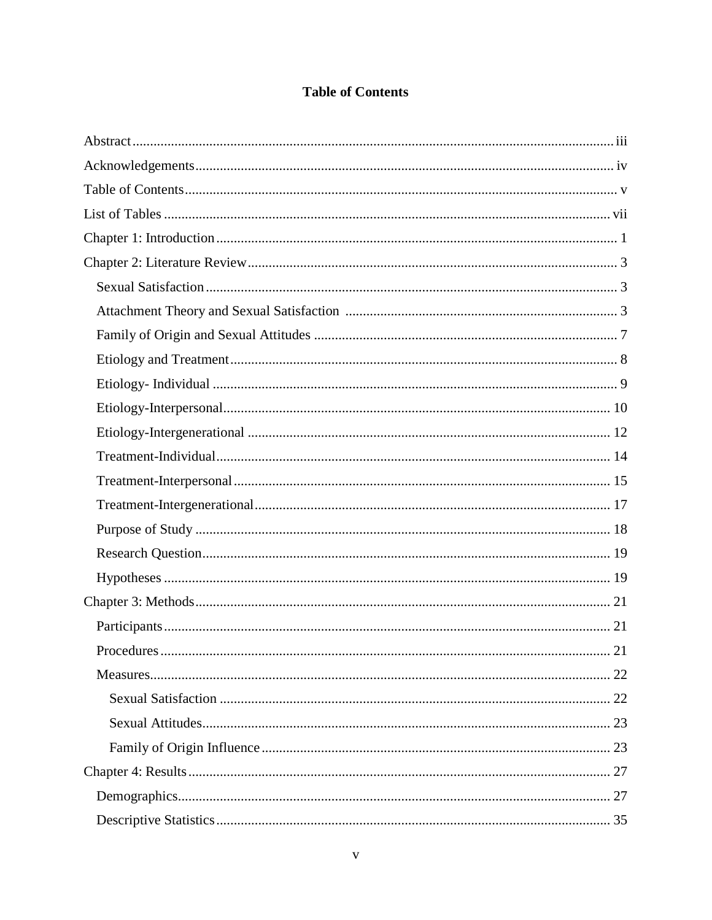# Table of Contents

Abstract ........................................................................................................................... iii

Acknowledgements ........................................................................................................ iv

Table of Contents ............................................................................................................ v

List of Tables ................................................................................................................. vii

Chapter 1: Introduction ..................................................................................................... 1

Chapter 2: Literature Review ............................................................................................ 3

- Sexual Satisfaction ........................................................................................................ 3
- Attachment Theory and Sexual Satisfaction ................................................................. 3
- Family of Origin and Sexual Attitudes ......................................................................... 7
- Etiology and Treatment ................................................................................................. 8
- Etiology- Individual ...................................................................................................... 9
- Etiology-Interpersonal ................................................................................................. 10
- Etiology-Intergenerational .......................................................................................... 12
- Treatment-Individual ................................................................................................... 14
- Treatment-Interpersonal .............................................................................................. 15
- Treatment-Intergenerational ........................................................................................ 17
- Purpose of Study ......................................................................................................... 18
- Research Question ....................................................................................................... 19
- Hypotheses .................................................................................................................. 19

Chapter 3: Methods ......................................................................................................... 21

- Participants .................................................................................................................. 21
- Procedures ................................................................................................................... 21
- Measures ...................................................................................................................... 22
  - Sexual Satisfaction ................................................................................................. 22
  - Sexual Attitudes ...................................................................................................... 23
  - Family of Origin Influence ..................................................................................... 23

Chapter 4: Results ........................................................................................................... 27

- Demographics .............................................................................................................. 27
- Descriptive Statistics ................................................................................................... 35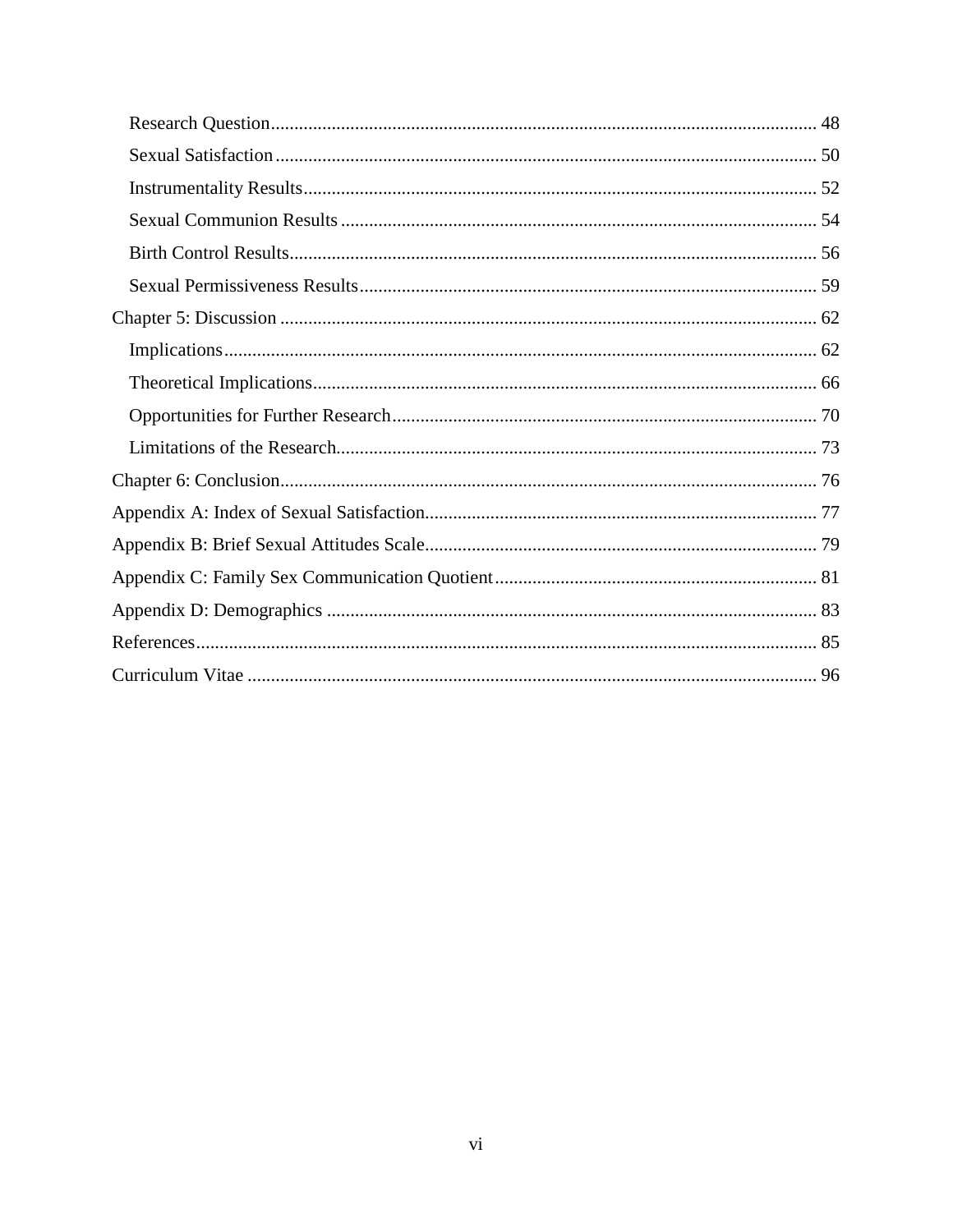Research Question .................................................................................................................... 48

Sexual Satisfaction ................................................................................................................... 50

Instrumentality Results ............................................................................................................. 52

Sexual Communion Results ..................................................................................................... 54

Birth Control Results ................................................................................................................ 56

Sexual Permissiveness Results ................................................................................................. 59

Chapter 5: Discussion .................................................................................................................. 62

Implications .............................................................................................................................. 62

Theoretical Implications ........................................................................................................... 66

Opportunities for Further Research .......................................................................................... 70

Limitations of the Research ...................................................................................................... 73

Chapter 6: Conclusion .................................................................................................................. 76

Appendix A: Index of Sexual Satisfaction ................................................................................... 77

Appendix B: Brief Sexual Attitudes Scale ................................................................................... 79

Appendix C: Family Sex Communication Quotient .................................................................... 81

Appendix D: Demographics ........................................................................................................ 83

References .................................................................................................................................... 85

Curriculum Vitae ......................................................................................................................... 96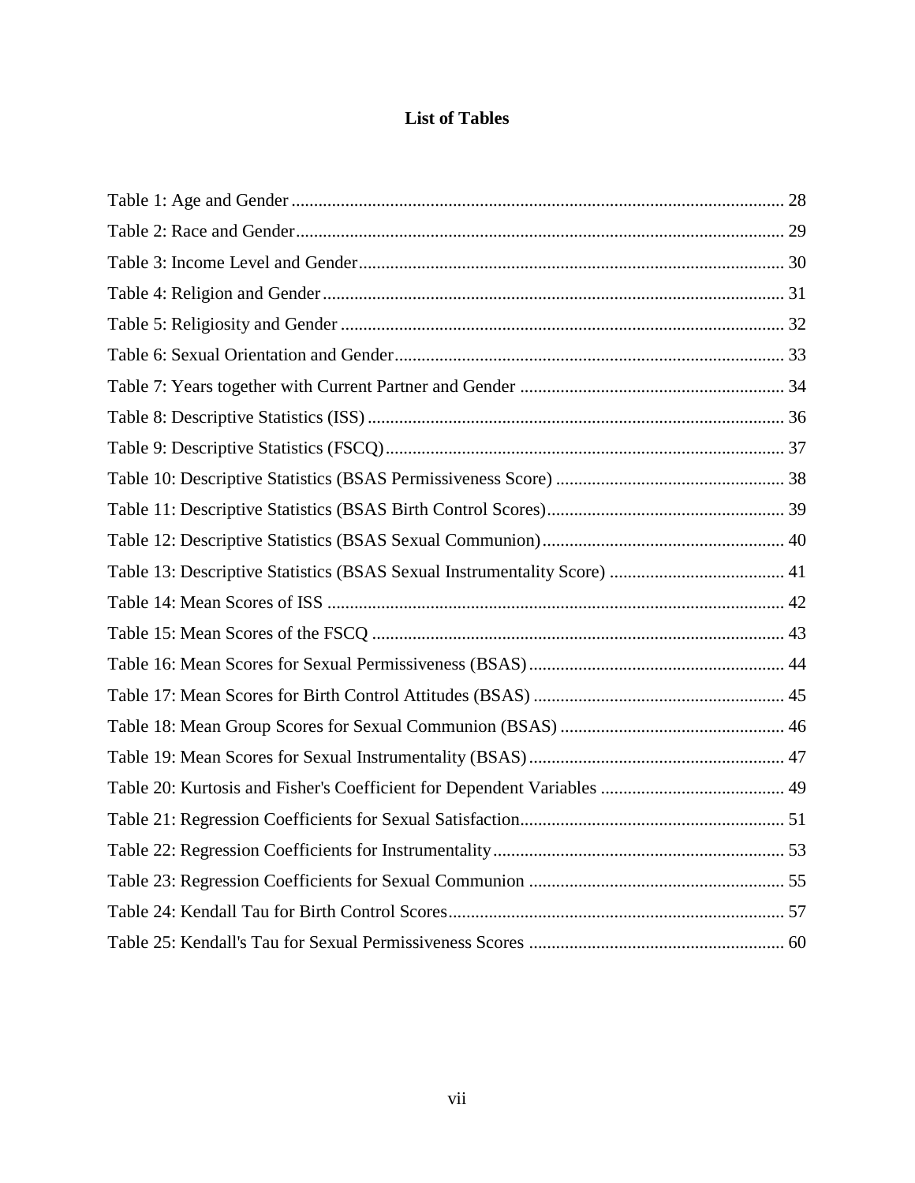# List of Tables

Table 1: Age and Gender ............................................................ 28
Table 2: Race and Gender ............................................................ 29
Table 3: Income Level and Gender ............................................................ 30
Table 4: Religion and Gender ............................................................ 31
Table 5: Religiosity and Gender ............................................................ 32
Table 6: Sexual Orientation and Gender ............................................................ 33
Table 7: Years together with Current Partner and Gender ............................................................ 34
Table 8: Descriptive Statistics (ISS) ............................................................ 36
Table 9: Descriptive Statistics (FSCQ) ............................................................ 37
Table 10: Descriptive Statistics (BSAS Permissiveness Score) ............................................................ 38
Table 11: Descriptive Statistics (BSAS Birth Control Scores) ............................................................ 39
Table 12: Descriptive Statistics (BSAS Sexual Communion) ............................................................ 40
Table 13: Descriptive Statistics (BSAS Sexual Instrumentality Score) ............................................................ 41
Table 14: Mean Scores of ISS ............................................................ 42
Table 15: Mean Scores of the FSCQ ............................................................ 43
Table 16: Mean Scores for Sexual Permissiveness (BSAS) ............................................................ 44
Table 17: Mean Scores for Birth Control Attitudes (BSAS) ............................................................ 45
Table 18: Mean Group Scores for Sexual Communion (BSAS) ............................................................ 46
Table 19: Mean Scores for Sexual Instrumentality (BSAS) ............................................................ 47
Table 20: Kurtosis and Fisher's Coefficient for Dependent Variables ............................................................ 49
Table 21: Regression Coefficients for Sexual Satisfaction ............................................................ 51
Table 22: Regression Coefficients for Instrumentality ............................................................ 53
Table 23: Regression Coefficients for Sexual Communion ............................................................ 55
Table 24: Kendall Tau for Birth Control Scores ............................................................ 57
Table 25: Kendall's Tau for Sexual Permissiveness Scores ............................................................ 60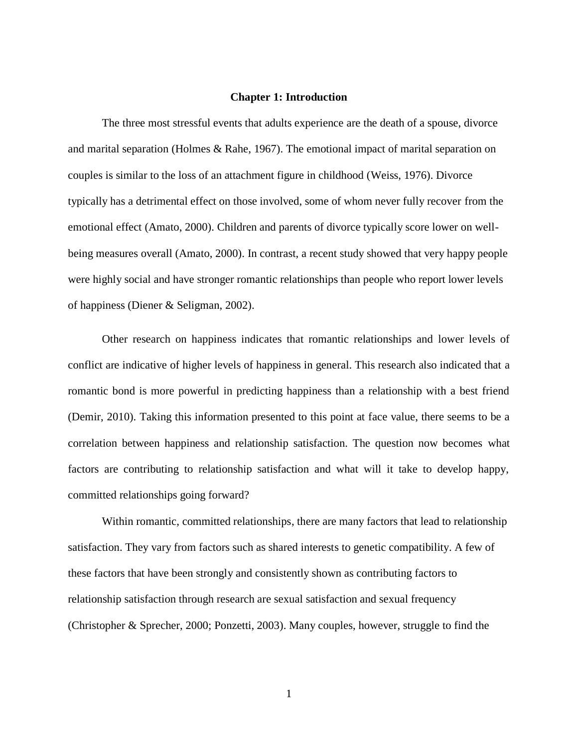# Chapter 1: Introduction

The three most stressful events that adults experience are the death of a spouse, divorce and marital separation (Holmes & Rahe, 1967). The emotional impact of marital separation on couples is similar to the loss of an attachment figure in childhood (Weiss, 1976). Divorce typically has a detrimental effect on those involved, some of whom never fully recover from the emotional effect (Amato, 2000). Children and parents of divorce typically score lower on well-being measures overall (Amato, 2000). In contrast, a recent study showed that very happy people were highly social and have stronger romantic relationships than people who report lower levels of happiness (Diener & Seligman, 2002).

Other research on happiness indicates that romantic relationships and lower levels of conflict are indicative of higher levels of happiness in general. This research also indicated that a romantic bond is more powerful in predicting happiness than a relationship with a best friend (Demir, 2010). Taking this information presented to this point at face value, there seems to be a correlation between happiness and relationship satisfaction. The question now becomes what factors are contributing to relationship satisfaction and what will it take to develop happy, committed relationships going forward?

Within romantic, committed relationships, there are many factors that lead to relationship satisfaction. They vary from factors such as shared interests to genetic compatibility. A few of these factors that have been strongly and consistently shown as contributing factors to relationship satisfaction through research are sexual satisfaction and sexual frequency (Christopher & Sprecher, 2000; Ponzetti, 2003). Many couples, however, struggle to find the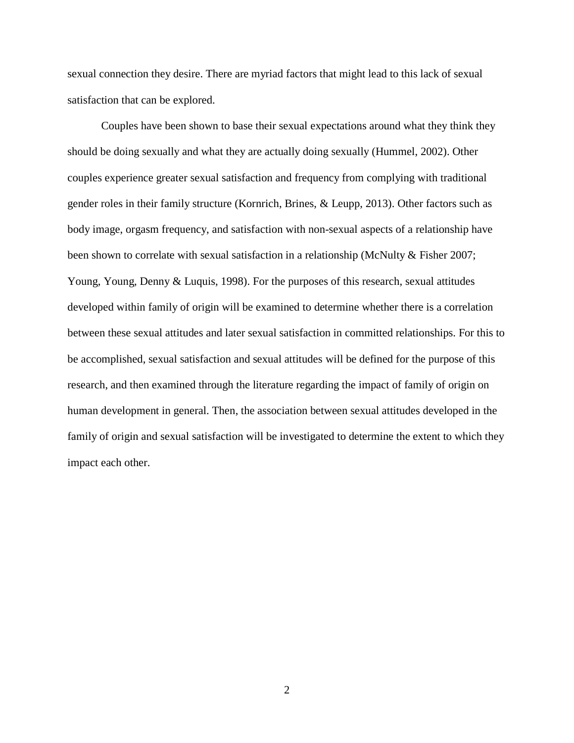sexual connection they desire. There are myriad factors that might lead to this lack of sexual satisfaction that can be explored.

Couples have been shown to base their sexual expectations around what they think they should be doing sexually and what they are actually doing sexually (Hummel, 2002). Other couples experience greater sexual satisfaction and frequency from complying with traditional gender roles in their family structure (Kornrich, Brines, & Leupp, 2013). Other factors such as body image, orgasm frequency, and satisfaction with non-sexual aspects of a relationship have been shown to correlate with sexual satisfaction in a relationship (McNulty & Fisher 2007; Young, Young, Denny & Luquis, 1998). For the purposes of this research, sexual attitudes developed within family of origin will be examined to determine whether there is a correlation between these sexual attitudes and later sexual satisfaction in committed relationships. For this to be accomplished, sexual satisfaction and sexual attitudes will be defined for the purpose of this research, and then examined through the literature regarding the impact of family of origin on human development in general. Then, the association between sexual attitudes developed in the family of origin and sexual satisfaction will be investigated to determine the extent to which they impact each other.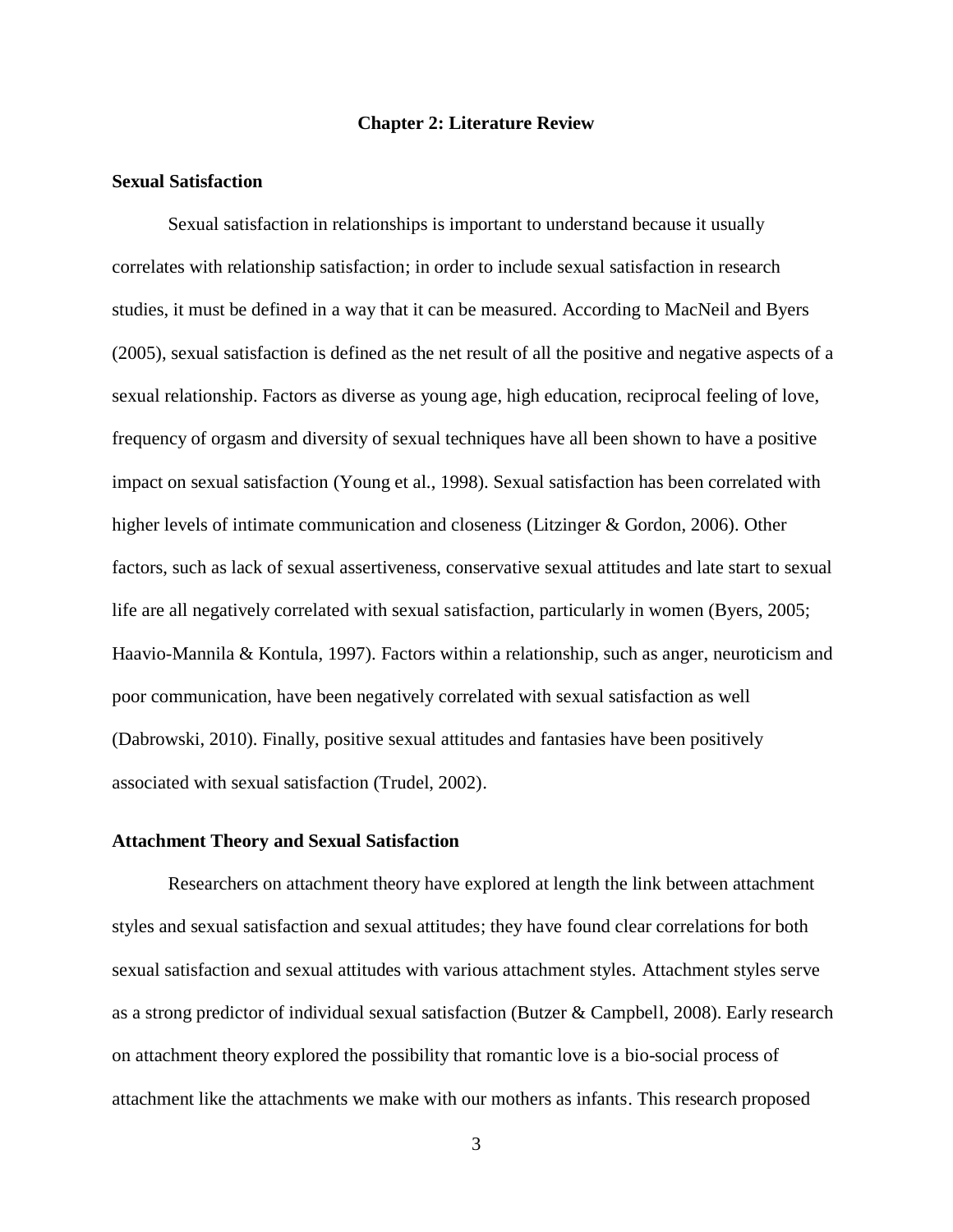# Chapter 2: Literature Review

## Sexual Satisfaction

Sexual satisfaction in relationships is important to understand because it usually correlates with relationship satisfaction; in order to include sexual satisfaction in research studies, it must be defined in a way that it can be measured. According to MacNeil and Byers (2005), sexual satisfaction is defined as the net result of all the positive and negative aspects of a sexual relationship. Factors as diverse as young age, high education, reciprocal feeling of love, frequency of orgasm and diversity of sexual techniques have all been shown to have a positive impact on sexual satisfaction (Young et al., 1998). Sexual satisfaction has been correlated with higher levels of intimate communication and closeness (Litzinger & Gordon, 2006). Other factors, such as lack of sexual assertiveness, conservative sexual attitudes and late start to sexual life are all negatively correlated with sexual satisfaction, particularly in women (Byers, 2005; Haavio-Mannila & Kontula, 1997). Factors within a relationship, such as anger, neuroticism and poor communication, have been negatively correlated with sexual satisfaction as well (Dabrowski, 2010). Finally, positive sexual attitudes and fantasies have been positively associated with sexual satisfaction (Trudel, 2002).

## Attachment Theory and Sexual Satisfaction

Researchers on attachment theory have explored at length the link between attachment styles and sexual satisfaction and sexual attitudes; they have found clear correlations for both sexual satisfaction and sexual attitudes with various attachment styles. Attachment styles serve as a strong predictor of individual sexual satisfaction (Butzer & Campbell, 2008). Early research on attachment theory explored the possibility that romantic love is a bio-social process of attachment like the attachments we make with our mothers as infants. This research proposed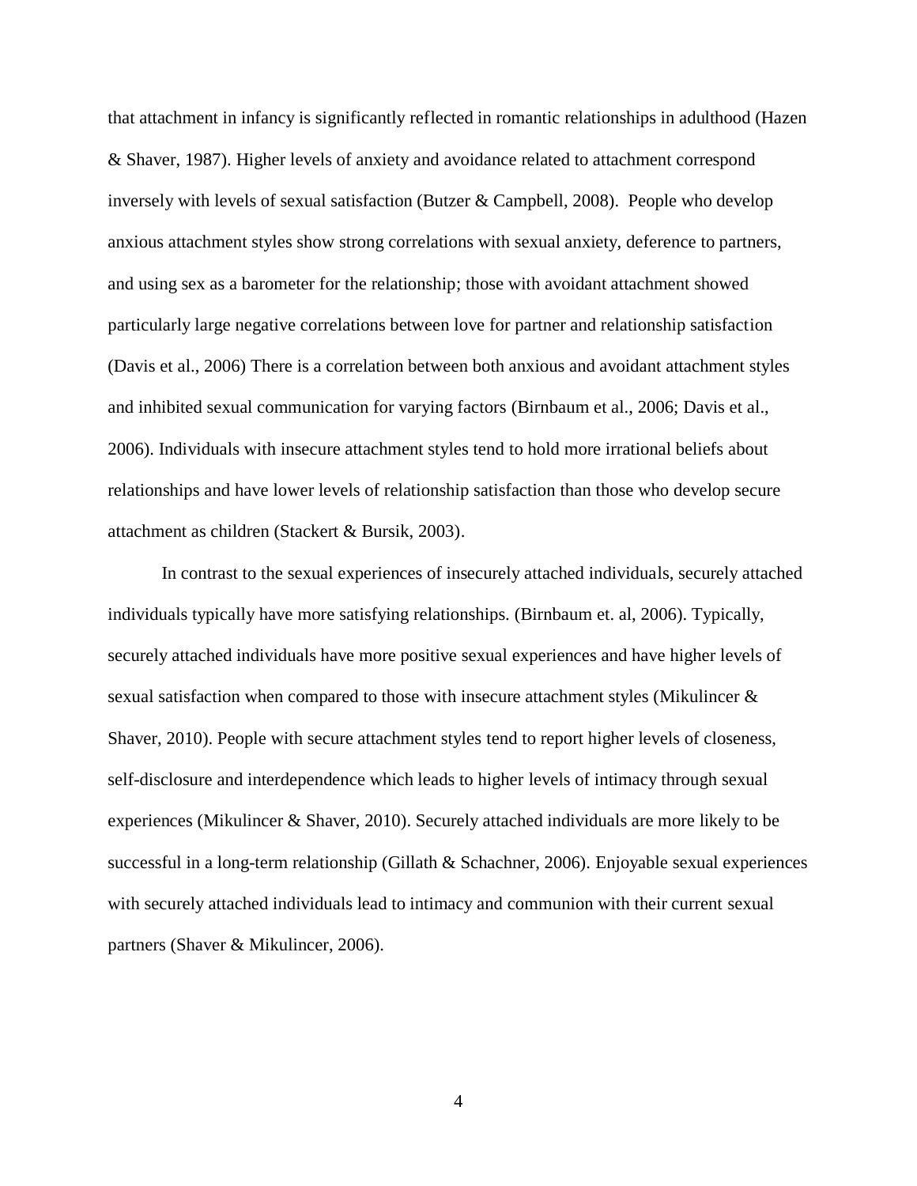that attachment in infancy is significantly reflected in romantic relationships in adulthood (Hazen & Shaver, 1987). Higher levels of anxiety and avoidance related to attachment correspond inversely with levels of sexual satisfaction (Butzer & Campbell, 2008). People who develop anxious attachment styles show strong correlations with sexual anxiety, deference to partners, and using sex as a barometer for the relationship; those with avoidant attachment showed particularly large negative correlations between love for partner and relationship satisfaction (Davis et al., 2006) There is a correlation between both anxious and avoidant attachment styles and inhibited sexual communication for varying factors (Birnbaum et al., 2006; Davis et al., 2006). Individuals with insecure attachment styles tend to hold more irrational beliefs about relationships and have lower levels of relationship satisfaction than those who develop secure attachment as children (Stackert & Bursik, 2003).

In contrast to the sexual experiences of insecurely attached individuals, securely attached individuals typically have more satisfying relationships. (Birnbaum et. al, 2006). Typically, securely attached individuals have more positive sexual experiences and have higher levels of sexual satisfaction when compared to those with insecure attachment styles (Mikulincer & Shaver, 2010). People with secure attachment styles tend to report higher levels of closeness, self-disclosure and interdependence which leads to higher levels of intimacy through sexual experiences (Mikulincer & Shaver, 2010). Securely attached individuals are more likely to be successful in a long-term relationship (Gillath & Schachner, 2006). Enjoyable sexual experiences with securely attached individuals lead to intimacy and communion with their current sexual partners (Shaver & Mikulincer, 2006).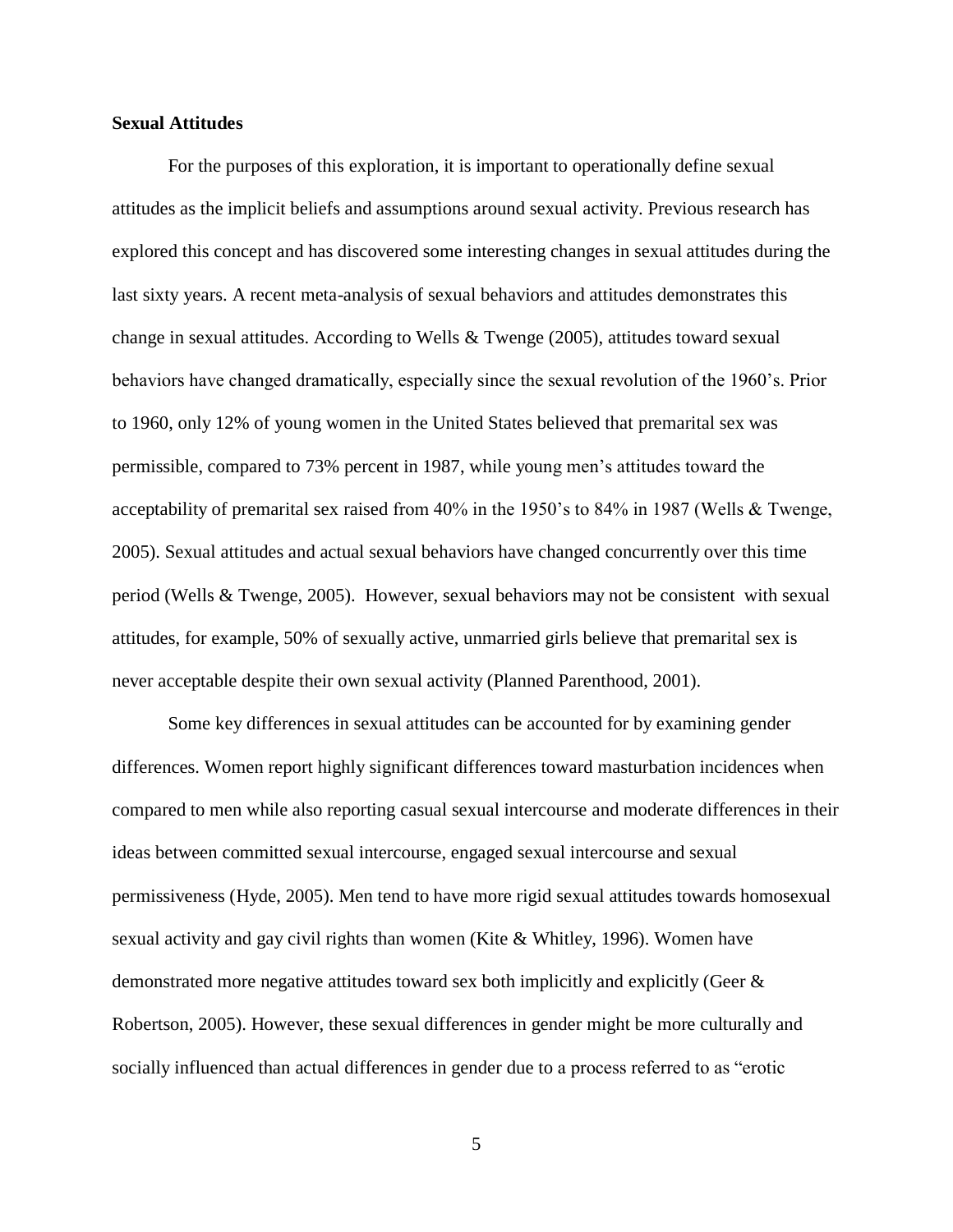**Sexual Attitudes**

For the purposes of this exploration, it is important to operationally define sexual attitudes as the implicit beliefs and assumptions around sexual activity. Previous research has explored this concept and has discovered some interesting changes in sexual attitudes during the last sixty years. A recent meta-analysis of sexual behaviors and attitudes demonstrates this change in sexual attitudes. According to Wells & Twenge (2005), attitudes toward sexual behaviors have changed dramatically, especially since the sexual revolution of the 1960's. Prior to 1960, only 12% of young women in the United States believed that premarital sex was permissible, compared to 73% percent in 1987, while young men's attitudes toward the acceptability of premarital sex raised from 40% in the 1950's to 84% in 1987 (Wells & Twenge, 2005). Sexual attitudes and actual sexual behaviors have changed concurrently over this time period (Wells & Twenge, 2005). However, sexual behaviors may not be consistent with sexual attitudes, for example, 50% of sexually active, unmarried girls believe that premarital sex is never acceptable despite their own sexual activity (Planned Parenthood, 2001).

Some key differences in sexual attitudes can be accounted for by examining gender differences. Women report highly significant differences toward masturbation incidences when compared to men while also reporting casual sexual intercourse and moderate differences in their ideas between committed sexual intercourse, engaged sexual intercourse and sexual permissiveness (Hyde, 2005). Men tend to have more rigid sexual attitudes towards homosexual sexual activity and gay civil rights than women (Kite & Whitley, 1996). Women have demonstrated more negative attitudes toward sex both implicitly and explicitly (Geer & Robertson, 2005). However, these sexual differences in gender might be more culturally and socially influenced than actual differences in gender due to a process referred to as "erotic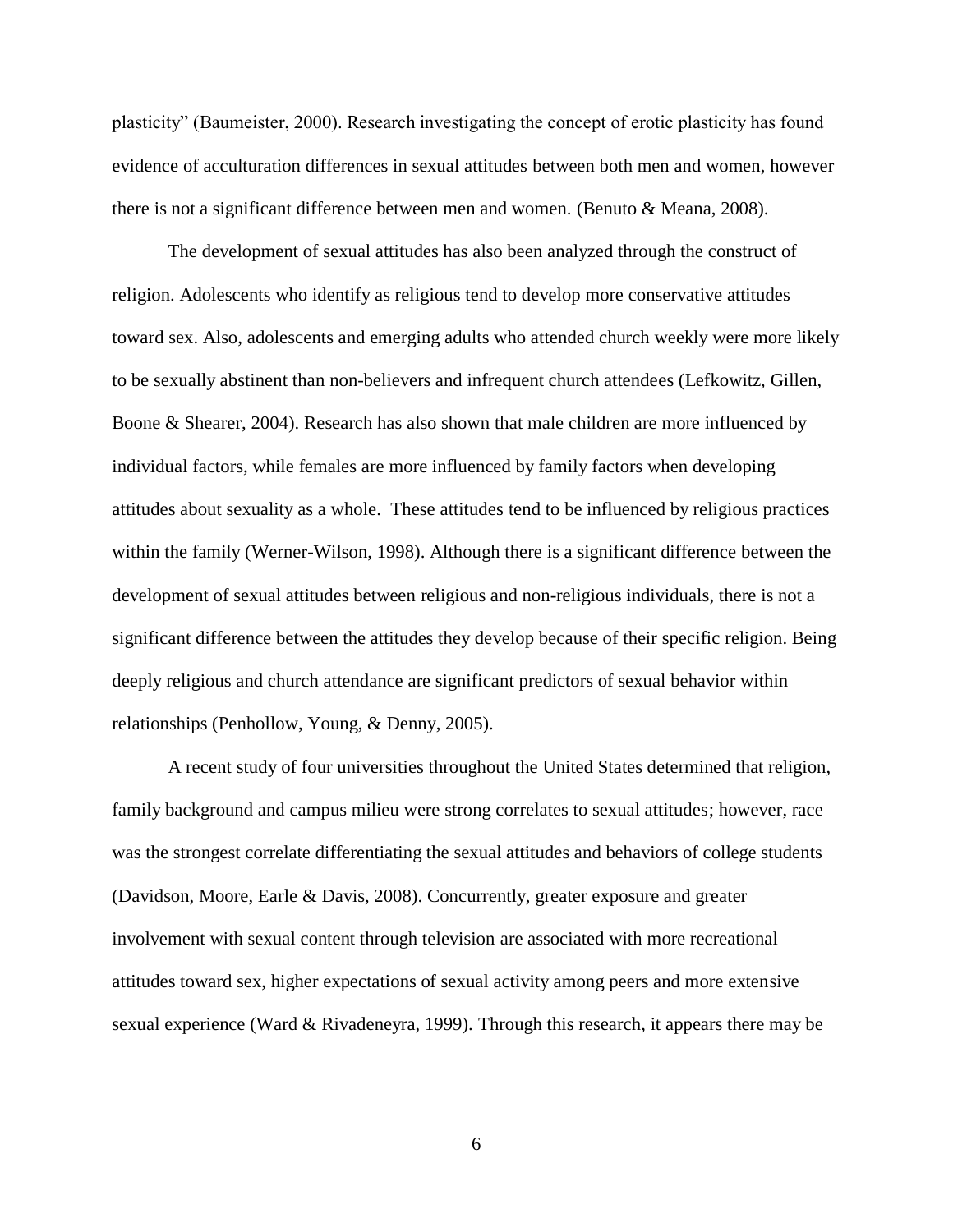plasticity" (Baumeister, 2000). Research investigating the concept of erotic plasticity has found evidence of acculturation differences in sexual attitudes between both men and women, however there is not a significant difference between men and women. (Benuto & Meana, 2008).

The development of sexual attitudes has also been analyzed through the construct of religion. Adolescents who identify as religious tend to develop more conservative attitudes toward sex. Also, adolescents and emerging adults who attended church weekly were more likely to be sexually abstinent than non-believers and infrequent church attendees (Lefkowitz, Gillen, Boone & Shearer, 2004). Research has also shown that male children are more influenced by individual factors, while females are more influenced by family factors when developing attitudes about sexuality as a whole. These attitudes tend to be influenced by religious practices within the family (Werner-Wilson, 1998). Although there is a significant difference between the development of sexual attitudes between religious and non-religious individuals, there is not a significant difference between the attitudes they develop because of their specific religion. Being deeply religious and church attendance are significant predictors of sexual behavior within relationships (Penhollow, Young, & Denny, 2005).

A recent study of four universities throughout the United States determined that religion, family background and campus milieu were strong correlates to sexual attitudes; however, race was the strongest correlate differentiating the sexual attitudes and behaviors of college students (Davidson, Moore, Earle & Davis, 2008). Concurrently, greater exposure and greater involvement with sexual content through television are associated with more recreational attitudes toward sex, higher expectations of sexual activity among peers and more extensive sexual experience (Ward & Rivadeneyra, 1999). Through this research, it appears there may be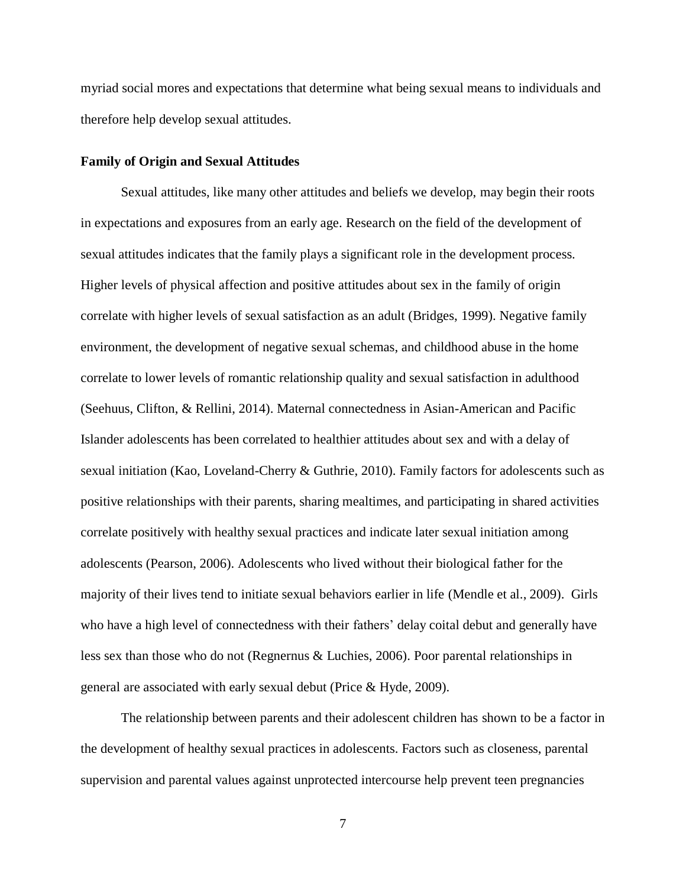myriad social mores and expectations that determine what being sexual means to individuals and therefore help develop sexual attitudes.

**Family of Origin and Sexual Attitudes**

Sexual attitudes, like many other attitudes and beliefs we develop, may begin their roots in expectations and exposures from an early age. Research on the field of the development of sexual attitudes indicates that the family plays a significant role in the development process. Higher levels of physical affection and positive attitudes about sex in the family of origin correlate with higher levels of sexual satisfaction as an adult (Bridges, 1999). Negative family environment, the development of negative sexual schemas, and childhood abuse in the home correlate to lower levels of romantic relationship quality and sexual satisfaction in adulthood (Seehuus, Clifton, & Rellini, 2014). Maternal connectedness in Asian-American and Pacific Islander adolescents has been correlated to healthier attitudes about sex and with a delay of sexual initiation (Kao, Loveland-Cherry & Guthrie, 2010). Family factors for adolescents such as positive relationships with their parents, sharing mealtimes, and participating in shared activities correlate positively with healthy sexual practices and indicate later sexual initiation among adolescents (Pearson, 2006). Adolescents who lived without their biological father for the majority of their lives tend to initiate sexual behaviors earlier in life (Mendle et al., 2009). Girls who have a high level of connectedness with their fathers' delay coital debut and generally have less sex than those who do not (Regnernus & Luchies, 2006). Poor parental relationships in general are associated with early sexual debut (Price & Hyde, 2009).

The relationship between parents and their adolescent children has shown to be a factor in the development of healthy sexual practices in adolescents. Factors such as closeness, parental supervision and parental values against unprotected intercourse help prevent teen pregnancies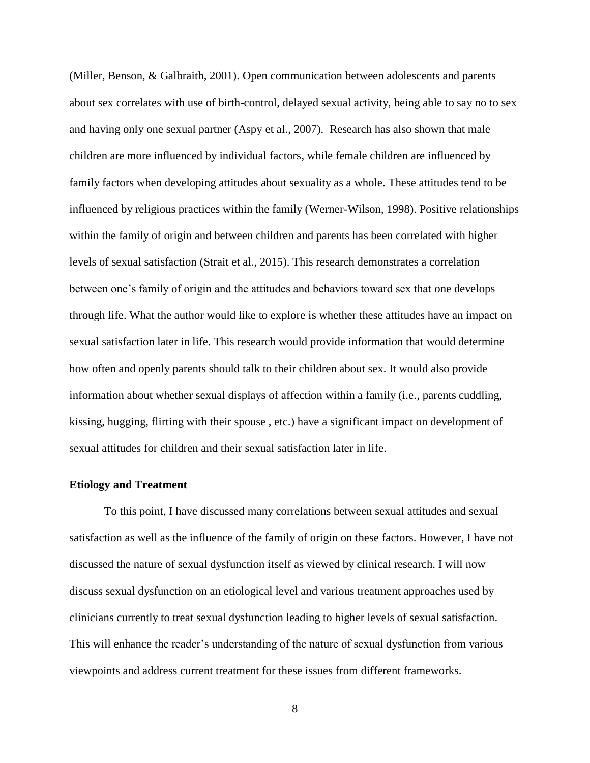(Miller, Benson, & Galbraith, 2001). Open communication between adolescents and parents about sex correlates with use of birth-control, delayed sexual activity, being able to say no to sex and having only one sexual partner (Aspy et al., 2007). Research has also shown that male children are more influenced by individual factors, while female children are influenced by family factors when developing attitudes about sexuality as a whole. These attitudes tend to be influenced by religious practices within the family (Werner-Wilson, 1998). Positive relationships within the family of origin and between children and parents has been correlated with higher levels of sexual satisfaction (Strait et al., 2015). This research demonstrates a correlation between one's family of origin and the attitudes and behaviors toward sex that one develops through life. What the author would like to explore is whether these attitudes have an impact on sexual satisfaction later in life. This research would provide information that would determine how often and openly parents should talk to their children about sex. It would also provide information about whether sexual displays of affection within a family (i.e., parents cuddling, kissing, hugging, flirting with their spouse , etc.) have a significant impact on development of sexual attitudes for children and their sexual satisfaction later in life.

**Etiology and Treatment**

To this point, I have discussed many correlations between sexual attitudes and sexual satisfaction as well as the influence of the family of origin on these factors. However, I have not discussed the nature of sexual dysfunction itself as viewed by clinical research. I will now discuss sexual dysfunction on an etiological level and various treatment approaches used by clinicians currently to treat sexual dysfunction leading to higher levels of sexual satisfaction. This will enhance the reader's understanding of the nature of sexual dysfunction from various viewpoints and address current treatment for these issues from different frameworks.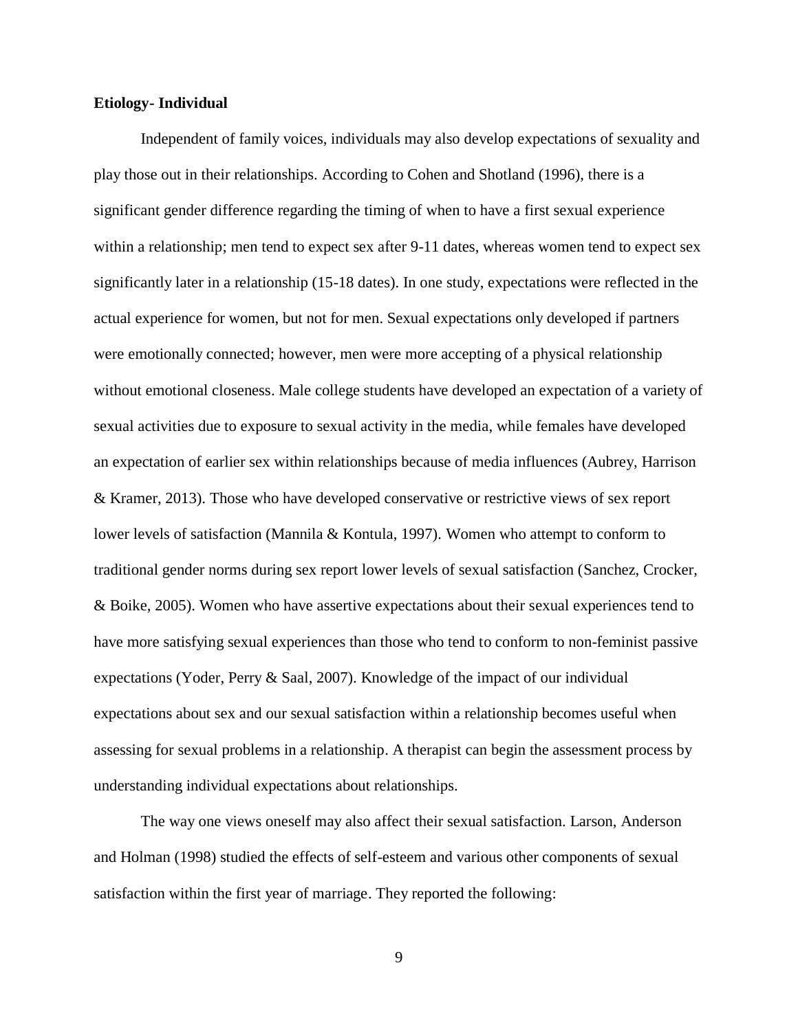**Etiology- Individual**

Independent of family voices, individuals may also develop expectations of sexuality and play those out in their relationships. According to Cohen and Shotland (1996), there is a significant gender difference regarding the timing of when to have a first sexual experience within a relationship; men tend to expect sex after 9-11 dates, whereas women tend to expect sex significantly later in a relationship (15-18 dates). In one study, expectations were reflected in the actual experience for women, but not for men. Sexual expectations only developed if partners were emotionally connected; however, men were more accepting of a physical relationship without emotional closeness. Male college students have developed an expectation of a variety of sexual activities due to exposure to sexual activity in the media, while females have developed an expectation of earlier sex within relationships because of media influences (Aubrey, Harrison & Kramer, 2013). Those who have developed conservative or restrictive views of sex report lower levels of satisfaction (Mannila & Kontula, 1997). Women who attempt to conform to traditional gender norms during sex report lower levels of sexual satisfaction (Sanchez, Crocker, & Boike, 2005). Women who have assertive expectations about their sexual experiences tend to have more satisfying sexual experiences than those who tend to conform to non-feminist passive expectations (Yoder, Perry & Saal, 2007). Knowledge of the impact of our individual expectations about sex and our sexual satisfaction within a relationship becomes useful when assessing for sexual problems in a relationship. A therapist can begin the assessment process by understanding individual expectations about relationships.

The way one views oneself may also affect their sexual satisfaction. Larson, Anderson and Holman (1998) studied the effects of self-esteem and various other components of sexual satisfaction within the first year of marriage. They reported the following: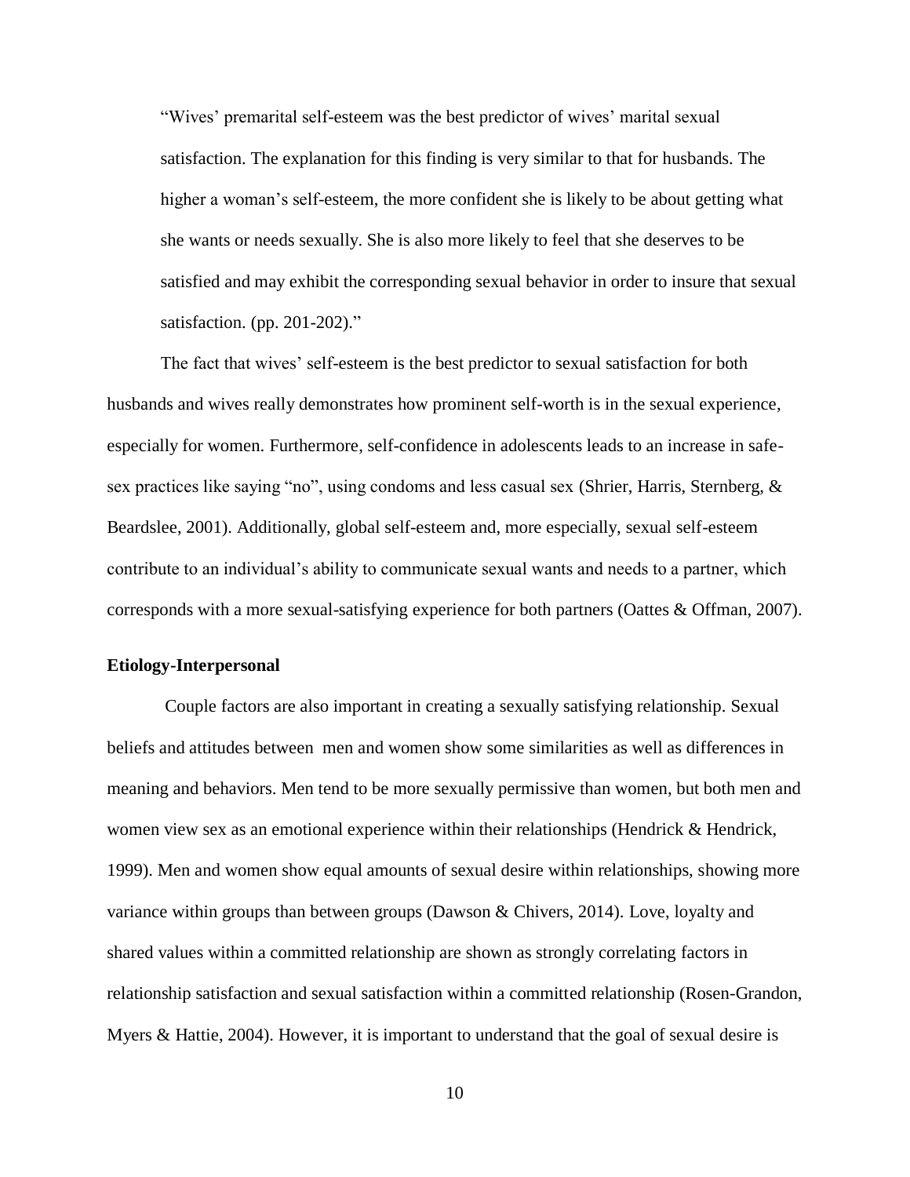"Wives' premarital self-esteem was the best predictor of wives' marital sexual satisfaction. The explanation for this finding is very similar to that for husbands. The higher a woman's self-esteem, the more confident she is likely to be about getting what she wants or needs sexually. She is also more likely to feel that she deserves to be satisfied and may exhibit the corresponding sexual behavior in order to insure that sexual satisfaction. (pp. 201-202)."

The fact that wives' self-esteem is the best predictor to sexual satisfaction for both husbands and wives really demonstrates how prominent self-worth is in the sexual experience, especially for women. Furthermore, self-confidence in adolescents leads to an increase in safe-sex practices like saying "no", using condoms and less casual sex (Shrier, Harris, Sternberg, & Beardslee, 2001). Additionally, global self-esteem and, more especially, sexual self-esteem contribute to an individual's ability to communicate sexual wants and needs to a partner, which corresponds with a more sexual-satisfying experience for both partners (Oattes & Offman, 2007).

**Etiology-Interpersonal**

Couple factors are also important in creating a sexually satisfying relationship. Sexual beliefs and attitudes between men and women show some similarities as well as differences in meaning and behaviors. Men tend to be more sexually permissive than women, but both men and women view sex as an emotional experience within their relationships (Hendrick & Hendrick, 1999). Men and women show equal amounts of sexual desire within relationships, showing more variance within groups than between groups (Dawson & Chivers, 2014). Love, loyalty and shared values within a committed relationship are shown as strongly correlating factors in relationship satisfaction and sexual satisfaction within a committed relationship (Rosen-Grandon, Myers & Hattie, 2004). However, it is important to understand that the goal of sexual desire is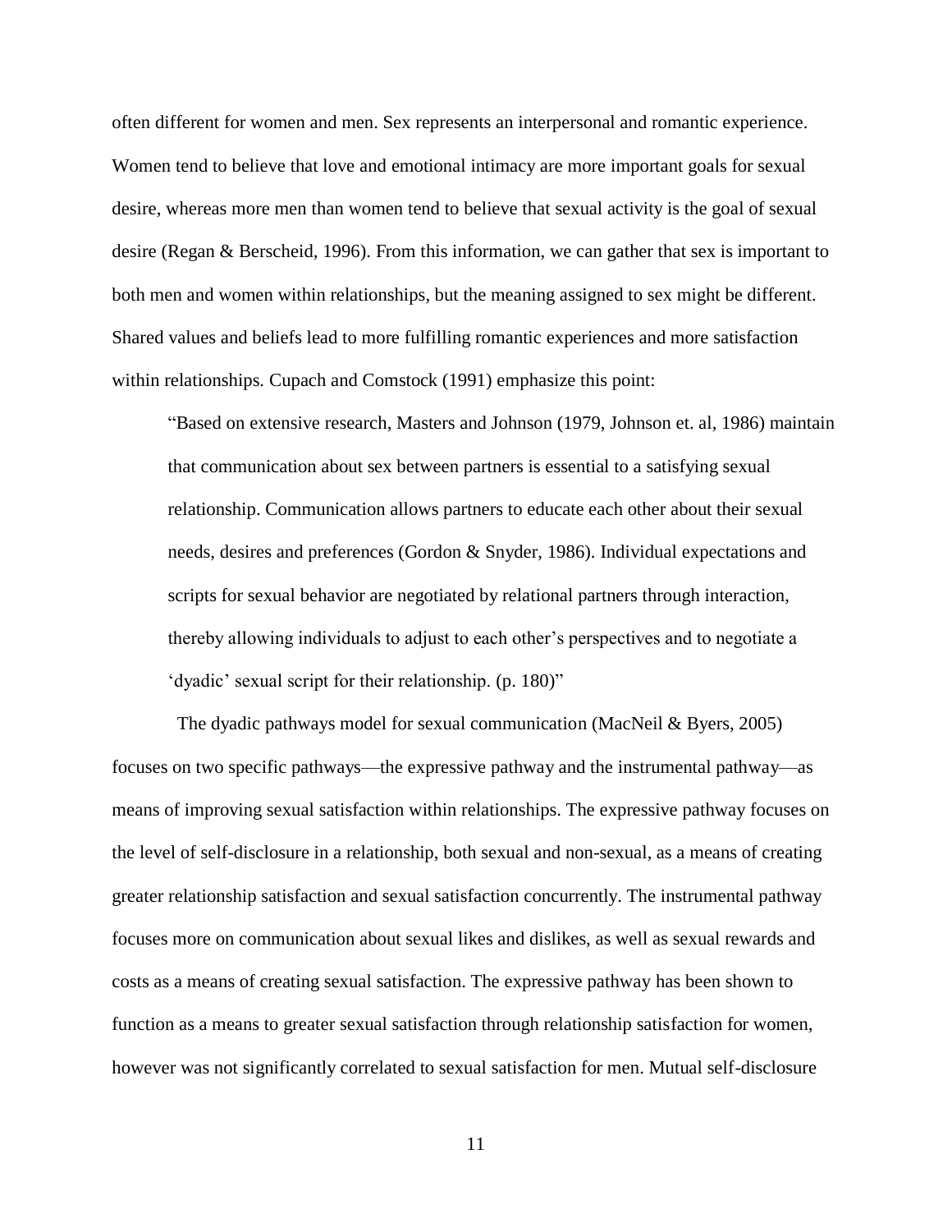often different for women and men. Sex represents an interpersonal and romantic experience. Women tend to believe that love and emotional intimacy are more important goals for sexual desire, whereas more men than women tend to believe that sexual activity is the goal of sexual desire (Regan & Berscheid, 1996). From this information, we can gather that sex is important to both men and women within relationships, but the meaning assigned to sex might be different. Shared values and beliefs lead to more fulfilling romantic experiences and more satisfaction within relationships. Cupach and Comstock (1991) emphasize this point:

> "Based on extensive research, Masters and Johnson (1979, Johnson et. al, 1986) maintain that communication about sex between partners is essential to a satisfying sexual relationship. Communication allows partners to educate each other about their sexual needs, desires and preferences (Gordon & Snyder, 1986). Individual expectations and scripts for sexual behavior are negotiated by relational partners through interaction, thereby allowing individuals to adjust to each other's perspectives and to negotiate a 'dyadic' sexual script for their relationship. (p. 180)"

The dyadic pathways model for sexual communication (MacNeil & Byers, 2005) focuses on two specific pathways—the expressive pathway and the instrumental pathway—as means of improving sexual satisfaction within relationships. The expressive pathway focuses on the level of self-disclosure in a relationship, both sexual and non-sexual, as a means of creating greater relationship satisfaction and sexual satisfaction concurrently. The instrumental pathway focuses more on communication about sexual likes and dislikes, as well as sexual rewards and costs as a means of creating sexual satisfaction. The expressive pathway has been shown to function as a means to greater sexual satisfaction through relationship satisfaction for women, however was not significantly correlated to sexual satisfaction for men. Mutual self-disclosure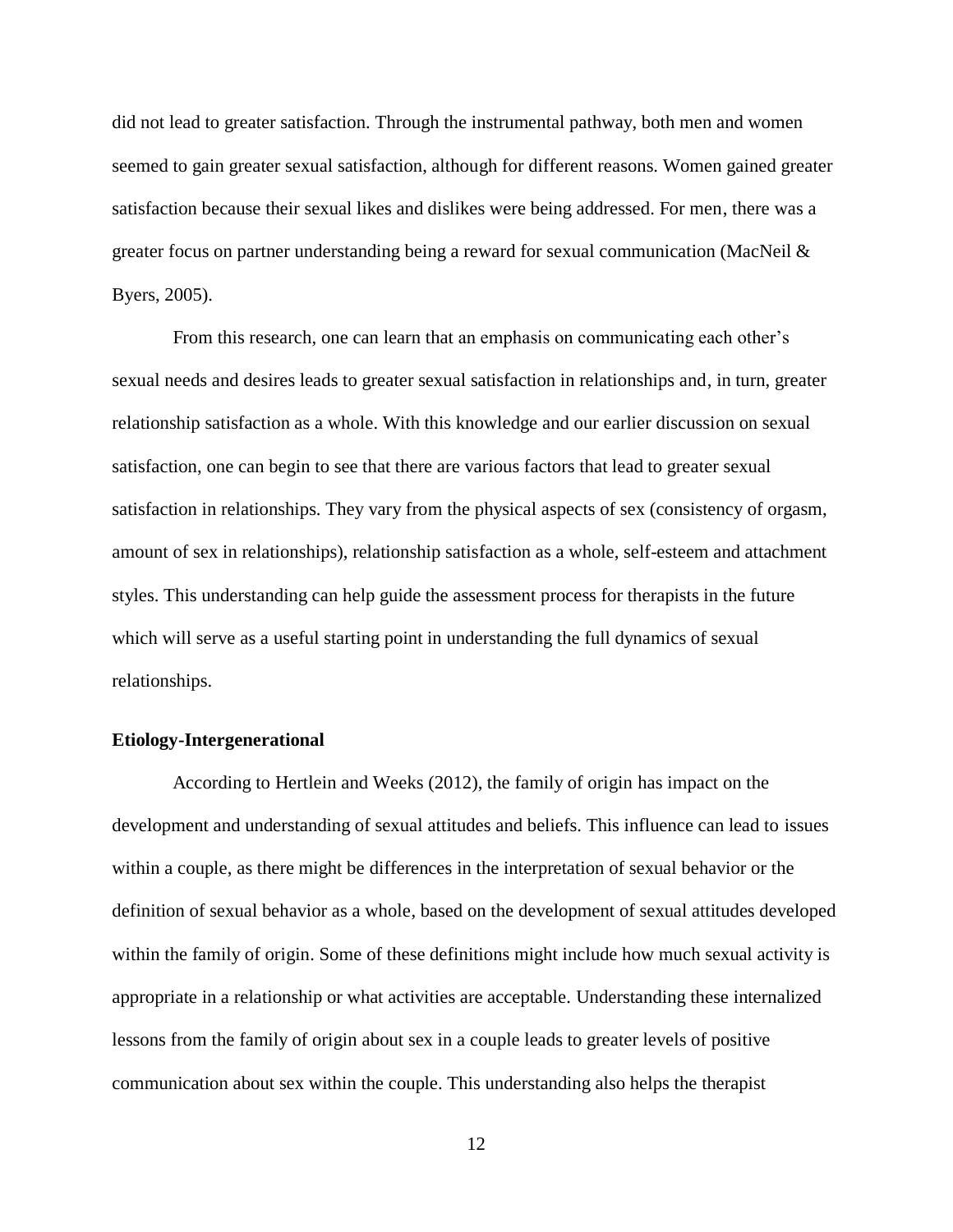did not lead to greater satisfaction. Through the instrumental pathway, both men and women seemed to gain greater sexual satisfaction, although for different reasons. Women gained greater satisfaction because their sexual likes and dislikes were being addressed. For men, there was a greater focus on partner understanding being a reward for sexual communication (MacNeil & Byers, 2005).

From this research, one can learn that an emphasis on communicating each other's sexual needs and desires leads to greater sexual satisfaction in relationships and, in turn, greater relationship satisfaction as a whole. With this knowledge and our earlier discussion on sexual satisfaction, one can begin to see that there are various factors that lead to greater sexual satisfaction in relationships. They vary from the physical aspects of sex (consistency of orgasm, amount of sex in relationships), relationship satisfaction as a whole, self-esteem and attachment styles. This understanding can help guide the assessment process for therapists in the future which will serve as a useful starting point in understanding the full dynamics of sexual relationships.

**Etiology-Intergenerational**

According to Hertlein and Weeks (2012), the family of origin has impact on the development and understanding of sexual attitudes and beliefs. This influence can lead to issues within a couple, as there might be differences in the interpretation of sexual behavior or the definition of sexual behavior as a whole, based on the development of sexual attitudes developed within the family of origin. Some of these definitions might include how much sexual activity is appropriate in a relationship or what activities are acceptable. Understanding these internalized lessons from the family of origin about sex in a couple leads to greater levels of positive communication about sex within the couple. This understanding also helps the therapist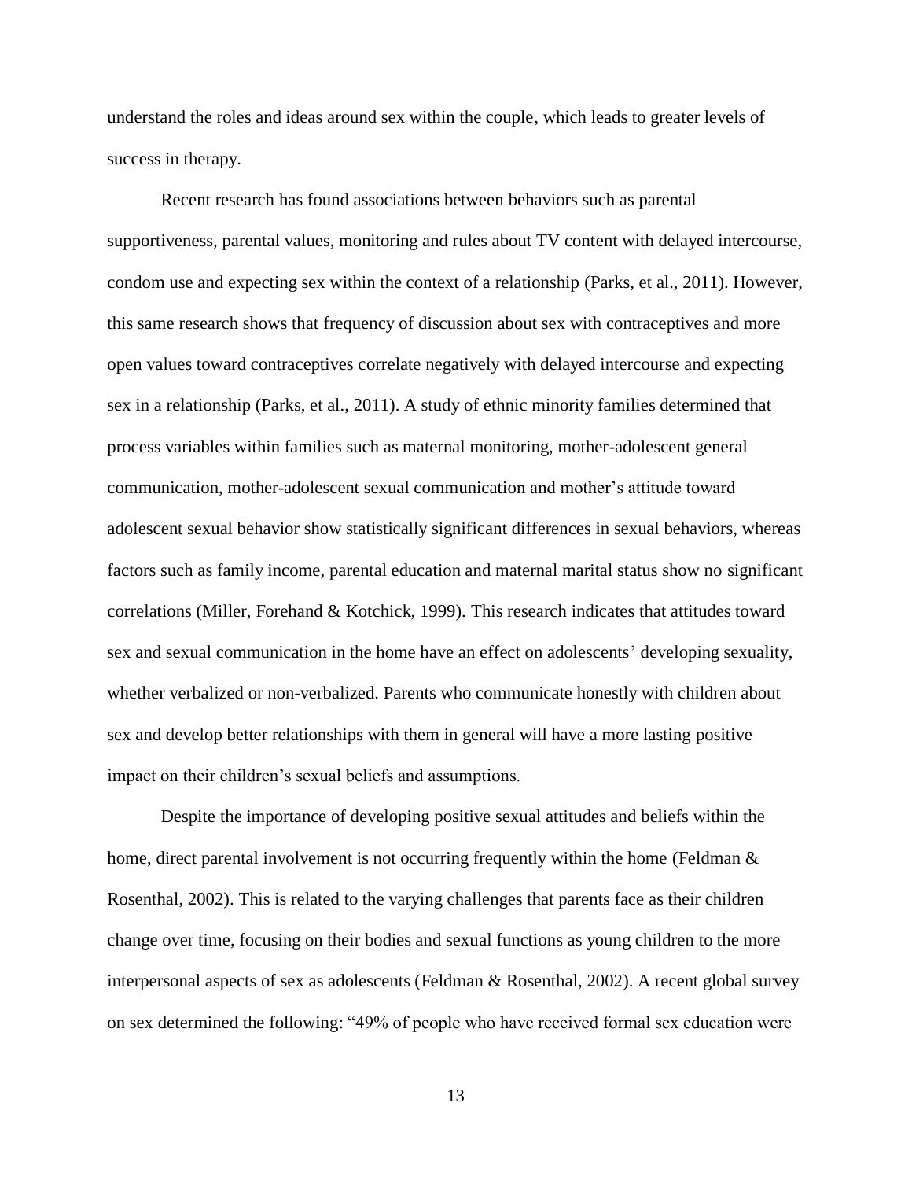understand the roles and ideas around sex within the couple, which leads to greater levels of success in therapy.

Recent research has found associations between behaviors such as parental supportiveness, parental values, monitoring and rules about TV content with delayed intercourse, condom use and expecting sex within the context of a relationship (Parks, et al., 2011). However, this same research shows that frequency of discussion about sex with contraceptives and more open values toward contraceptives correlate negatively with delayed intercourse and expecting sex in a relationship (Parks, et al., 2011). A study of ethnic minority families determined that process variables within families such as maternal monitoring, mother-adolescent general communication, mother-adolescent sexual communication and mother's attitude toward adolescent sexual behavior show statistically significant differences in sexual behaviors, whereas factors such as family income, parental education and maternal marital status show no significant correlations (Miller, Forehand & Kotchick, 1999). This research indicates that attitudes toward sex and sexual communication in the home have an effect on adolescents' developing sexuality, whether verbalized or non-verbalized. Parents who communicate honestly with children about sex and develop better relationships with them in general will have a more lasting positive impact on their children's sexual beliefs and assumptions.

Despite the importance of developing positive sexual attitudes and beliefs within the home, direct parental involvement is not occurring frequently within the home (Feldman & Rosenthal, 2002). This is related to the varying challenges that parents face as their children change over time, focusing on their bodies and sexual functions as young children to the more interpersonal aspects of sex as adolescents (Feldman & Rosenthal, 2002). A recent global survey on sex determined the following: "49% of people who have received formal sex education were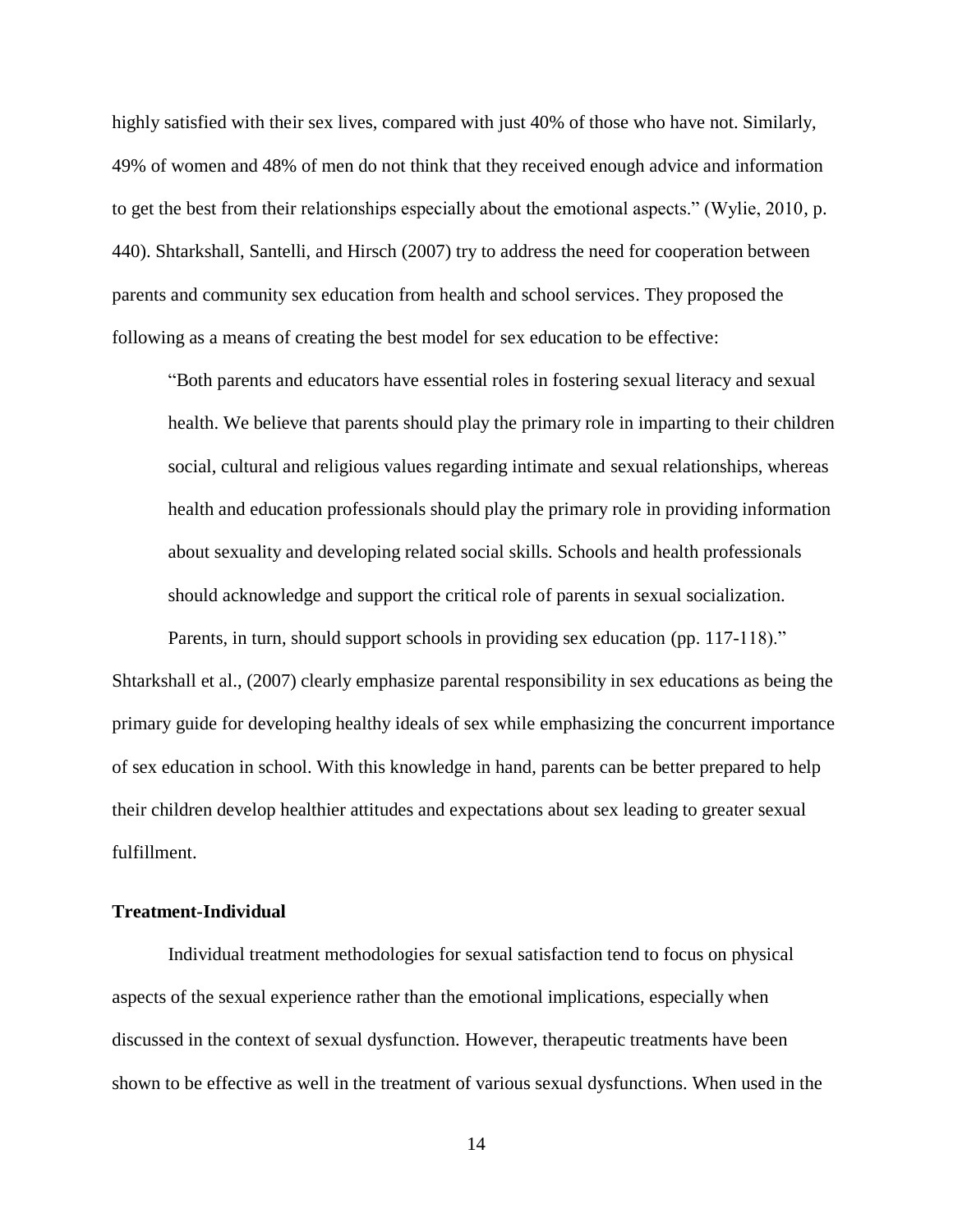highly satisfied with their sex lives, compared with just 40% of those who have not. Similarly, 49% of women and 48% of men do not think that they received enough advice and information to get the best from their relationships especially about the emotional aspects." (Wylie, 2010, p. 440). Shtarkshall, Santelli, and Hirsch (2007) try to address the need for cooperation between parents and community sex education from health and school services. They proposed the following as a means of creating the best model for sex education to be effective:

> "Both parents and educators have essential roles in fostering sexual literacy and sexual health. We believe that parents should play the primary role in imparting to their children social, cultural and religious values regarding intimate and sexual relationships, whereas health and education professionals should play the primary role in providing information about sexuality and developing related social skills. Schools and health professionals should acknowledge and support the critical role of parents in sexual socialization. Parents, in turn, should support schools in providing sex education (pp. 117-118)."

Shtarkshall et al., (2007) clearly emphasize parental responsibility in sex educations as being the primary guide for developing healthy ideals of sex while emphasizing the concurrent importance of sex education in school. With this knowledge in hand, parents can be better prepared to help their children develop healthier attitudes and expectations about sex leading to greater sexual fulfillment.

**Treatment-Individual**

Individual treatment methodologies for sexual satisfaction tend to focus on physical aspects of the sexual experience rather than the emotional implications, especially when discussed in the context of sexual dysfunction. However, therapeutic treatments have been shown to be effective as well in the treatment of various sexual dysfunctions. When used in the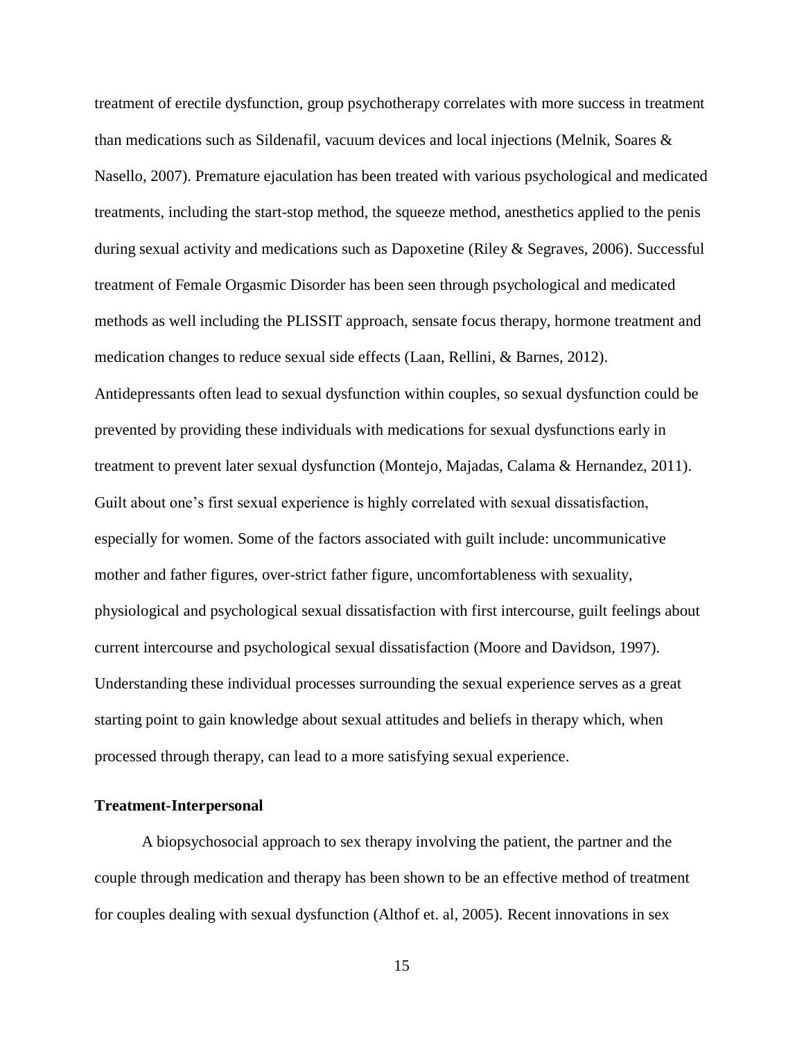treatment of erectile dysfunction, group psychotherapy correlates with more success in treatment than medications such as Sildenafil, vacuum devices and local injections (Melnik, Soares & Nasello, 2007). Premature ejaculation has been treated with various psychological and medicated treatments, including the start-stop method, the squeeze method, anesthetics applied to the penis during sexual activity and medications such as Dapoxetine (Riley & Segraves, 2006). Successful treatment of Female Orgasmic Disorder has been seen through psychological and medicated methods as well including the PLISSIT approach, sensate focus therapy, hormone treatment and medication changes to reduce sexual side effects (Laan, Rellini, & Barnes, 2012). Antidepressants often lead to sexual dysfunction within couples, so sexual dysfunction could be prevented by providing these individuals with medications for sexual dysfunctions early in treatment to prevent later sexual dysfunction (Montejo, Majadas, Calama & Hernandez, 2011). Guilt about one's first sexual experience is highly correlated with sexual dissatisfaction, especially for women. Some of the factors associated with guilt include: uncommunicative mother and father figures, over-strict father figure, uncomfortableness with sexuality, physiological and psychological sexual dissatisfaction with first intercourse, guilt feelings about current intercourse and psychological sexual dissatisfaction (Moore and Davidson, 1997). Understanding these individual processes surrounding the sexual experience serves as a great starting point to gain knowledge about sexual attitudes and beliefs in therapy which, when processed through therapy, can lead to a more satisfying sexual experience.

**Treatment-Interpersonal**

A biopsychosocial approach to sex therapy involving the patient, the partner and the couple through medication and therapy has been shown to be an effective method of treatment for couples dealing with sexual dysfunction (Althof et. al, 2005). Recent innovations in sex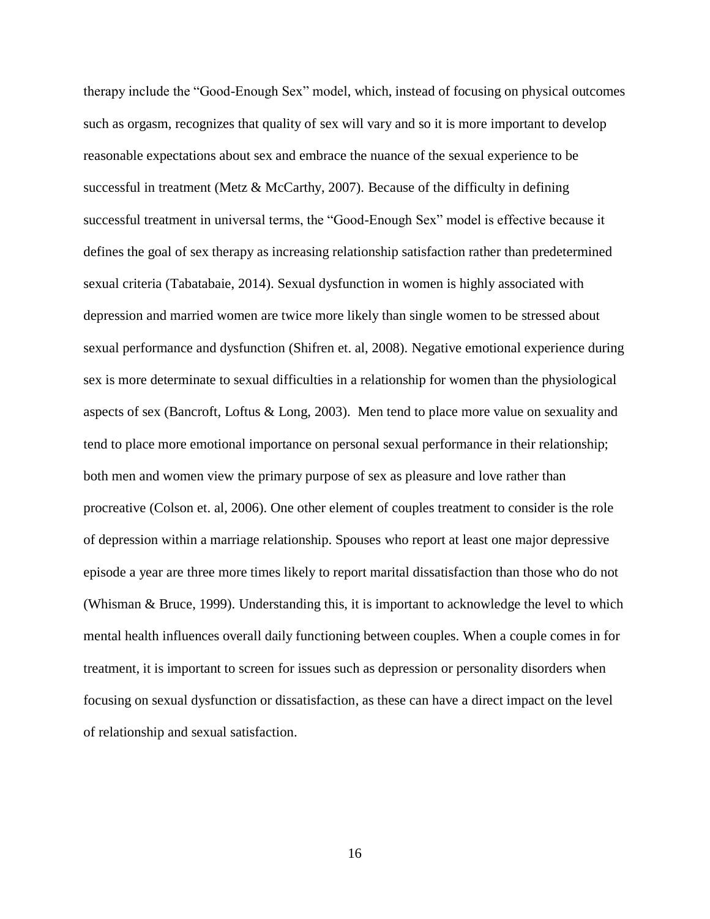therapy include the “Good-Enough Sex” model, which, instead of focusing on physical outcomes such as orgasm, recognizes that quality of sex will vary and so it is more important to develop reasonable expectations about sex and embrace the nuance of the sexual experience to be successful in treatment (Metz & McCarthy, 2007). Because of the difficulty in defining successful treatment in universal terms, the “Good-Enough Sex” model is effective because it defines the goal of sex therapy as increasing relationship satisfaction rather than predetermined sexual criteria (Tabatabaie, 2014). Sexual dysfunction in women is highly associated with depression and married women are twice more likely than single women to be stressed about sexual performance and dysfunction (Shifren et. al, 2008). Negative emotional experience during sex is more determinate to sexual difficulties in a relationship for women than the physiological aspects of sex (Bancroft, Loftus & Long, 2003).  Men tend to place more value on sexuality and tend to place more emotional importance on personal sexual performance in their relationship; both men and women view the primary purpose of sex as pleasure and love rather than procreative (Colson et. al, 2006). One other element of couples treatment to consider is the role of depression within a marriage relationship. Spouses who report at least one major depressive episode a year are three more times likely to report marital dissatisfaction than those who do not (Whisman & Bruce, 1999). Understanding this, it is important to acknowledge the level to which mental health influences overall daily functioning between couples. When a couple comes in for treatment, it is important to screen for issues such as depression or personality disorders when focusing on sexual dysfunction or dissatisfaction, as these can have a direct impact on the level of relationship and sexual satisfaction.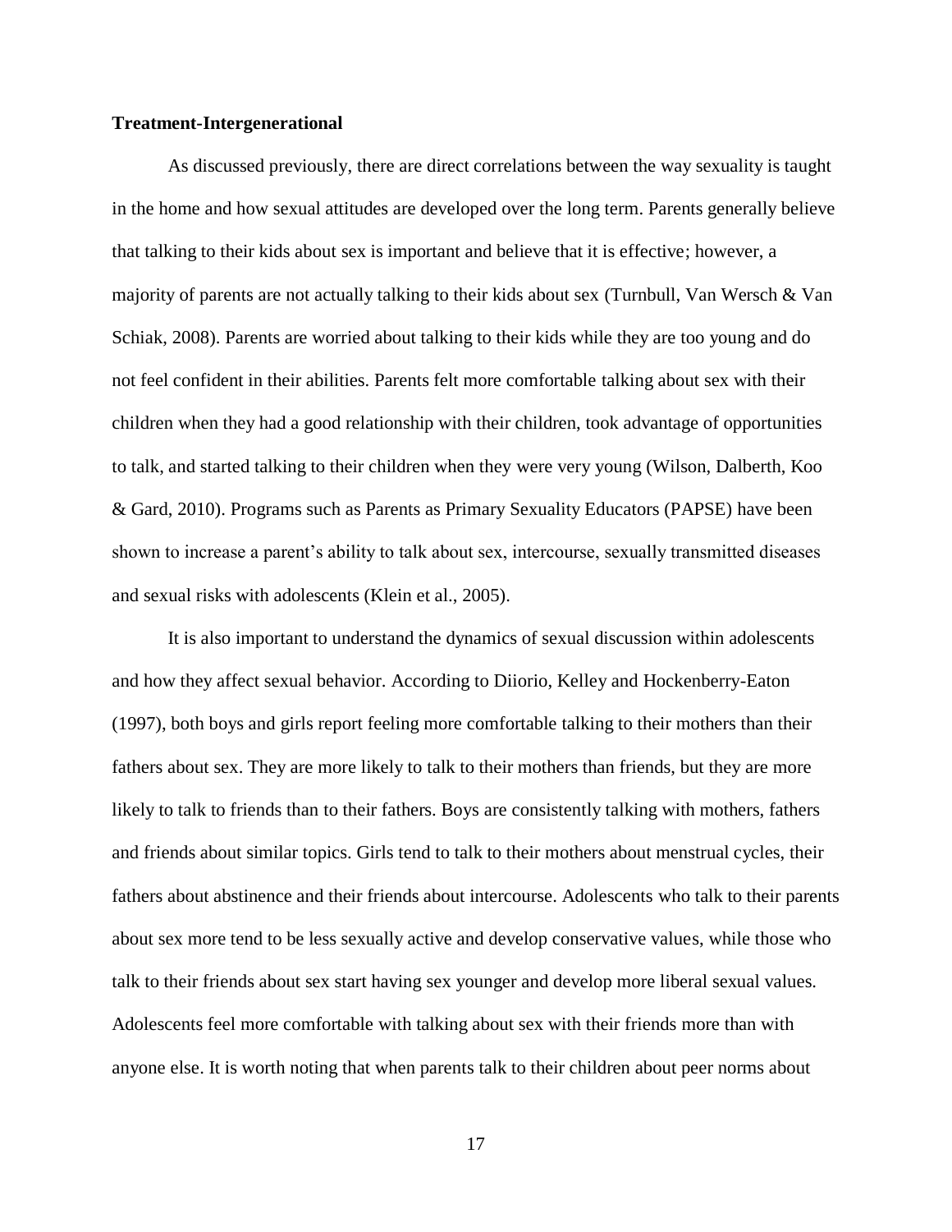**Treatment-Intergenerational**

As discussed previously, there are direct correlations between the way sexuality is taught in the home and how sexual attitudes are developed over the long term. Parents generally believe that talking to their kids about sex is important and believe that it is effective; however, a majority of parents are not actually talking to their kids about sex (Turnbull, Van Wersch & Van Schiak, 2008). Parents are worried about talking to their kids while they are too young and do not feel confident in their abilities. Parents felt more comfortable talking about sex with their children when they had a good relationship with their children, took advantage of opportunities to talk, and started talking to their children when they were very young (Wilson, Dalberth, Koo & Gard, 2010). Programs such as Parents as Primary Sexuality Educators (PAPSE) have been shown to increase a parent's ability to talk about sex, intercourse, sexually transmitted diseases and sexual risks with adolescents (Klein et al., 2005).

It is also important to understand the dynamics of sexual discussion within adolescents and how they affect sexual behavior. According to Diiorio, Kelley and Hockenberry-Eaton (1997), both boys and girls report feeling more comfortable talking to their mothers than their fathers about sex. They are more likely to talk to their mothers than friends, but they are more likely to talk to friends than to their fathers. Boys are consistently talking with mothers, fathers and friends about similar topics. Girls tend to talk to their mothers about menstrual cycles, their fathers about abstinence and their friends about intercourse. Adolescents who talk to their parents about sex more tend to be less sexually active and develop conservative values, while those who talk to their friends about sex start having sex younger and develop more liberal sexual values. Adolescents feel more comfortable with talking about sex with their friends more than with anyone else. It is worth noting that when parents talk to their children about peer norms about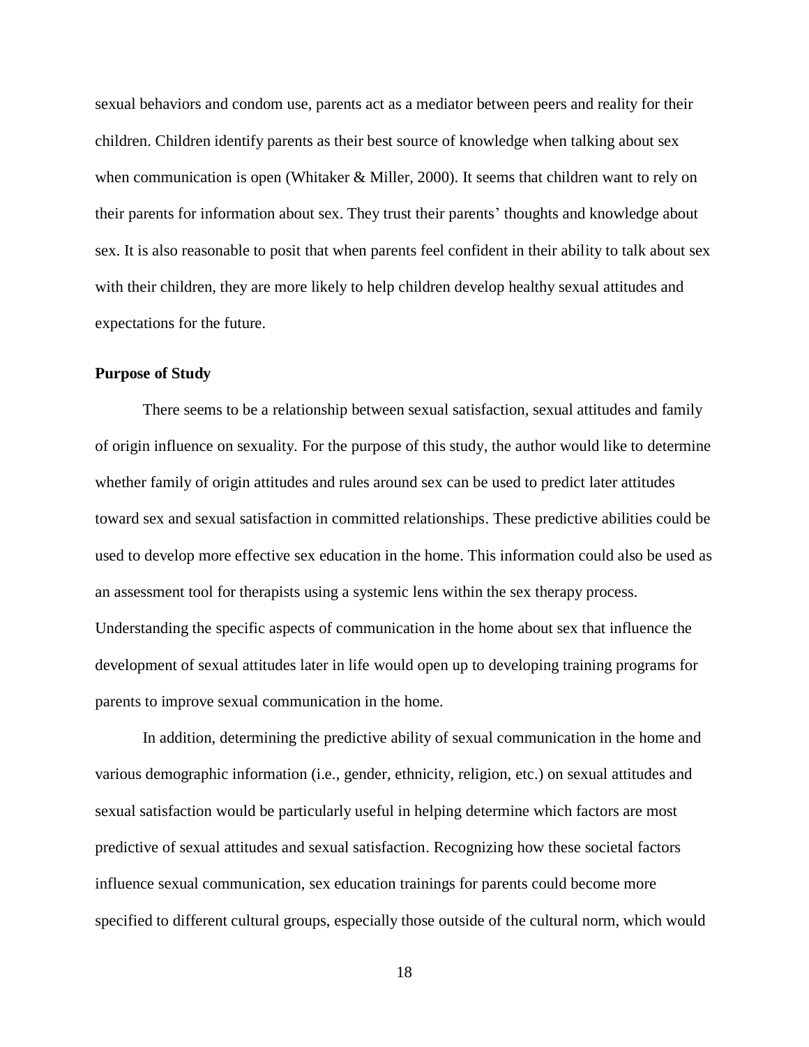sexual behaviors and condom use, parents act as a mediator between peers and reality for their children. Children identify parents as their best source of knowledge when talking about sex when communication is open (Whitaker & Miller, 2000). It seems that children want to rely on their parents for information about sex. They trust their parents' thoughts and knowledge about sex. It is also reasonable to posit that when parents feel confident in their ability to talk about sex with their children, they are more likely to help children develop healthy sexual attitudes and expectations for the future.

**Purpose of Study**

There seems to be a relationship between sexual satisfaction, sexual attitudes and family of origin influence on sexuality. For the purpose of this study, the author would like to determine whether family of origin attitudes and rules around sex can be used to predict later attitudes toward sex and sexual satisfaction in committed relationships. These predictive abilities could be used to develop more effective sex education in the home. This information could also be used as an assessment tool for therapists using a systemic lens within the sex therapy process. Understanding the specific aspects of communication in the home about sex that influence the development of sexual attitudes later in life would open up to developing training programs for parents to improve sexual communication in the home.

In addition, determining the predictive ability of sexual communication in the home and various demographic information (i.e., gender, ethnicity, religion, etc.) on sexual attitudes and sexual satisfaction would be particularly useful in helping determine which factors are most predictive of sexual attitudes and sexual satisfaction. Recognizing how these societal factors influence sexual communication, sex education trainings for parents could become more specified to different cultural groups, especially those outside of the cultural norm, which would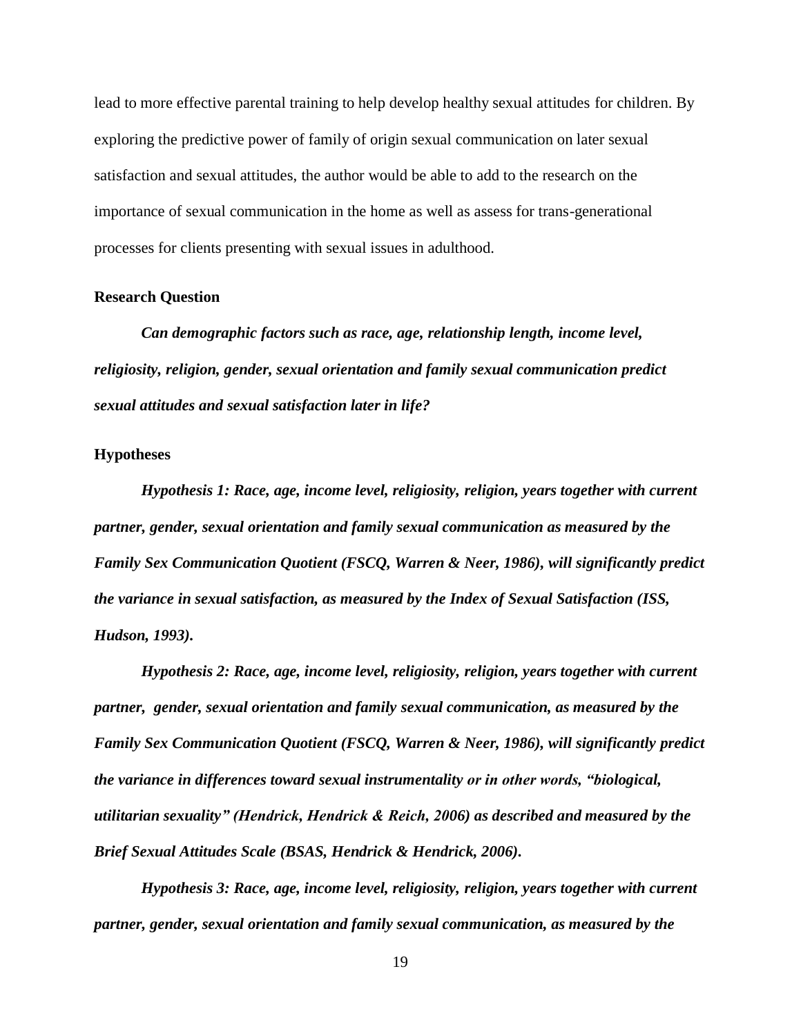lead to more effective parental training to help develop healthy sexual attitudes for children. By exploring the predictive power of family of origin sexual communication on later sexual satisfaction and sexual attitudes, the author would be able to add to the research on the importance of sexual communication in the home as well as assess for trans-generational processes for clients presenting with sexual issues in adulthood.

### Research Question

***Can demographic factors such as race, age, relationship length, income level, religiosity, religion, gender, sexual orientation and family sexual communication predict sexual attitudes and sexual satisfaction later in life?***

### Hypotheses

***Hypothesis 1: Race, age, income level, religiosity, religion, years together with current partner, gender, sexual orientation and family sexual communication as measured by the Family Sex Communication Quotient (FSCQ, Warren & Neer, 1986), will significantly predict the variance in sexual satisfaction, as measured by the Index of Sexual Satisfaction (ISS, Hudson, 1993).***

***Hypothesis 2: Race, age, income level, religiosity, religion, years together with current partner, gender, sexual orientation and family sexual communication, as measured by the Family Sex Communication Quotient (FSCQ, Warren & Neer, 1986), will significantly predict the variance in differences toward sexual instrumentality or in other words, "biological, utilitarian sexuality" (Hendrick, Hendrick & Reich, 2006) as described and measured by the Brief Sexual Attitudes Scale (BSAS, Hendrick & Hendrick, 2006).***

***Hypothesis 3: Race, age, income level, religiosity, religion, years together with current partner, gender, sexual orientation and family sexual communication, as measured by the***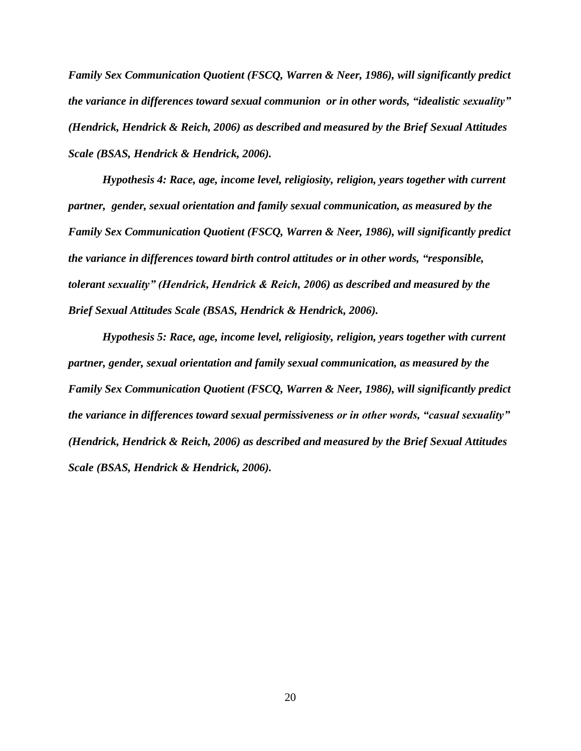***Family Sex Communication Quotient (FSCQ, Warren & Neer, 1986), will significantly predict the variance in differences toward sexual communion or in other words, "idealistic sexuality" (Hendrick, Hendrick & Reich, 2006) as described and measured by the Brief Sexual Attitudes Scale (BSAS, Hendrick & Hendrick, 2006).***

***Hypothesis 4: Race, age, income level, religiosity, religion, years together with current partner, gender, sexual orientation and family sexual communication, as measured by the Family Sex Communication Quotient (FSCQ, Warren & Neer, 1986), will significantly predict the variance in differences toward birth control attitudes or in other words, "responsible, tolerant sexuality" (Hendrick, Hendrick & Reich, 2006) as described and measured by the Brief Sexual Attitudes Scale (BSAS, Hendrick & Hendrick, 2006).***

***Hypothesis 5: Race, age, income level, religiosity, religion, years together with current partner, gender, sexual orientation and family sexual communication, as measured by the Family Sex Communication Quotient (FSCQ, Warren & Neer, 1986), will significantly predict the variance in differences toward sexual permissiveness or in other words, "casual sexuality" (Hendrick, Hendrick & Reich, 2006) as described and measured by the Brief Sexual Attitudes Scale (BSAS, Hendrick & Hendrick, 2006).***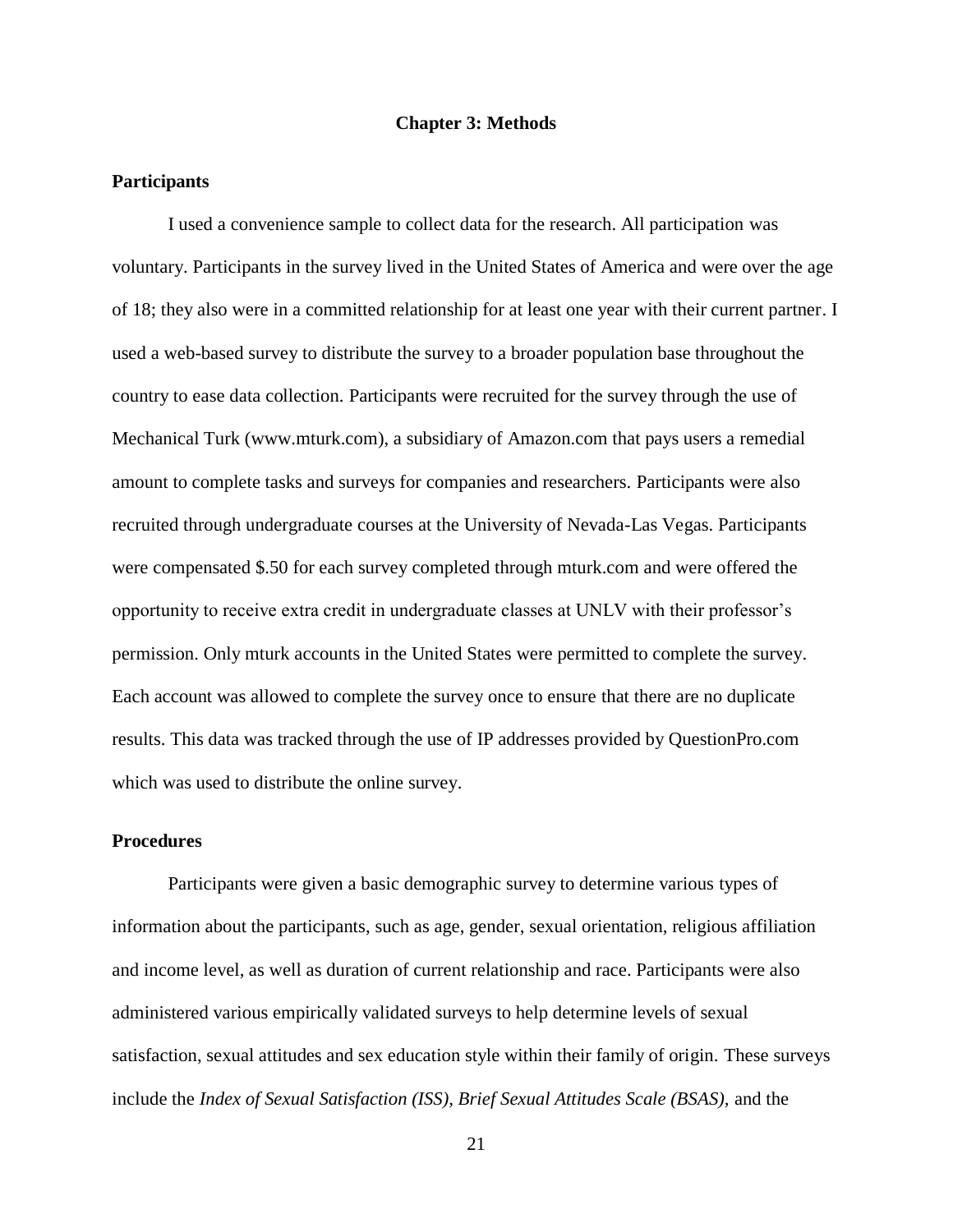# Chapter 3: Methods

## Participants

I used a convenience sample to collect data for the research. All participation was voluntary. Participants in the survey lived in the United States of America and were over the age of 18; they also were in a committed relationship for at least one year with their current partner. I used a web-based survey to distribute the survey to a broader population base throughout the country to ease data collection. Participants were recruited for the survey through the use of Mechanical Turk (www.mturk.com), a subsidiary of Amazon.com that pays users a remedial amount to complete tasks and surveys for companies and researchers. Participants were also recruited through undergraduate courses at the University of Nevada-Las Vegas. Participants were compensated $.50 for each survey completed through mturk.com and were offered the opportunity to receive extra credit in undergraduate classes at UNLV with their professor's permission. Only mturk accounts in the United States were permitted to complete the survey. Each account was allowed to complete the survey once to ensure that there are no duplicate results. This data was tracked through the use of IP addresses provided by QuestionPro.com which was used to distribute the online survey.

## Procedures

Participants were given a basic demographic survey to determine various types of information about the participants, such as age, gender, sexual orientation, religious affiliation and income level, as well as duration of current relationship and race. Participants were also administered various empirically validated surveys to help determine levels of sexual satisfaction, sexual attitudes and sex education style within their family of origin. These surveys include the *Index of Sexual Satisfaction (ISS), Brief Sexual Attitudes Scale (BSAS),* and the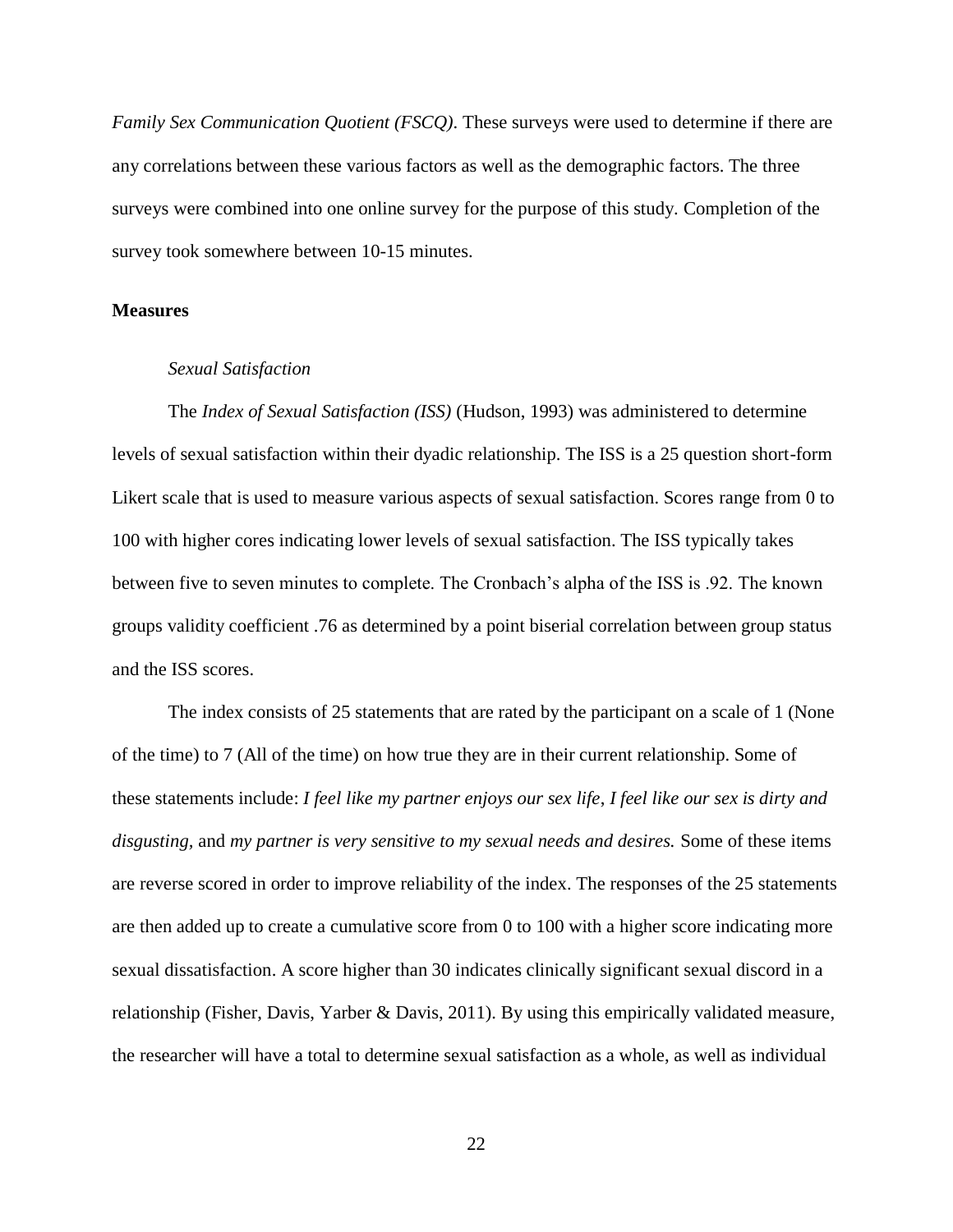*Family Sex Communication Quotient (FSCQ)*. These surveys were used to determine if there are any correlations between these various factors as well as the demographic factors. The three surveys were combined into one online survey for the purpose of this study. Completion of the survey took somewhere between 10-15 minutes.

## Measures

### *Sexual Satisfaction*

The *Index of Sexual Satisfaction (ISS)* (Hudson, 1993) was administered to determine levels of sexual satisfaction within their dyadic relationship. The ISS is a 25 question short-form Likert scale that is used to measure various aspects of sexual satisfaction. Scores range from 0 to 100 with higher cores indicating lower levels of sexual satisfaction. The ISS typically takes between five to seven minutes to complete. The Cronbach's alpha of the ISS is .92. The known groups validity coefficient .76 as determined by a point biserial correlation between group status and the ISS scores.

The index consists of 25 statements that are rated by the participant on a scale of 1 (None of the time) to 7 (All of the time) on how true they are in their current relationship. Some of these statements include: *I feel like my partner enjoys our sex life*, *I feel like our sex is dirty and disgusting*, and *my partner is very sensitive to my sexual needs and desires.* Some of these items are reverse scored in order to improve reliability of the index. The responses of the 25 statements are then added up to create a cumulative score from 0 to 100 with a higher score indicating more sexual dissatisfaction. A score higher than 30 indicates clinically significant sexual discord in a relationship (Fisher, Davis, Yarber & Davis, 2011). By using this empirically validated measure, the researcher will have a total to determine sexual satisfaction as a whole, as well as individual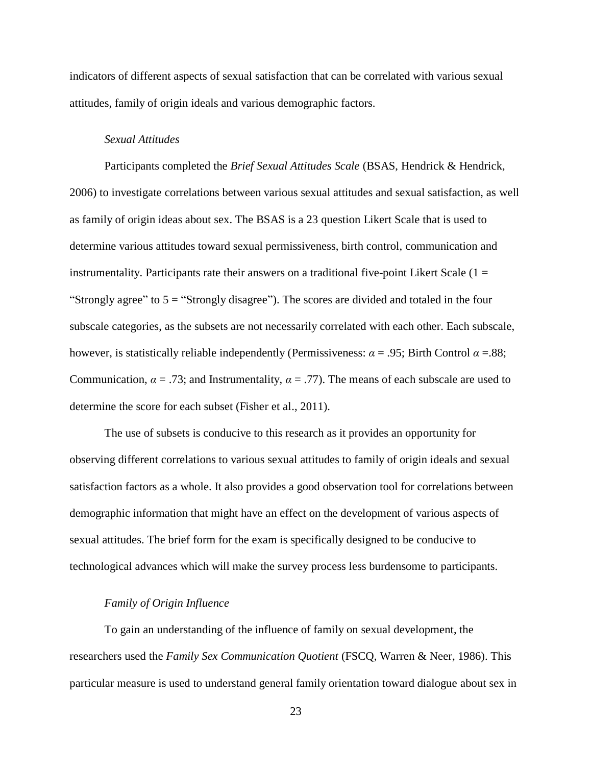indicators of different aspects of sexual satisfaction that can be correlated with various sexual attitudes, family of origin ideals and various demographic factors.

*Sexual Attitudes*

Participants completed the *Brief Sexual Attitudes Scale* (BSAS, Hendrick & Hendrick, 2006) to investigate correlations between various sexual attitudes and sexual satisfaction, as well as family of origin ideas about sex. The BSAS is a 23 question Likert Scale that is used to determine various attitudes toward sexual permissiveness, birth control, communication and instrumentality. Participants rate their answers on a traditional five-point Likert Scale (1 = "Strongly agree" to 5 = "Strongly disagree"). The scores are divided and totaled in the four subscale categories, as the subsets are not necessarily correlated with each other. Each subscale, however, is statistically reliable independently (Permissiveness: $\alpha = .95$; Birth Control $\alpha = .88$; Communication, $\alpha = .73$; and Instrumentality, $\alpha = .77$). The means of each subscale are used to determine the score for each subset (Fisher et al., 2011).

The use of subsets is conducive to this research as it provides an opportunity for observing different correlations to various sexual attitudes to family of origin ideals and sexual satisfaction factors as a whole. It also provides a good observation tool for correlations between demographic information that might have an effect on the development of various aspects of sexual attitudes. The brief form for the exam is specifically designed to be conducive to technological advances which will make the survey process less burdensome to participants.

*Family of Origin Influence*

To gain an understanding of the influence of family on sexual development, the researchers used the *Family Sex Communication Quotient* (FSCQ, Warren & Neer, 1986). This particular measure is used to understand general family orientation toward dialogue about sex in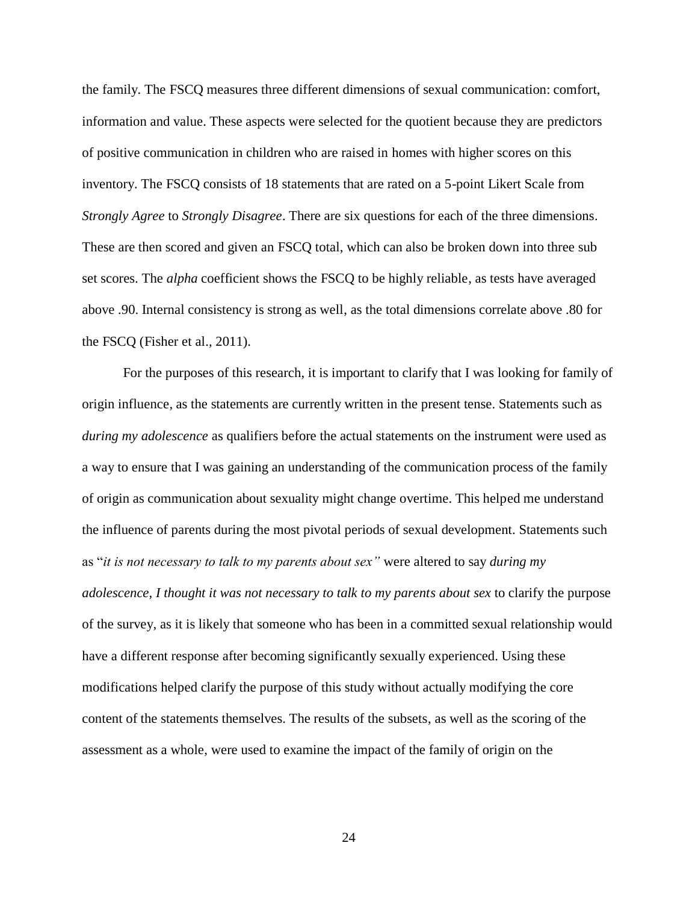the family. The FSCQ measures three different dimensions of sexual communication: comfort, information and value. These aspects were selected for the quotient because they are predictors of positive communication in children who are raised in homes with higher scores on this inventory. The FSCQ consists of 18 statements that are rated on a 5-point Likert Scale from *Strongly Agree* to *Strongly Disagree*. There are six questions for each of the three dimensions. These are then scored and given an FSCQ total, which can also be broken down into three sub set scores. The *alpha* coefficient shows the FSCQ to be highly reliable, as tests have averaged above .90. Internal consistency is strong as well, as the total dimensions correlate above .80 for the FSCQ (Fisher et al., 2011).

For the purposes of this research, it is important to clarify that I was looking for family of origin influence, as the statements are currently written in the present tense. Statements such as *during my adolescence* as qualifiers before the actual statements on the instrument were used as a way to ensure that I was gaining an understanding of the communication process of the family of origin as communication about sexuality might change overtime. This helped me understand the influence of parents during the most pivotal periods of sexual development. Statements such as "*it is not necessary to talk to my parents about sex"* were altered to say *during my adolescence, I thought it was not necessary to talk to my parents about sex* to clarify the purpose of the survey, as it is likely that someone who has been in a committed sexual relationship would have a different response after becoming significantly sexually experienced. Using these modifications helped clarify the purpose of this study without actually modifying the core content of the statements themselves. The results of the subsets, as well as the scoring of the assessment as a whole, were used to examine the impact of the family of origin on the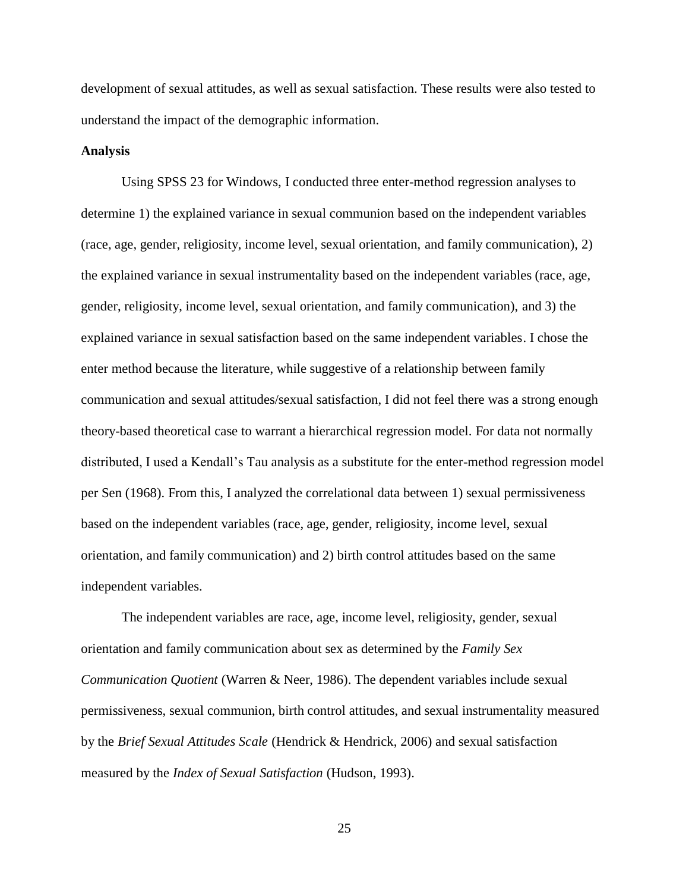development of sexual attitudes, as well as sexual satisfaction. These results were also tested to understand the impact of the demographic information.

**Analysis**

Using SPSS 23 for Windows, I conducted three enter-method regression analyses to determine 1) the explained variance in sexual communion based on the independent variables (race, age, gender, religiosity, income level, sexual orientation, and family communication), 2) the explained variance in sexual instrumentality based on the independent variables (race, age, gender, religiosity, income level, sexual orientation, and family communication), and 3) the explained variance in sexual satisfaction based on the same independent variables. I chose the enter method because the literature, while suggestive of a relationship between family communication and sexual attitudes/sexual satisfaction, I did not feel there was a strong enough theory-based theoretical case to warrant a hierarchical regression model. For data not normally distributed, I used a Kendall's Tau analysis as a substitute for the enter-method regression model per Sen (1968). From this, I analyzed the correlational data between 1) sexual permissiveness based on the independent variables (race, age, gender, religiosity, income level, sexual orientation, and family communication) and 2) birth control attitudes based on the same independent variables.

The independent variables are race, age, income level, religiosity, gender, sexual orientation and family communication about sex as determined by the *Family Sex Communication Quotient* (Warren & Neer, 1986). The dependent variables include sexual permissiveness, sexual communion, birth control attitudes, and sexual instrumentality measured by the *Brief Sexual Attitudes Scale* (Hendrick & Hendrick, 2006) and sexual satisfaction measured by the *Index of Sexual Satisfaction* (Hudson, 1993).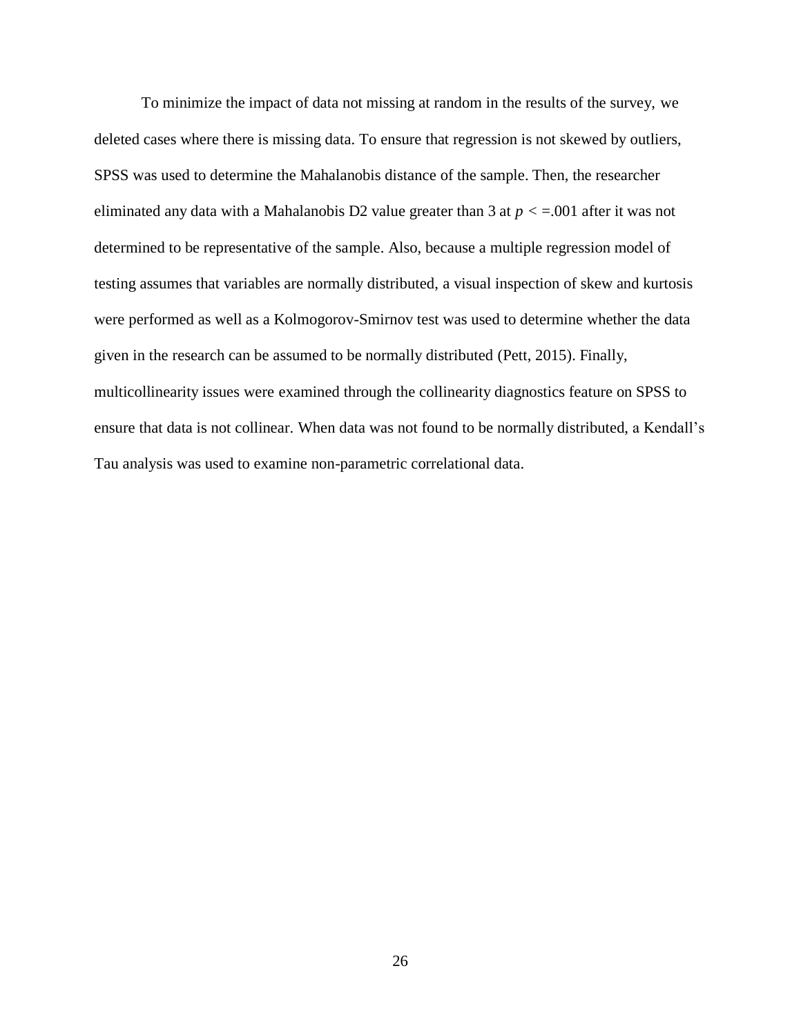To minimize the impact of data not missing at random in the results of the survey, we deleted cases where there is missing data. To ensure that regression is not skewed by outliers, SPSS was used to determine the Mahalanobis distance of the sample. Then, the researcher eliminated any data with a Mahalanobis D2 value greater than 3 at $p < =.001$ after it was not determined to be representative of the sample. Also, because a multiple regression model of testing assumes that variables are normally distributed, a visual inspection of skew and kurtosis were performed as well as a Kolmogorov-Smirnov test was used to determine whether the data given in the research can be assumed to be normally distributed (Pett, 2015). Finally, multicollinearity issues were examined through the collinearity diagnostics feature on SPSS to ensure that data is not collinear. When data was not found to be normally distributed, a Kendall's Tau analysis was used to examine non-parametric correlational data.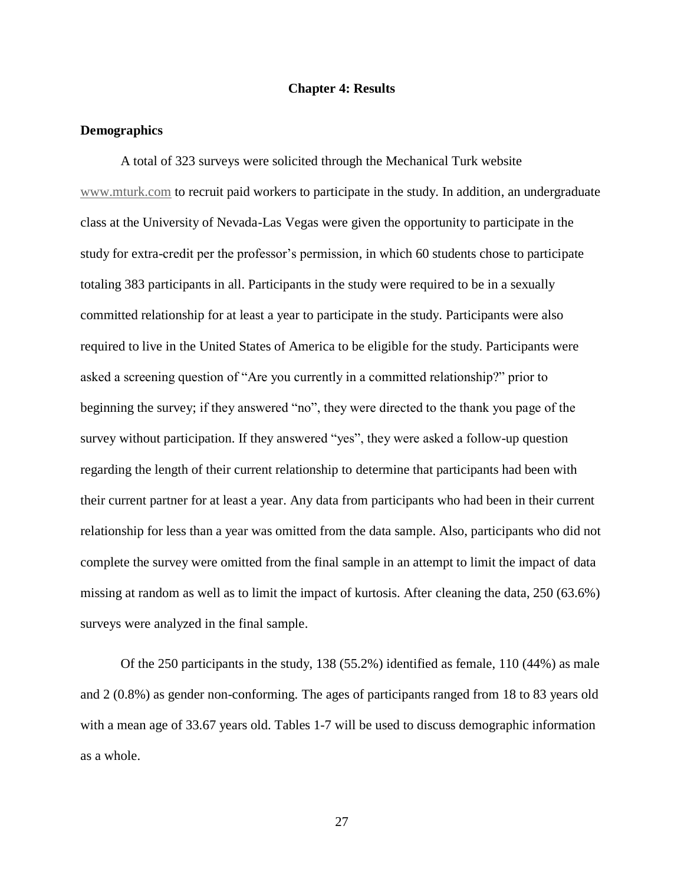# Chapter 4: Results

## Demographics

A total of 323 surveys were solicited through the Mechanical Turk website www.mturk.com to recruit paid workers to participate in the study. In addition, an undergraduate class at the University of Nevada-Las Vegas were given the opportunity to participate in the study for extra-credit per the professor's permission, in which 60 students chose to participate totaling 383 participants in all. Participants in the study were required to be in a sexually committed relationship for at least a year to participate in the study. Participants were also required to live in the United States of America to be eligible for the study. Participants were asked a screening question of "Are you currently in a committed relationship?" prior to beginning the survey; if they answered "no", they were directed to the thank you page of the survey without participation. If they answered "yes", they were asked a follow-up question regarding the length of their current relationship to determine that participants had been with their current partner for at least a year. Any data from participants who had been in their current relationship for less than a year was omitted from the data sample. Also, participants who did not complete the survey were omitted from the final sample in an attempt to limit the impact of data missing at random as well as to limit the impact of kurtosis. After cleaning the data, 250 (63.6%) surveys were analyzed in the final sample.

Of the 250 participants in the study, 138 (55.2%) identified as female, 110 (44%) as male and 2 (0.8%) as gender non-conforming. The ages of participants ranged from 18 to 83 years old with a mean age of 33.67 years old. Tables 1-7 will be used to discuss demographic information as a whole.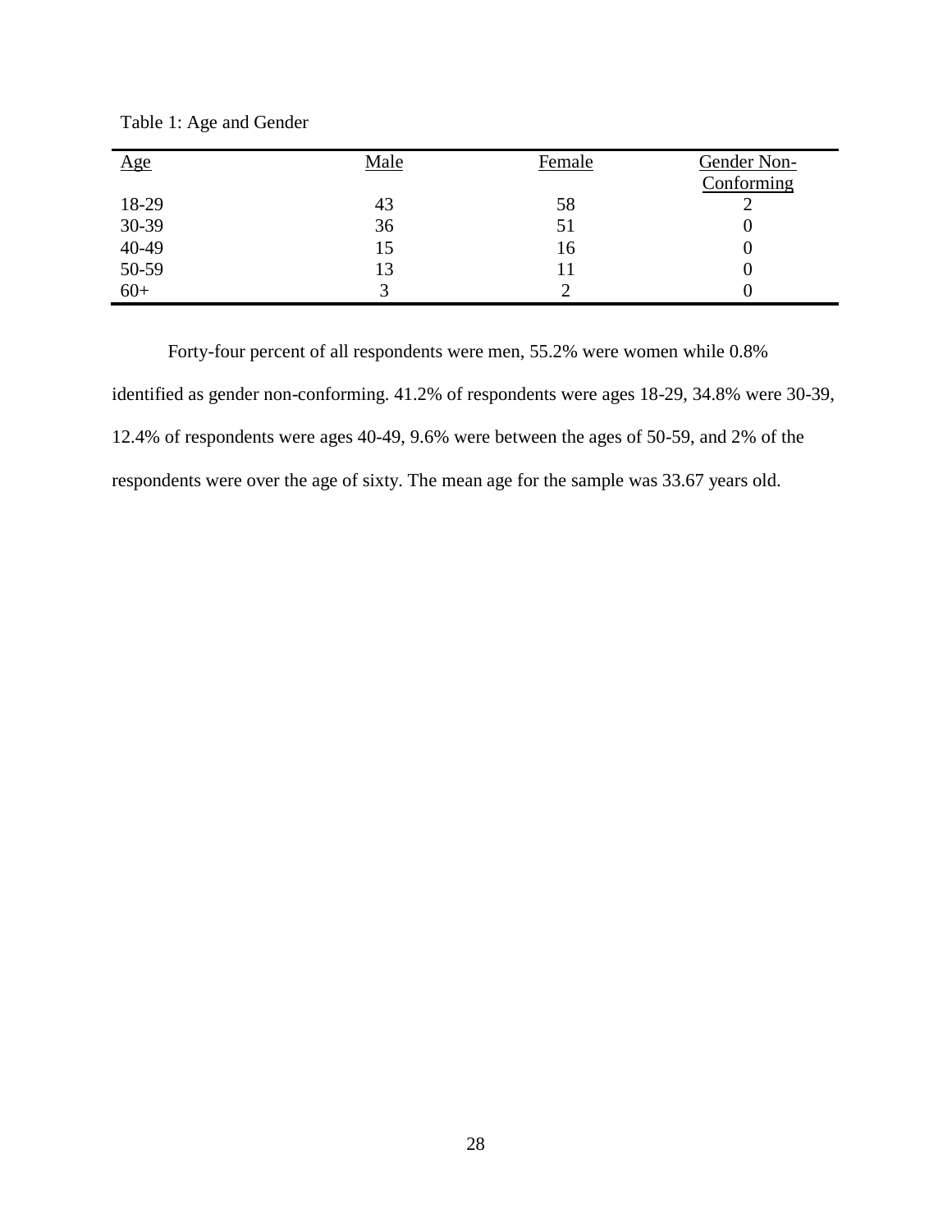Table 1: Age and Gender

| Age | Male | Female | Gender Non-Conforming |
|---|---|---|---|
| 18-29 | 43 | 58 | 2 |
| 30-39 | 36 | 51 | 0 |
| 40-49 | 15 | 16 | 0 |
| 50-59 | 13 | 11 | 0 |
| 60+ | 3 | 2 | 0 |

Forty-four percent of all respondents were men, 55.2% were women while 0.8% identified as gender non-conforming. 41.2% of respondents were ages 18-29, 34.8% were 30-39, 12.4% of respondents were ages 40-49, 9.6% were between the ages of 50-59, and 2% of the respondents were over the age of sixty. The mean age for the sample was 33.67 years old.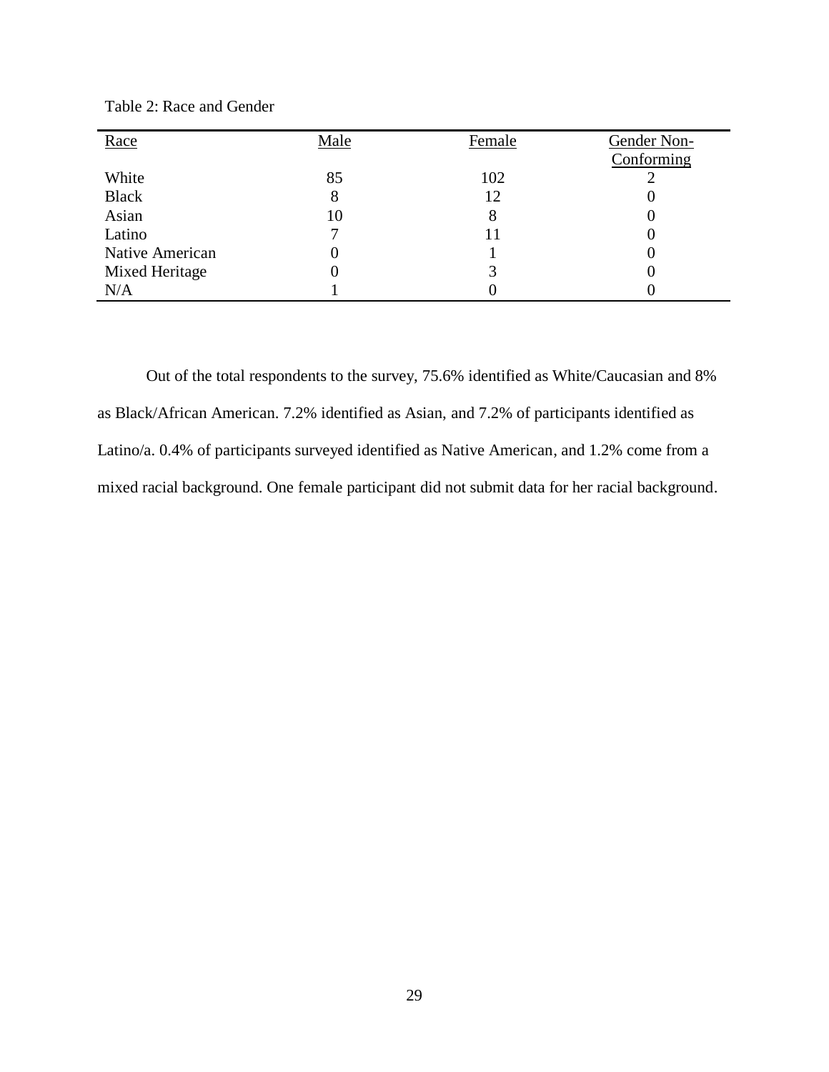Table 2: Race and Gender

| Race | Male | Female | Gender Non-Conforming |
|---|---|---|---|
| White | 85 | 102 | 2 |
| Black | 8 | 12 | 0 |
| Asian | 10 | 8 | 0 |
| Latino | 7 | 11 | 0 |
| Native American | 0 | 1 | 0 |
| Mixed Heritage | 0 | 3 | 0 |
| N/A | 1 | 0 | 0 |

Out of the total respondents to the survey, 75.6% identified as White/Caucasian and 8% as Black/African American. 7.2% identified as Asian, and 7.2% of participants identified as Latino/a. 0.4% of participants surveyed identified as Native American, and 1.2% come from a mixed racial background. One female participant did not submit data for her racial background.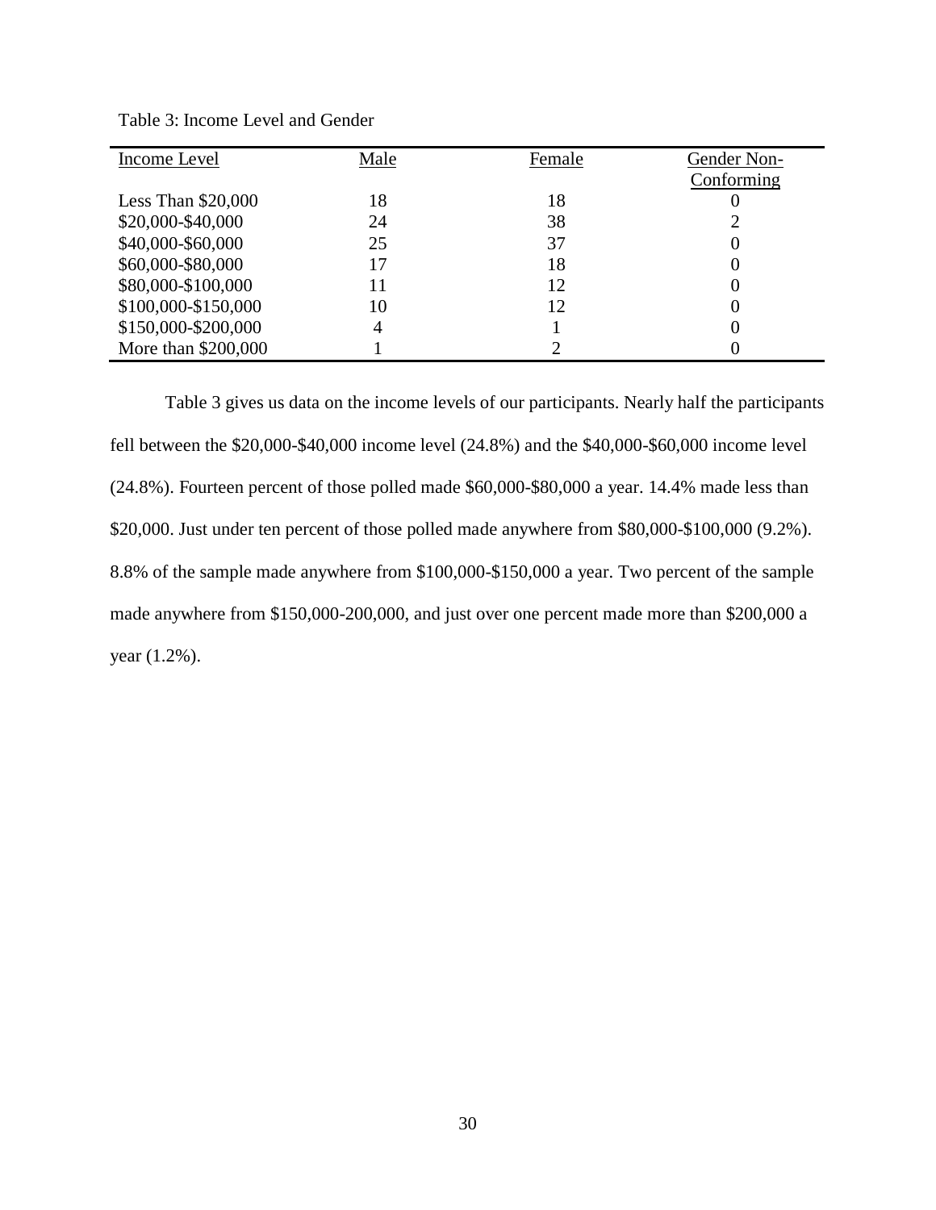Table 3: Income Level and Gender

| Income Level | Male | Female | Gender Non-Conforming |
|---|---|---|---|
| Less Than $20,000 | 18 | 18 | 0 |
| $20,000-$40,000 | 24 | 38 | 2 |
| $40,000-$60,000 | 25 | 37 | 0 |
| $60,000-$80,000 | 17 | 18 | 0 |
| $80,000-$100,000 | 11 | 12 | 0 |
| $100,000-$150,000 | 10 | 12 | 0 |
| $150,000-$200,000 | 4 | 1 | 0 |
| More than $200,000 | 1 | 2 | 0 |

Table 3 gives us data on the income levels of our participants. Nearly half the participants fell between the $20,000-$40,000 income level (24.8%) and the $40,000-$60,000 income level (24.8%). Fourteen percent of those polled made $60,000-$80,000 a year. 14.4% made less than $20,000. Just under ten percent of those polled made anywhere from $80,000-$100,000 (9.2%). 8.8% of the sample made anywhere from $100,000-$150,000 a year. Two percent of the sample made anywhere from $150,000-200,000, and just over one percent made more than $200,000 a year (1.2%).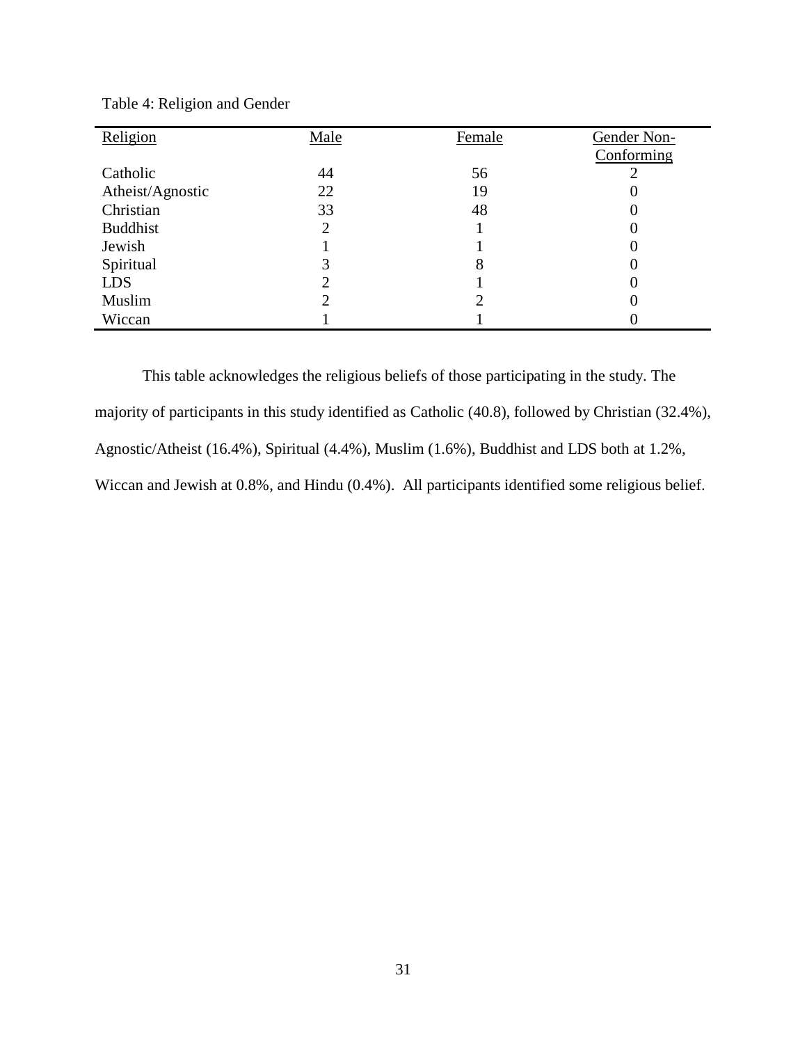Table 4: Religion and Gender

| Religion | Male | Female | Gender Non-Conforming |
|---|---|---|---|
| Catholic | 44 | 56 | 2 |
| Atheist/Agnostic | 22 | 19 | 0 |
| Christian | 33 | 48 | 0 |
| Buddhist | 2 | 1 | 0 |
| Jewish | 1 | 1 | 0 |
| Spiritual | 3 | 8 | 0 |
| LDS | 2 | 1 | 0 |
| Muslim | 2 | 2 | 0 |
| Wiccan | 1 | 1 | 0 |

This table acknowledges the religious beliefs of those participating in the study. The majority of participants in this study identified as Catholic (40.8), followed by Christian (32.4%), Agnostic/Atheist (16.4%), Spiritual (4.4%), Muslim (1.6%), Buddhist and LDS both at 1.2%, Wiccan and Jewish at 0.8%, and Hindu (0.4%). All participants identified some religious belief.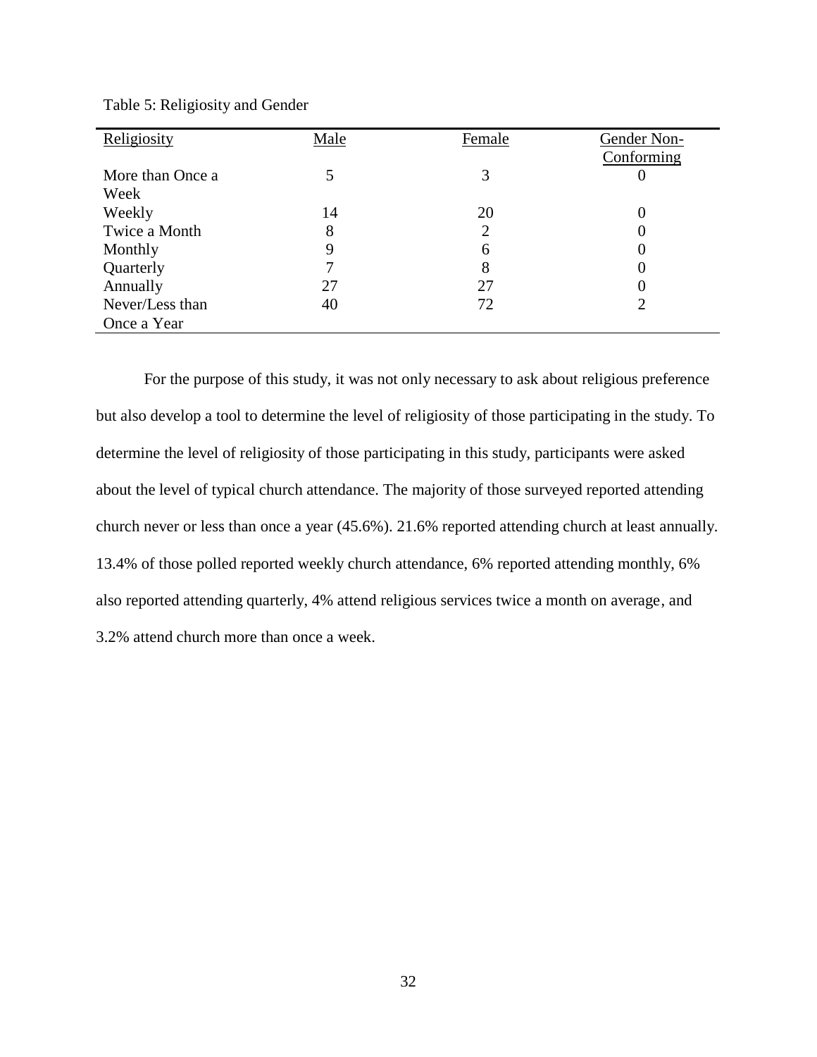Table 5: Religiosity and Gender

| Religiosity | Male | Female | Gender Non-Conforming |
|---|---|---|---|
| More than Once a Week | 5 | 3 | 0 |
| Weekly | 14 | 20 | 0 |
| Twice a Month | 8 | 2 | 0 |
| Monthly | 9 | 6 | 0 |
| Quarterly | 7 | 8 | 0 |
| Annually | 27 | 27 | 0 |
| Never/Less than Once a Year | 40 | 72 | 2 |

For the purpose of this study, it was not only necessary to ask about religious preference but also develop a tool to determine the level of religiosity of those participating in the study. To determine the level of religiosity of those participating in this study, participants were asked about the level of typical church attendance. The majority of those surveyed reported attending church never or less than once a year (45.6%). 21.6% reported attending church at least annually. 13.4% of those polled reported weekly church attendance, 6% reported attending monthly, 6% also reported attending quarterly, 4% attend religious services twice a month on average, and 3.2% attend church more than once a week.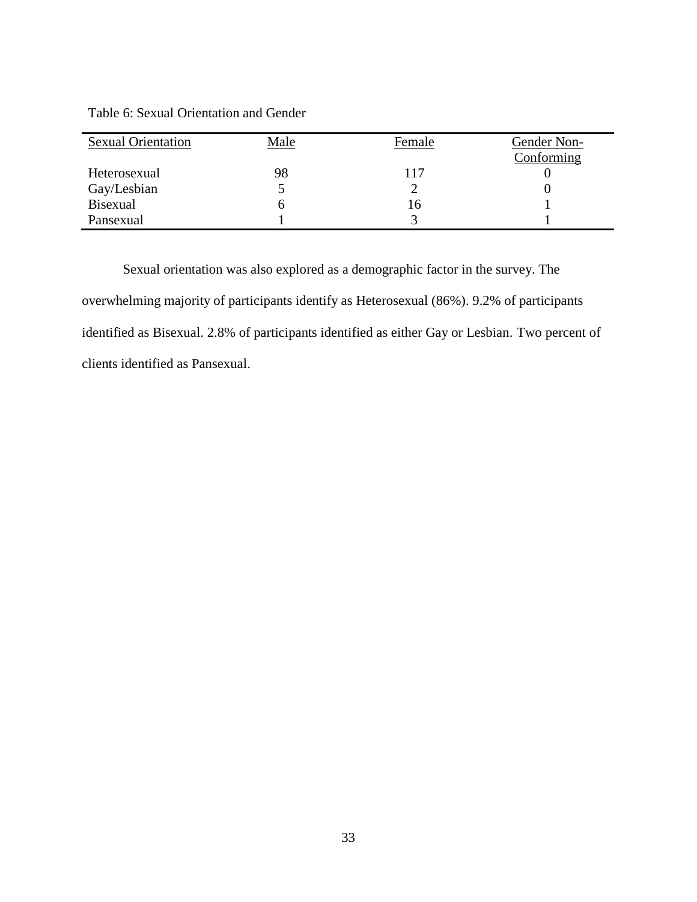Table 6: Sexual Orientation and Gender

| Sexual Orientation | Male | Female | Gender Non-Conforming |
| --- | --- | --- | --- |
| Heterosexual | 98 | 117 | 0 |
| Gay/Lesbian | 5 | 2 | 0 |
| Bisexual | 6 | 16 | 1 |
| Pansexual | 1 | 3 | 1 |

Sexual orientation was also explored as a demographic factor in the survey. The overwhelming majority of participants identify as Heterosexual (86%). 9.2% of participants identified as Bisexual. 2.8% of participants identified as either Gay or Lesbian. Two percent of clients identified as Pansexual.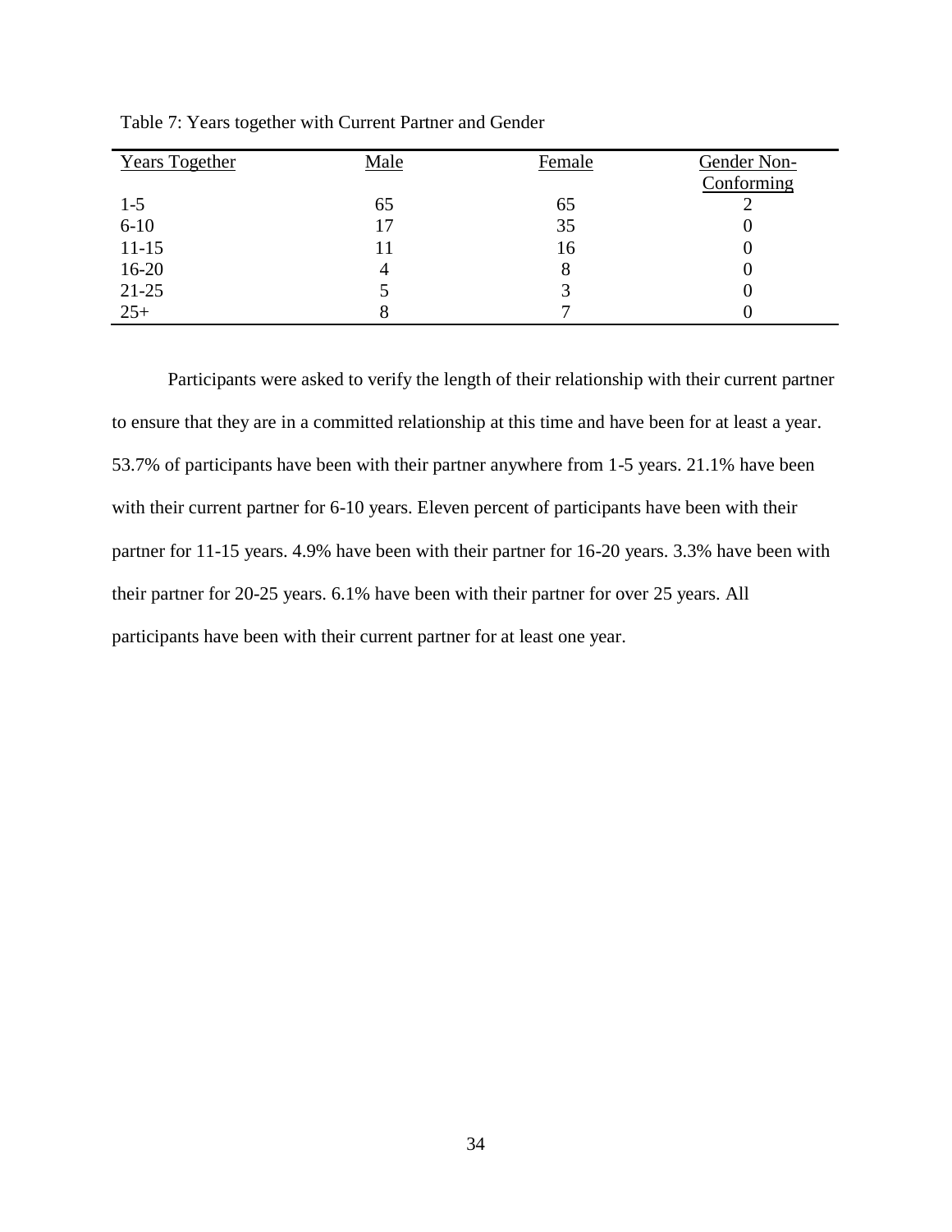Table 7: Years together with Current Partner and Gender

| Years Together | Male | Female | Gender Non-Conforming |
|---|---|---|---|
| 1-5 | 65 | 65 | 2 |
| 6-10 | 17 | 35 | 0 |
| 11-15 | 11 | 16 | 0 |
| 16-20 | 4 | 8 | 0 |
| 21-25 | 5 | 3 | 0 |
| 25+ | 8 | 7 | 0 |

Participants were asked to verify the length of their relationship with their current partner to ensure that they are in a committed relationship at this time and have been for at least a year. 53.7% of participants have been with their partner anywhere from 1-5 years. 21.1% have been with their current partner for 6-10 years. Eleven percent of participants have been with their partner for 11-15 years. 4.9% have been with their partner for 16-20 years. 3.3% have been with their partner for 20-25 years. 6.1% have been with their partner for over 25 years. All participants have been with their current partner for at least one year.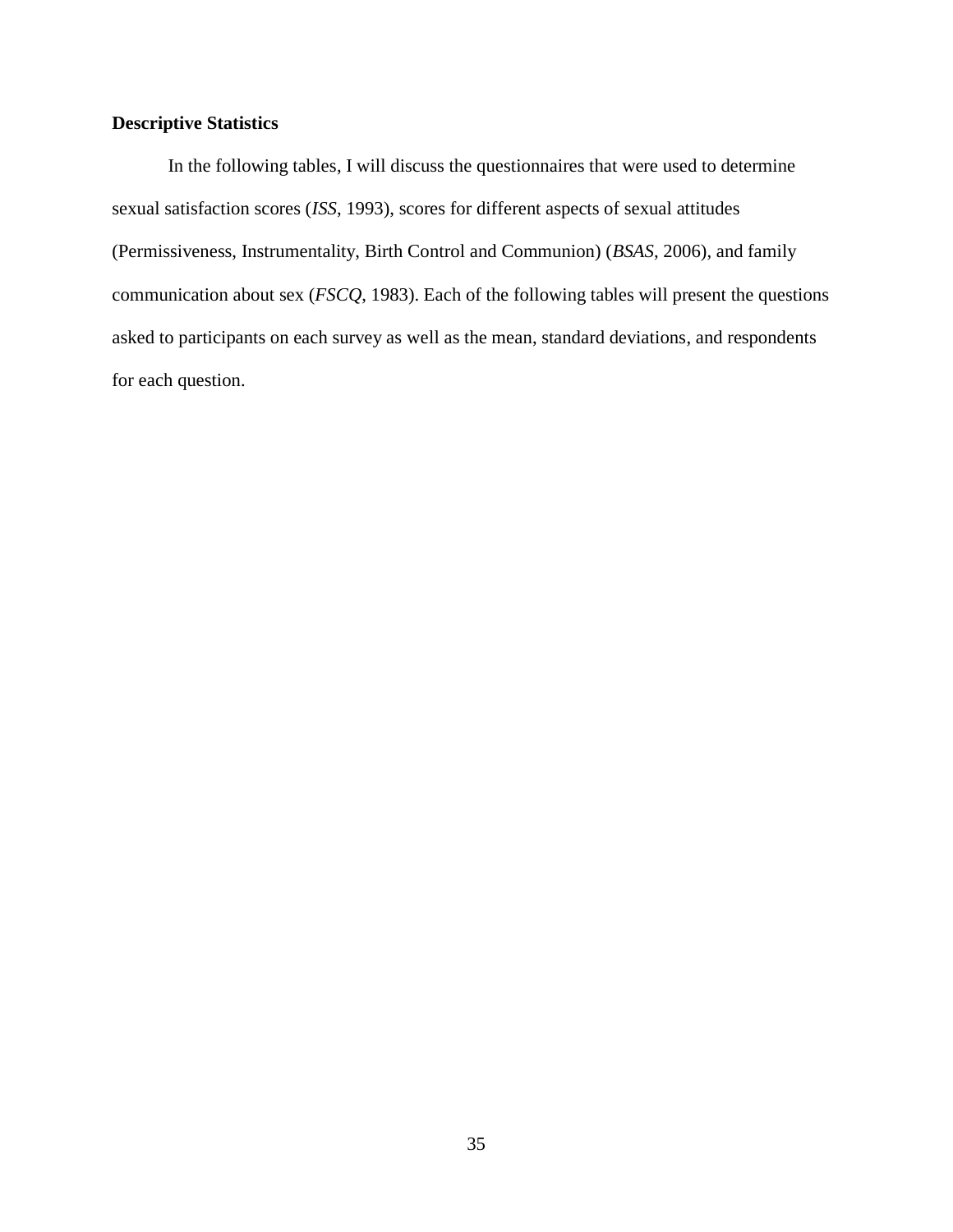**Descriptive Statistics**

In the following tables, I will discuss the questionnaires that were used to determine sexual satisfaction scores (*ISS*, 1993), scores for different aspects of sexual attitudes (Permissiveness, Instrumentality, Birth Control and Communion) (*BSAS*, 2006), and family communication about sex (*FSCQ*, 1983). Each of the following tables will present the questions asked to participants on each survey as well as the mean, standard deviations, and respondents for each question.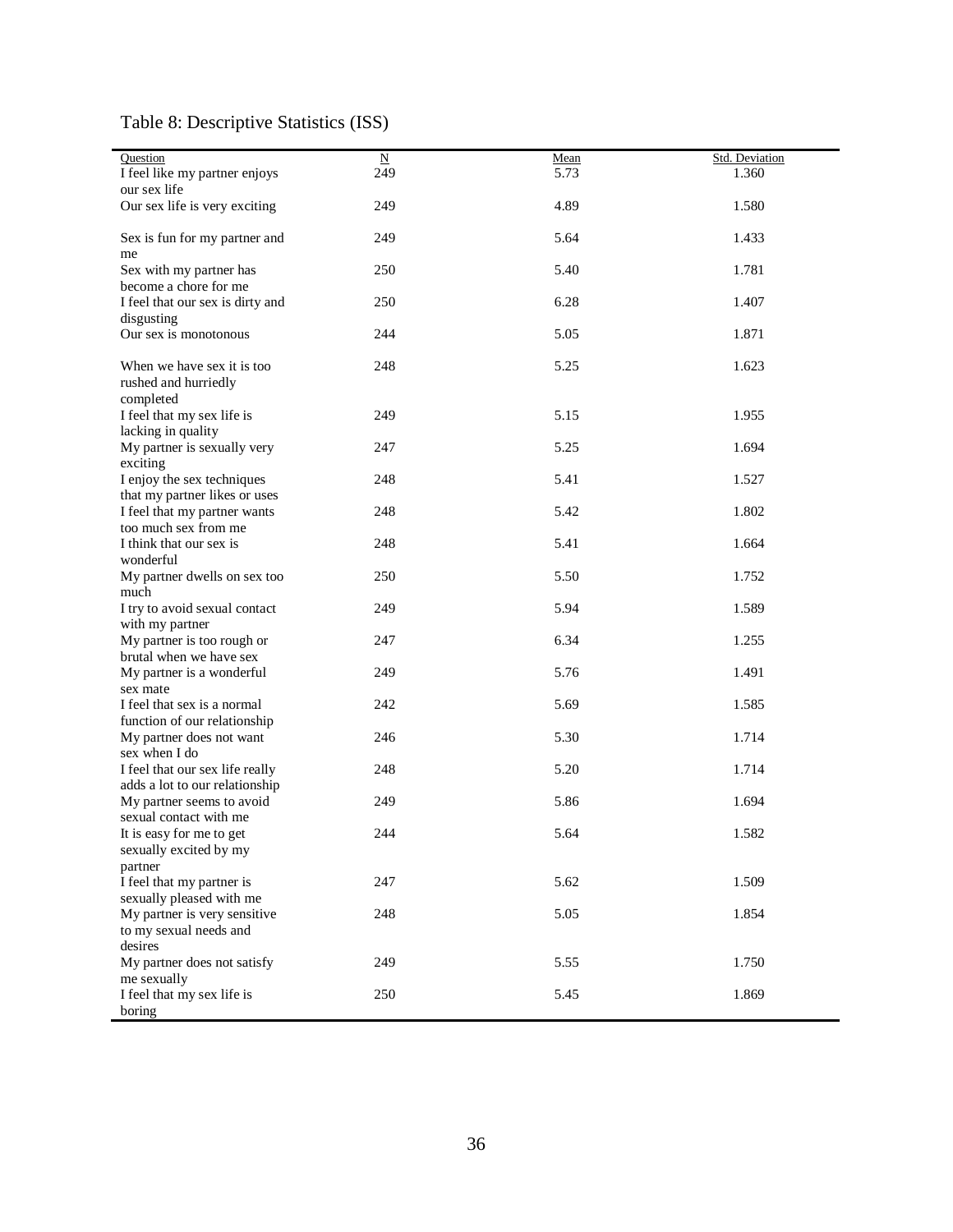Table 8: Descriptive Statistics (ISS)

| Question | N | Mean | Std. Deviation |
|---|---|---|---|
| I feel like my partner enjoys our sex life | 249 | 5.73 | 1.360 |
| Our sex life is very exciting | 249 | 4.89 | 1.580 |
| Sex is fun for my partner and me | 249 | 5.64 | 1.433 |
| Sex with my partner has become a chore for me | 250 | 5.40 | 1.781 |
| I feel that our sex is dirty and disgusting | 250 | 6.28 | 1.407 |
| Our sex is monotonous | 244 | 5.05 | 1.871 |
| When we have sex it is too rushed and hurriedly completed | 248 | 5.25 | 1.623 |
| I feel that my sex life is lacking in quality | 249 | 5.15 | 1.955 |
| My partner is sexually very exciting | 247 | 5.25 | 1.694 |
| I enjoy the sex techniques that my partner likes or uses | 248 | 5.41 | 1.527 |
| I feel that my partner wants too much sex from me | 248 | 5.42 | 1.802 |
| I think that our sex is wonderful | 248 | 5.41 | 1.664 |
| My partner dwells on sex too much | 250 | 5.50 | 1.752 |
| I try to avoid sexual contact with my partner | 249 | 5.94 | 1.589 |
| My partner is too rough or brutal when we have sex | 247 | 6.34 | 1.255 |
| My partner is a wonderful sex mate | 249 | 5.76 | 1.491 |
| I feel that sex is a normal function of our relationship | 242 | 5.69 | 1.585 |
| My partner does not want sex when I do | 246 | 5.30 | 1.714 |
| I feel that our sex life really adds a lot to our relationship | 248 | 5.20 | 1.714 |
| My partner seems to avoid sexual contact with me | 249 | 5.86 | 1.694 |
| It is easy for me to get sexually excited by my partner | 244 | 5.64 | 1.582 |
| I feel that my partner is sexually pleased with me | 247 | 5.62 | 1.509 |
| My partner is very sensitive to my sexual needs and desires | 248 | 5.05 | 1.854 |
| My partner does not satisfy me sexually | 249 | 5.55 | 1.750 |
| I feel that my sex life is boring | 250 | 5.45 | 1.869 |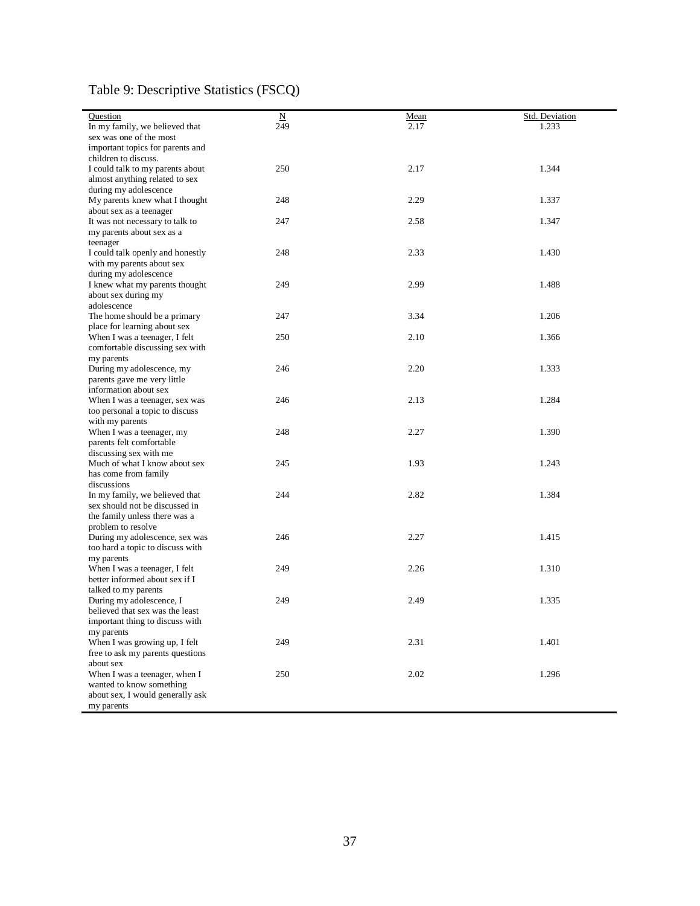Table 9: Descriptive Statistics (FSCQ)

| Question | N | Mean | Std. Deviation |
|---|---|---|---|
| In my family, we believed that sex was one of the most important topics for parents and children to discuss. | 249 | 2.17 | 1.233 |
| I could talk to my parents about almost anything related to sex during my adolescence | 250 | 2.17 | 1.344 |
| My parents knew what I thought about sex as a teenager | 248 | 2.29 | 1.337 |
| It was not necessary to talk to my parents about sex as a teenager | 247 | 2.58 | 1.347 |
| I could talk openly and honestly with my parents about sex during my adolescence | 248 | 2.33 | 1.430 |
| I knew what my parents thought about sex during my adolescence | 249 | 2.99 | 1.488 |
| The home should be a primary place for learning about sex | 247 | 3.34 | 1.206 |
| When I was a teenager, I felt comfortable discussing sex with my parents | 250 | 2.10 | 1.366 |
| During my adolescence, my parents gave me very little information about sex | 246 | 2.20 | 1.333 |
| When I was a teenager, sex was too personal a topic to discuss with my parents | 246 | 2.13 | 1.284 |
| When I was a teenager, my parents felt comfortable discussing sex with me | 248 | 2.27 | 1.390 |
| Much of what I know about sex has come from family discussions | 245 | 1.93 | 1.243 |
| In my family, we believed that sex should not be discussed in the family unless there was a problem to resolve | 244 | 2.82 | 1.384 |
| During my adolescence, sex was too hard a topic to discuss with my parents | 246 | 2.27 | 1.415 |
| When I was a teenager, I felt better informed about sex if I talked to my parents | 249 | 2.26 | 1.310 |
| During my adolescence, I believed that sex was the least important thing to discuss with my parents | 249 | 2.49 | 1.335 |
| When I was growing up, I felt free to ask my parents questions about sex | 249 | 2.31 | 1.401 |
| When I was a teenager, when I wanted to know something about sex, I would generally ask my parents | 250 | 2.02 | 1.296 |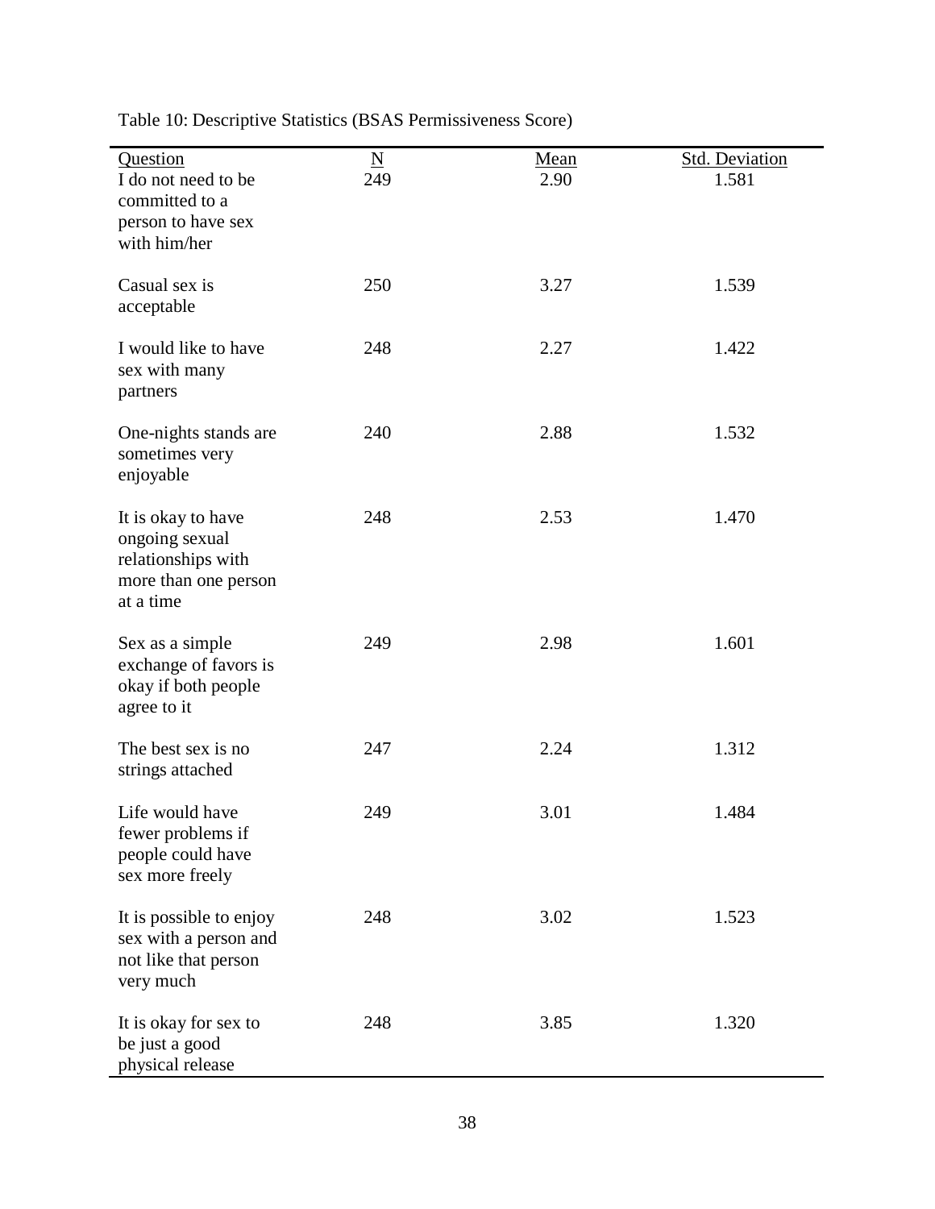Table 10: Descriptive Statistics (BSAS Permissiveness Score)

| Question | N | Mean | Std. Deviation |
| --- | --- | --- | --- |
| I do not need to be committed to a person to have sex with him/her | 249 | 2.90 | 1.581 |
| Casual sex is acceptable | 250 | 3.27 | 1.539 |
| I would like to have sex with many partners | 248 | 2.27 | 1.422 |
| One-nights stands are sometimes very enjoyable | 240 | 2.88 | 1.532 |
| It is okay to have ongoing sexual relationships with more than one person at a time | 248 | 2.53 | 1.470 |
| Sex as a simple exchange of favors is okay if both people agree to it | 249 | 2.98 | 1.601 |
| The best sex is no strings attached | 247 | 2.24 | 1.312 |
| Life would have fewer problems if people could have sex more freely | 249 | 3.01 | 1.484 |
| It is possible to enjoy sex with a person and not like that person very much | 248 | 3.02 | 1.523 |
| It is okay for sex to be just a good physical release | 248 | 3.85 | 1.320 |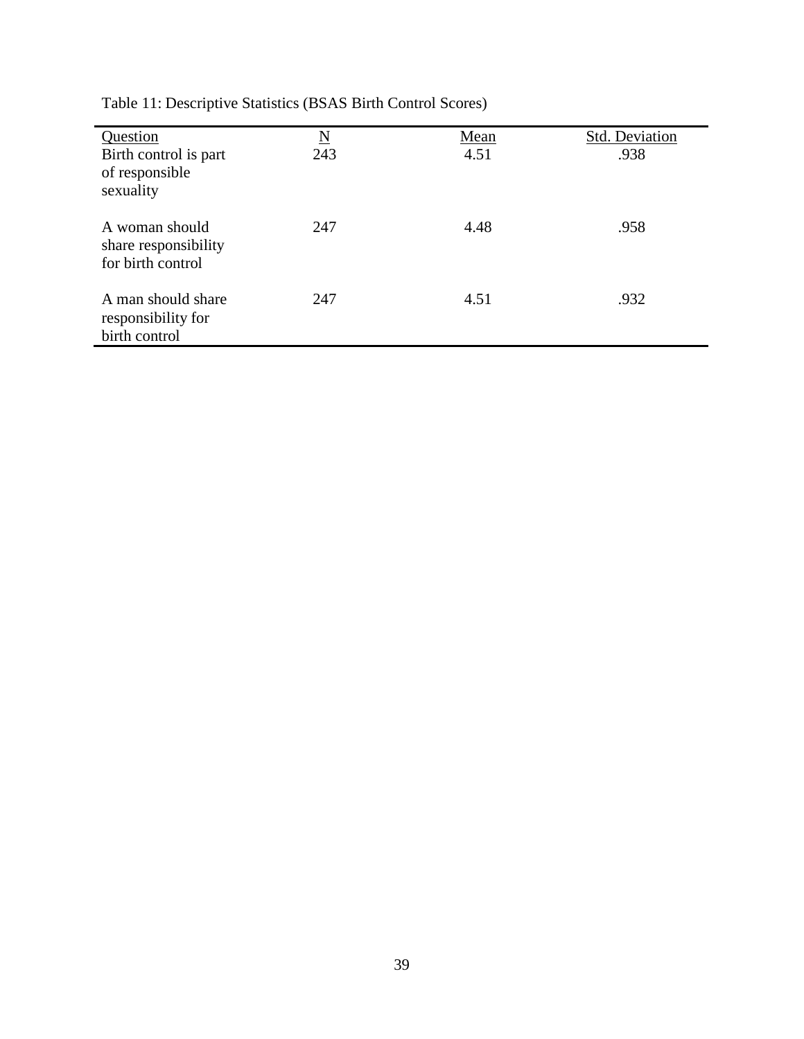Table 11: Descriptive Statistics (BSAS Birth Control Scores)

| Question | N | Mean | Std. Deviation |
|---|---|---|---|
| Birth control is part of responsible sexuality | 243 | 4.51 | .938 |
| A woman should share responsibility for birth control | 247 | 4.48 | .958 |
| A man should share responsibility for birth control | 247 | 4.51 | .932 |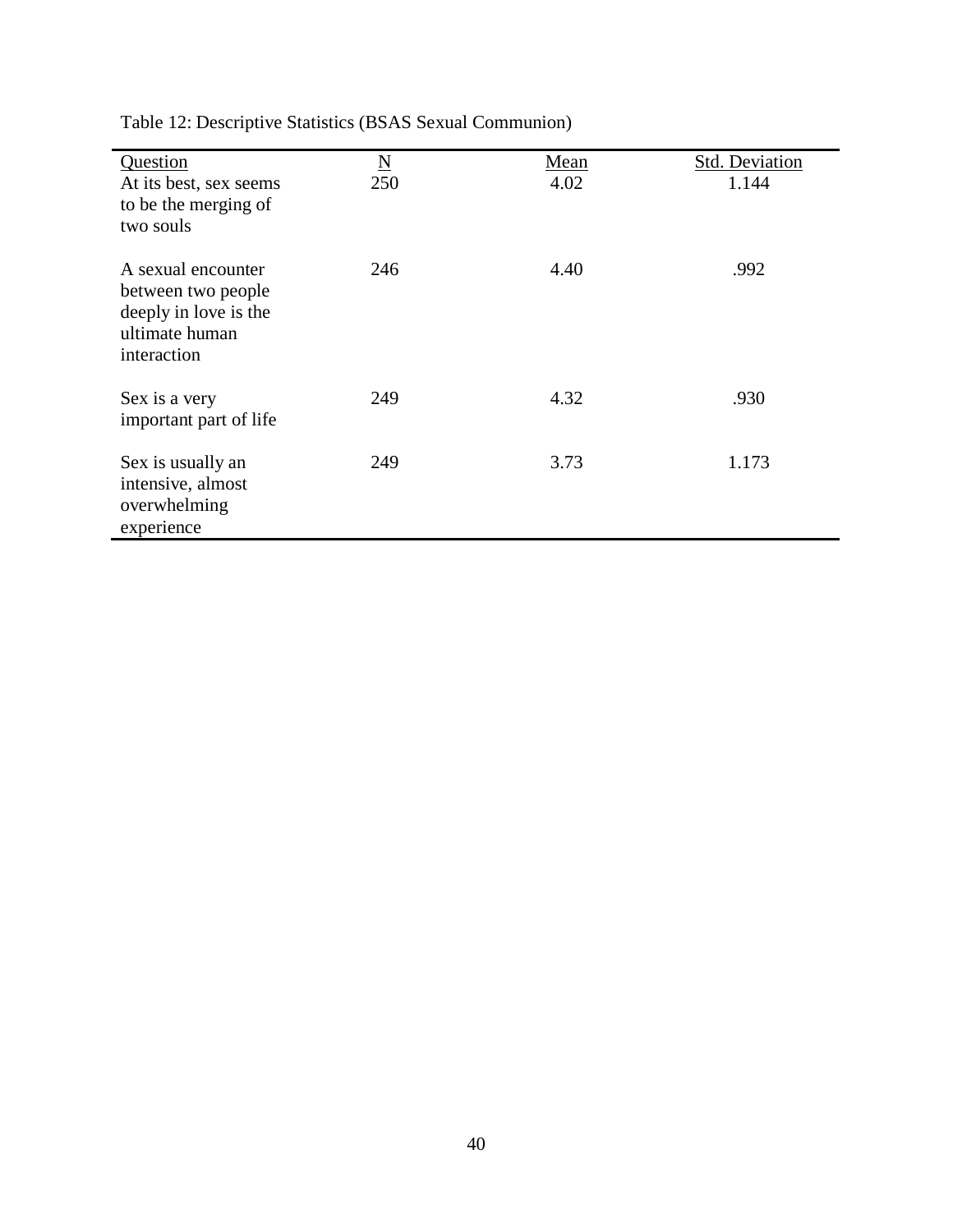Table 12: Descriptive Statistics (BSAS Sexual Communion)

| Question | N | Mean | Std. Deviation |
|---|---|---|---|
| At its best, sex seems to be the merging of two souls | 250 | 4.02 | 1.144 |
| A sexual encounter between two people deeply in love is the ultimate human interaction | 246 | 4.40 | .992 |
| Sex is a very important part of life | 249 | 4.32 | .930 |
| Sex is usually an intensive, almost overwhelming experience | 249 | 3.73 | 1.173 |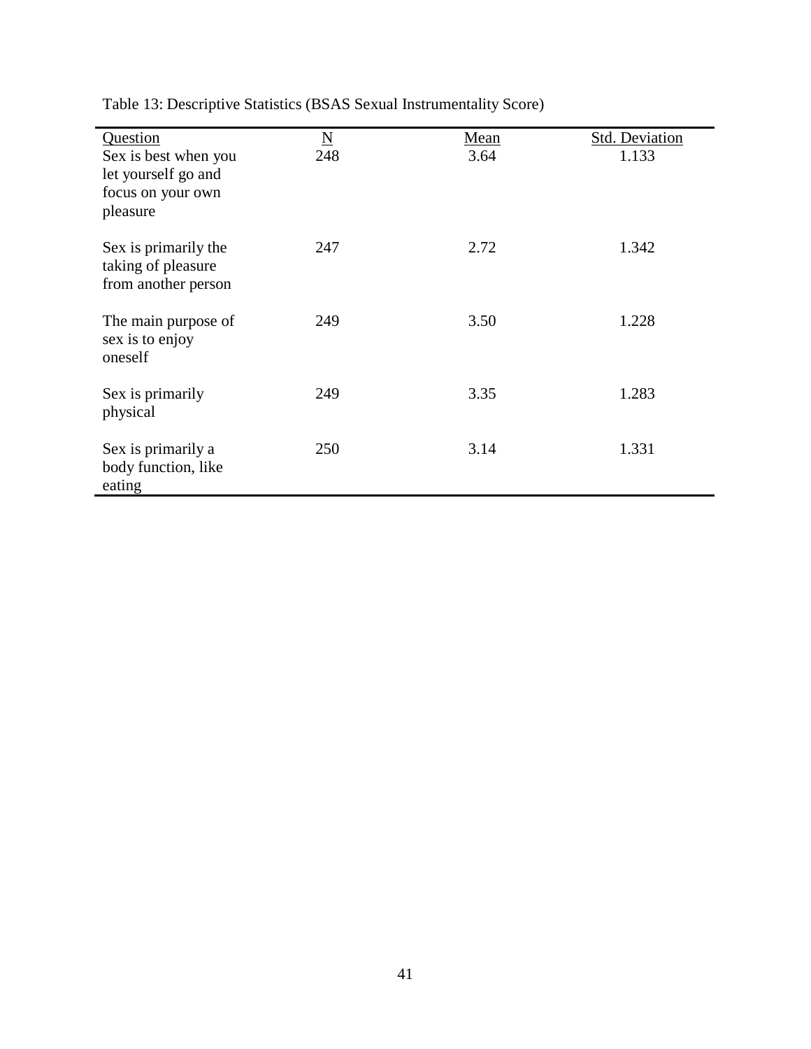Table 13: Descriptive Statistics (BSAS Sexual Instrumentality Score)

| Question | N | Mean | Std. Deviation |
|---|---|---|---|
| Sex is best when you let yourself go and focus on your own pleasure | 248 | 3.64 | 1.133 |
| Sex is primarily the taking of pleasure from another person | 247 | 2.72 | 1.342 |
| The main purpose of sex is to enjoy oneself | 249 | 3.50 | 1.228 |
| Sex is primarily physical | 249 | 3.35 | 1.283 |
| Sex is primarily a body function, like eating | 250 | 3.14 | 1.331 |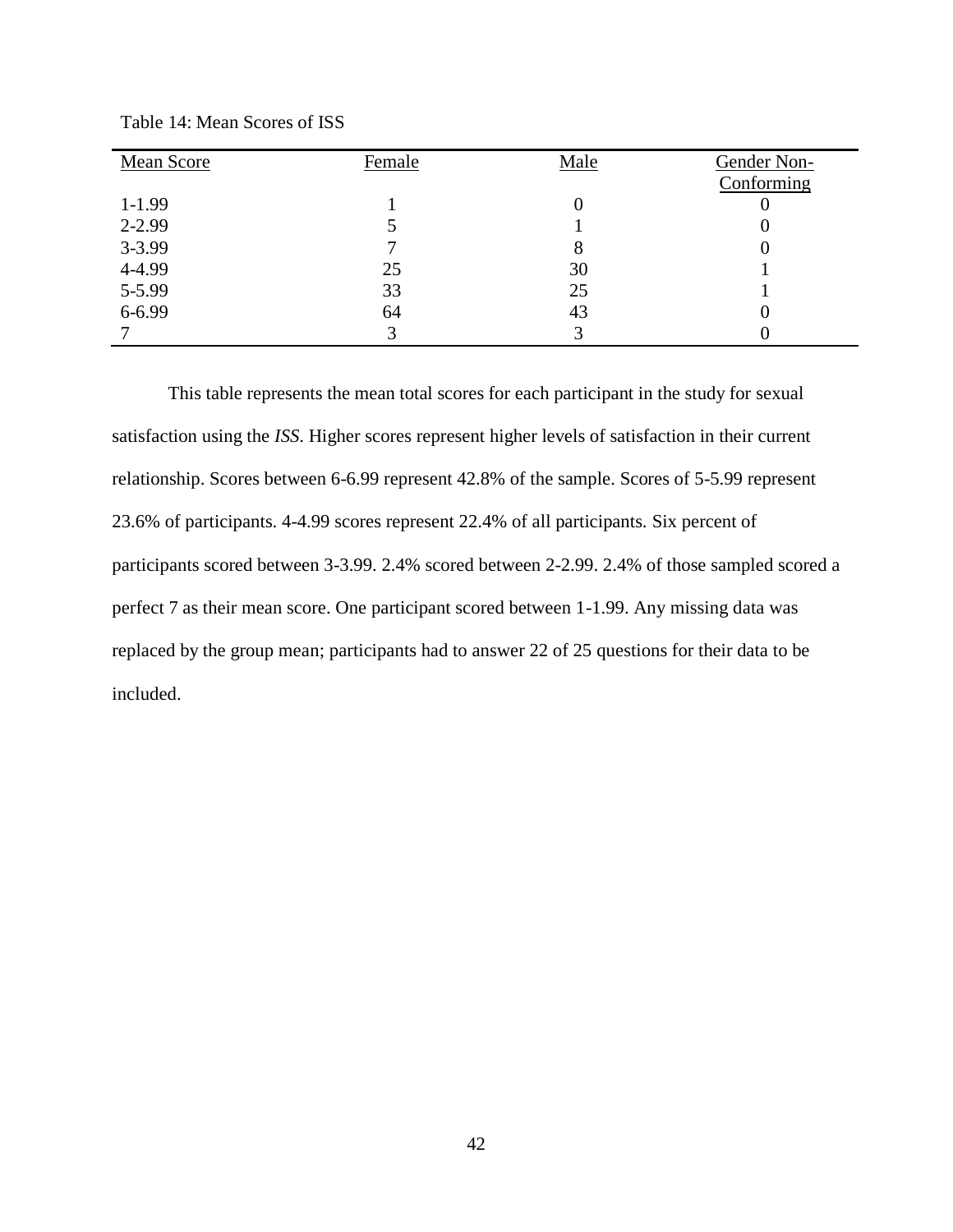Table 14: Mean Scores of ISS

| Mean Score | Female | Male | Gender Non-Conforming |
|---|---|---|---|
| 1-1.99 | 1 | 0 | 0 |
| 2-2.99 | 5 | 1 | 0 |
| 3-3.99 | 7 | 8 | 0 |
| 4-4.99 | 25 | 30 | 1 |
| 5-5.99 | 33 | 25 | 1 |
| 6-6.99 | 64 | 43 | 0 |
| 7 | 3 | 3 | 0 |

This table represents the mean total scores for each participant in the study for sexual satisfaction using the *ISS*. Higher scores represent higher levels of satisfaction in their current relationship. Scores between 6-6.99 represent 42.8% of the sample. Scores of 5-5.99 represent 23.6% of participants. 4-4.99 scores represent 22.4% of all participants. Six percent of participants scored between 3-3.99. 2.4% scored between 2-2.99. 2.4% of those sampled scored a perfect 7 as their mean score. One participant scored between 1-1.99. Any missing data was replaced by the group mean; participants had to answer 22 of 25 questions for their data to be included.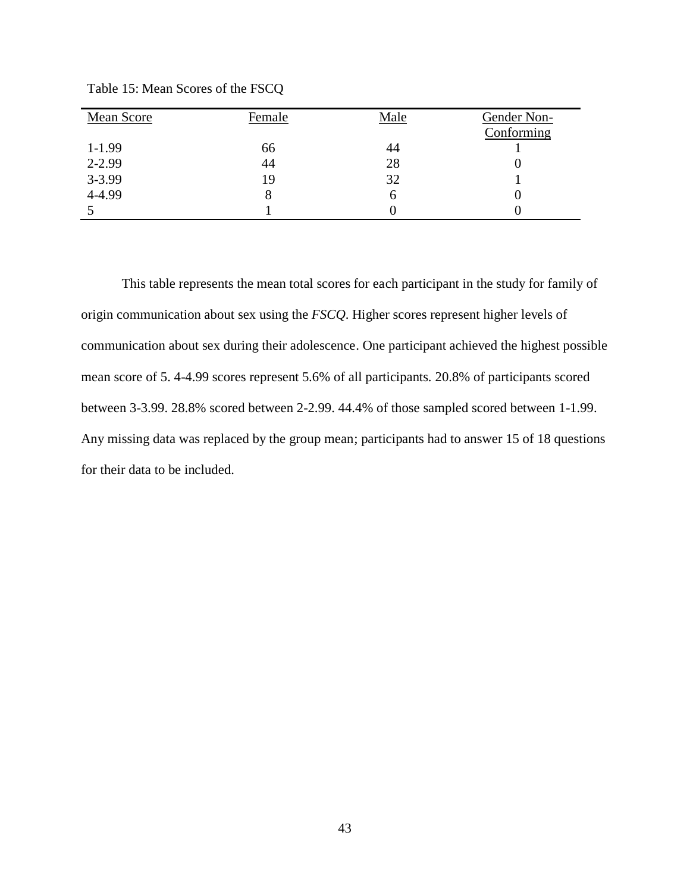Table 15: Mean Scores of the FSCQ

| Mean Score | Female | Male | Gender Non-Conforming |
|---|---|---|---|
| 1-1.99 | 66 | 44 | 1 |
| 2-2.99 | 44 | 28 | 0 |
| 3-3.99 | 19 | 32 | 1 |
| 4-4.99 | 8 | 6 | 0 |
| 5 | 1 | 0 | 0 |

This table represents the mean total scores for each participant in the study for family of origin communication about sex using the *FSCQ*. Higher scores represent higher levels of communication about sex during their adolescence. One participant achieved the highest possible mean score of 5. 4-4.99 scores represent 5.6% of all participants. 20.8% of participants scored between 3-3.99. 28.8% scored between 2-2.99. 44.4% of those sampled scored between 1-1.99. Any missing data was replaced by the group mean; participants had to answer 15 of 18 questions for their data to be included.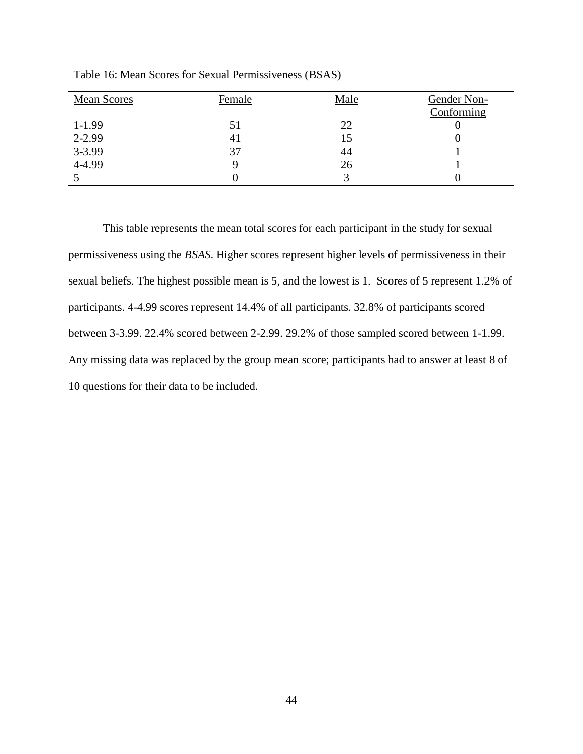Table 16: Mean Scores for Sexual Permissiveness (BSAS)

| Mean Scores | Female | Male | Gender Non-Conforming |
|---|---|---|---|
| 1-1.99 | 51 | 22 | 0 |
| 2-2.99 | 41 | 15 | 0 |
| 3-3.99 | 37 | 44 | 1 |
| 4-4.99 | 9 | 26 | 1 |
| 5 | 0 | 3 | 0 |

This table represents the mean total scores for each participant in the study for sexual permissiveness using the *BSAS*. Higher scores represent higher levels of permissiveness in their sexual beliefs. The highest possible mean is 5, and the lowest is 1. Scores of 5 represent 1.2% of participants. 4-4.99 scores represent 14.4% of all participants. 32.8% of participants scored between 3-3.99. 22.4% scored between 2-2.99. 29.2% of those sampled scored between 1-1.99. Any missing data was replaced by the group mean score; participants had to answer at least 8 of 10 questions for their data to be included.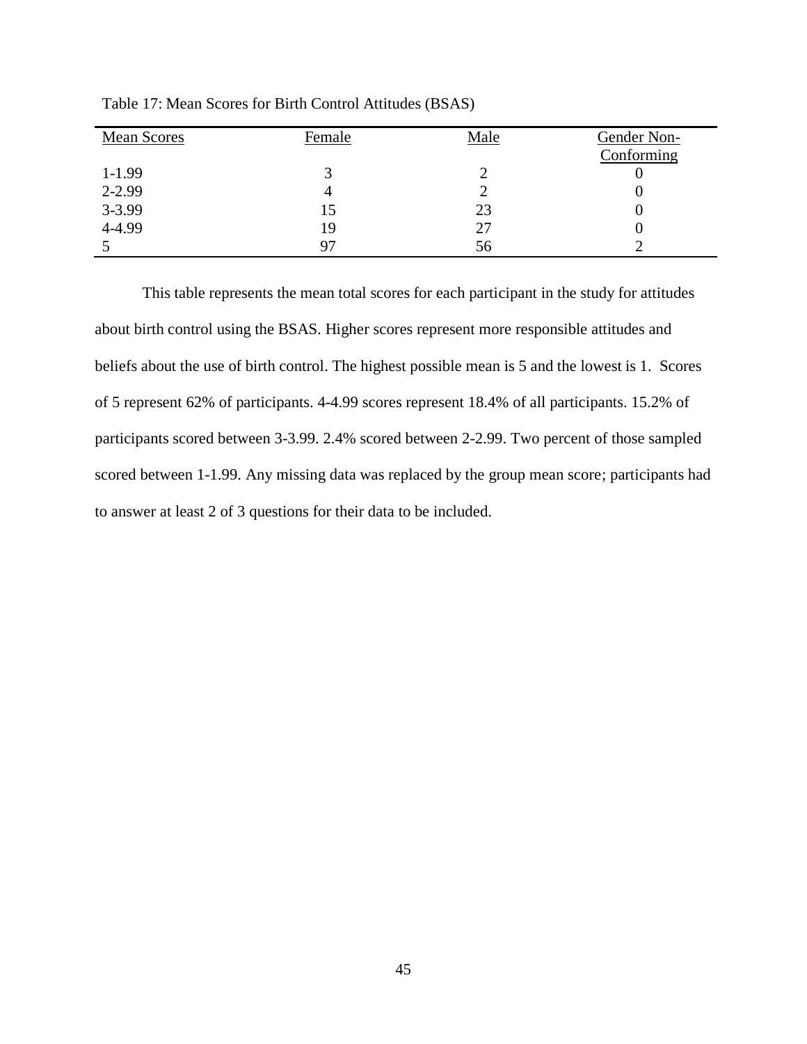Table 17: Mean Scores for Birth Control Attitudes (BSAS)

| Mean Scores | Female | Male | Gender Non-Conforming |
|---|---|---|---|
| 1-1.99 | 3 | 2 | 0 |
| 2-2.99 | 4 | 2 | 0 |
| 3-3.99 | 15 | 23 | 0 |
| 4-4.99 | 19 | 27 | 0 |
| 5 | 97 | 56 | 2 |

This table represents the mean total scores for each participant in the study for attitudes about birth control using the BSAS. Higher scores represent more responsible attitudes and beliefs about the use of birth control. The highest possible mean is 5 and the lowest is 1. Scores of 5 represent 62% of participants. 4-4.99 scores represent 18.4% of all participants. 15.2% of participants scored between 3-3.99. 2.4% scored between 2-2.99. Two percent of those sampled scored between 1-1.99. Any missing data was replaced by the group mean score; participants had to answer at least 2 of 3 questions for their data to be included.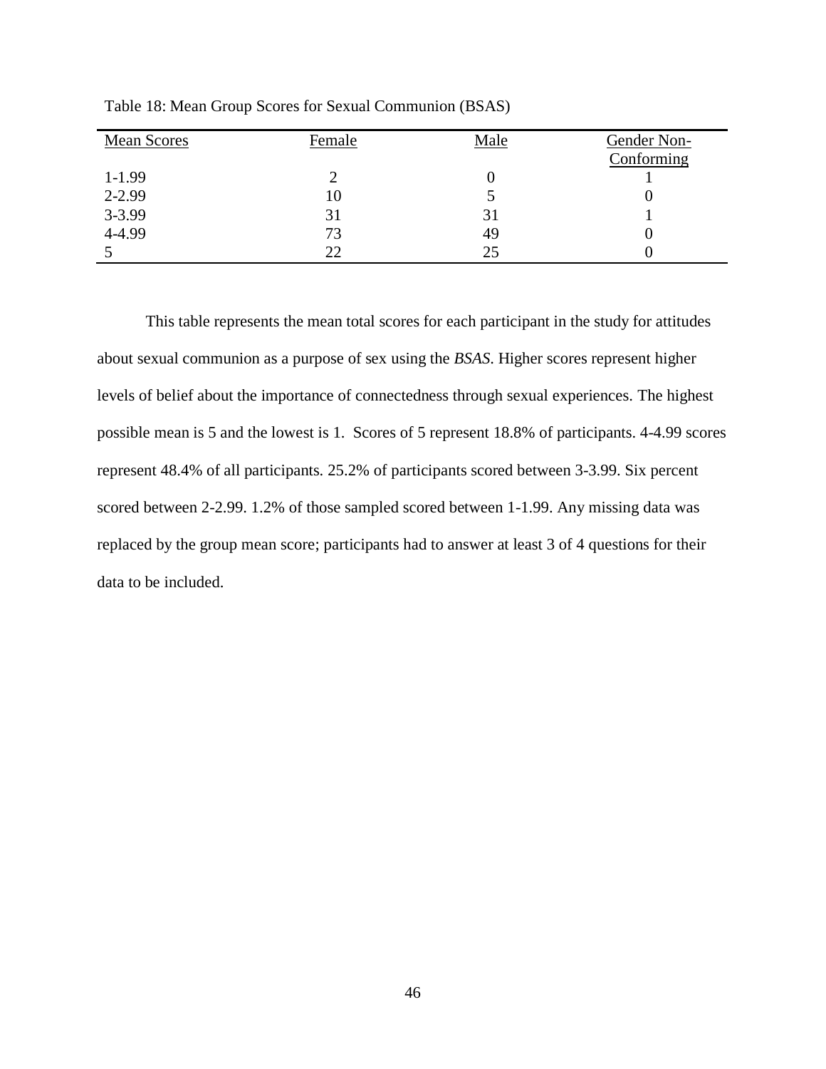Table 18: Mean Group Scores for Sexual Communion (BSAS)

| Mean Scores | Female | Male | Gender Non-Conforming |
|---|---|---|---|
| 1-1.99 | 2 | 0 | 1 |
| 2-2.99 | 10 | 5 | 0 |
| 3-3.99 | 31 | 31 | 1 |
| 4-4.99 | 73 | 49 | 0 |
| 5 | 22 | 25 | 0 |

This table represents the mean total scores for each participant in the study for attitudes about sexual communion as a purpose of sex using the *BSAS*. Higher scores represent higher levels of belief about the importance of connectedness through sexual experiences. The highest possible mean is 5 and the lowest is 1. Scores of 5 represent 18.8% of participants. 4-4.99 scores represent 48.4% of all participants. 25.2% of participants scored between 3-3.99. Six percent scored between 2-2.99. 1.2% of those sampled scored between 1-1.99. Any missing data was replaced by the group mean score; participants had to answer at least 3 of 4 questions for their data to be included.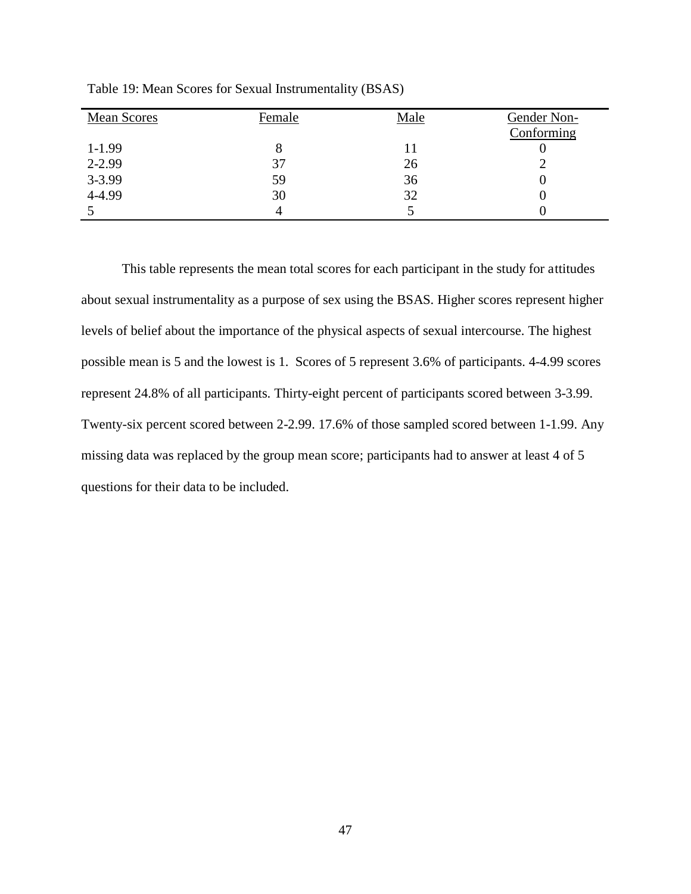Table 19: Mean Scores for Sexual Instrumentality (BSAS)

| Mean Scores | Female | Male | Gender Non-Conforming |
|---|---|---|---|
| 1-1.99 | 8 | 11 | 0 |
| 2-2.99 | 37 | 26 | 2 |
| 3-3.99 | 59 | 36 | 0 |
| 4-4.99 | 30 | 32 | 0 |
| 5 | 4 | 5 | 0 |

This table represents the mean total scores for each participant in the study for attitudes about sexual instrumentality as a purpose of sex using the BSAS. Higher scores represent higher levels of belief about the importance of the physical aspects of sexual intercourse. The highest possible mean is 5 and the lowest is 1. Scores of 5 represent 3.6% of participants. 4-4.99 scores represent 24.8% of all participants. Thirty-eight percent of participants scored between 3-3.99. Twenty-six percent scored between 2-2.99. 17.6% of those sampled scored between 1-1.99. Any missing data was replaced by the group mean score; participants had to answer at least 4 of 5 questions for their data to be included.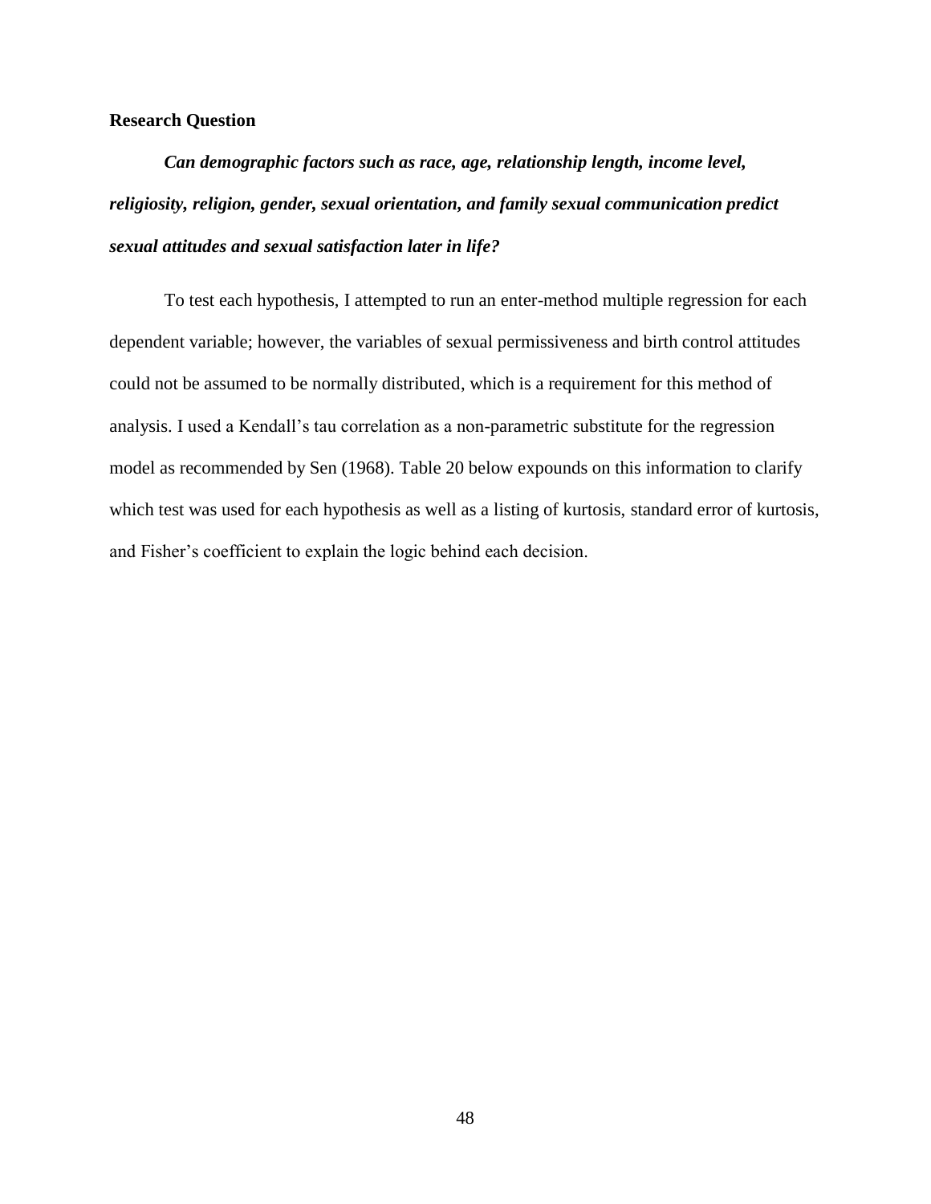**Research Question**

***Can demographic factors such as race, age, relationship length, income level, religiosity, religion, gender, sexual orientation, and family sexual communication predict sexual attitudes and sexual satisfaction later in life?***

To test each hypothesis, I attempted to run an enter-method multiple regression for each dependent variable; however, the variables of sexual permissiveness and birth control attitudes could not be assumed to be normally distributed, which is a requirement for this method of analysis. I used a Kendall's tau correlation as a non-parametric substitute for the regression model as recommended by Sen (1968). Table 20 below expounds on this information to clarify which test was used for each hypothesis as well as a listing of kurtosis, standard error of kurtosis, and Fisher's coefficient to explain the logic behind each decision.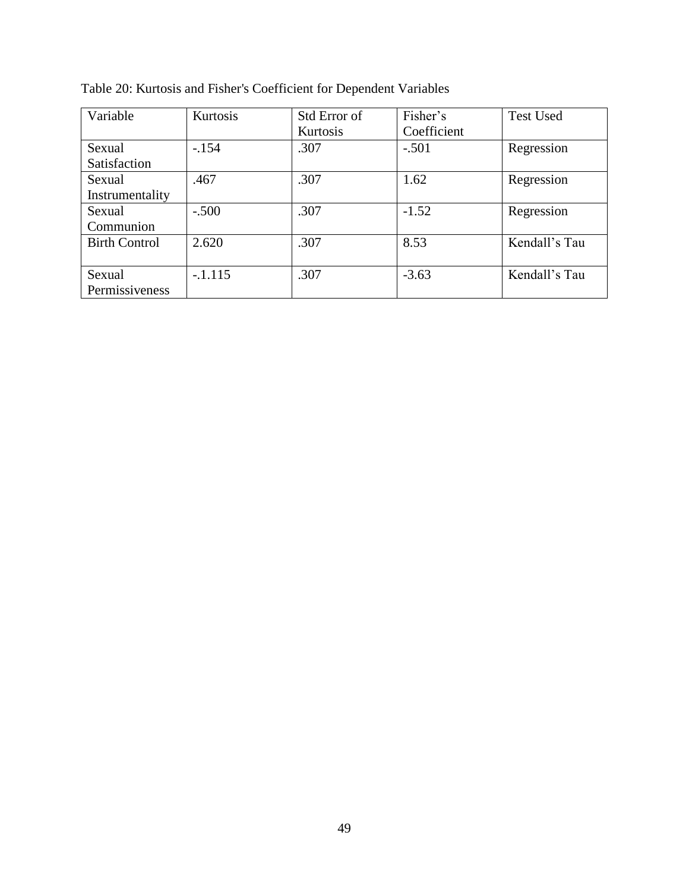Table 20: Kurtosis and Fisher's Coefficient for Dependent Variables

| Variable | Kurtosis | Std Error of Kurtosis | Fisher's Coefficient | Test Used |
|---|---|---|---|---|
| Sexual Satisfaction | -.154 | .307 | -.501 | Regression |
| Sexual Instrumentality | .467 | .307 | 1.62 | Regression |
| Sexual Communion | -.500 | .307 | -1.52 | Regression |
| Birth Control | 2.620 | .307 | 8.53 | Kendall's Tau |
| Sexual Permissiveness | -.1.115 | .307 | -3.63 | Kendall's Tau |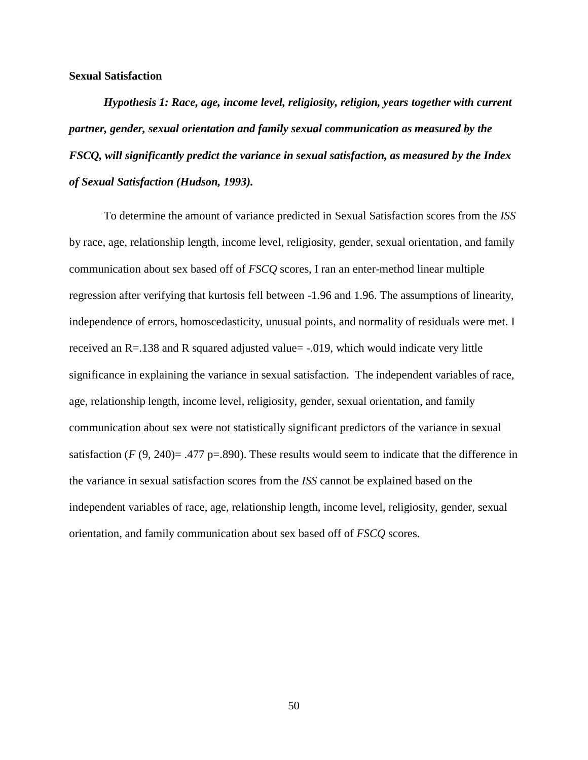**Sexual Satisfaction**

***Hypothesis 1: Race, age, income level, religiosity, religion, years together with current partner, gender, sexual orientation and family sexual communication as measured by the FSCQ, will significantly predict the variance in sexual satisfaction, as measured by the Index of Sexual Satisfaction (Hudson, 1993).***

To determine the amount of variance predicted in Sexual Satisfaction scores from the *ISS* by race, age, relationship length, income level, religiosity, gender, sexual orientation, and family communication about sex based off of *FSCQ* scores, I ran an enter-method linear multiple regression after verifying that kurtosis fell between -1.96 and 1.96. The assumptions of linearity, independence of errors, homoscedasticity, unusual points, and normality of residuals were met. I received an $R$=.138 and R squared adjusted value= -.019, which would indicate very little significance in explaining the variance in sexual satisfaction. The independent variables of race, age, relationship length, income level, religiosity, gender, sexual orientation, and family communication about sex were not statistically significant predictors of the variance in sexual satisfaction ($F$ (9, 240)= .477 p=.890). These results would seem to indicate that the difference in the variance in sexual satisfaction scores from the *ISS* cannot be explained based on the independent variables of race, age, relationship length, income level, religiosity, gender, sexual orientation, and family communication about sex based off of *FSCQ* scores.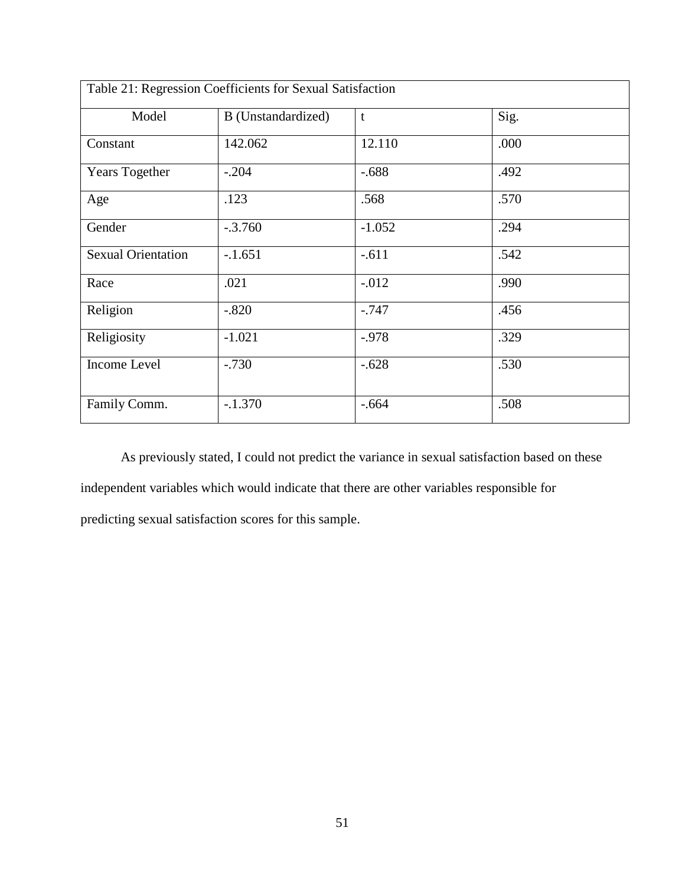| Table 21: Regression Coefficients for Sexual Satisfaction | | | |
|---|---|---|---|
| Model | B (Unstandardized) | t | Sig. |
| Constant | 142.062 | 12.110 | .000 |
| Years Together | -.204 | -.688 | .492 |
| Age | .123 | .568 | .570 |
| Gender | -.3.760 | -1.052 | .294 |
| Sexual Orientation | -.1.651 | -.611 | .542 |
| Race | .021 | -.012 | .990 |
| Religion | -.820 | -.747 | .456 |
| Religiosity | -1.021 | -.978 | .329 |
| Income Level | -.730 | -.628 | .530 |
| Family Comm. | -.1.370 | -.664 | .508 |

As previously stated, I could not predict the variance in sexual satisfaction based on these independent variables which would indicate that there are other variables responsible for predicting sexual satisfaction scores for this sample.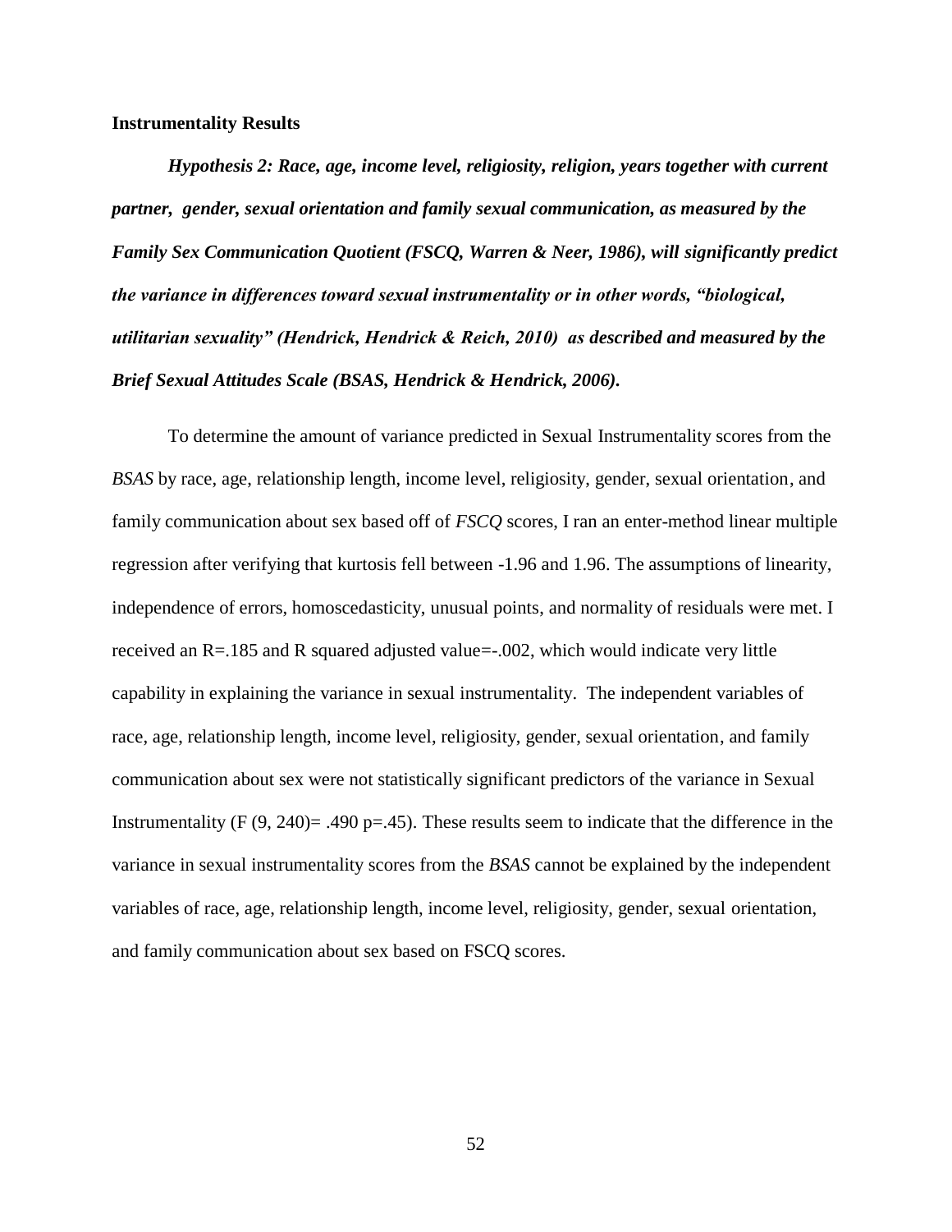**Instrumentality Results**

***Hypothesis 2: Race, age, income level, religiosity, religion, years together with current partner, gender, sexual orientation and family sexual communication, as measured by the Family Sex Communication Quotient (FSCQ, Warren & Neer, 1986), will significantly predict the variance in differences toward sexual instrumentality or in other words, "biological, utilitarian sexuality" (Hendrick, Hendrick & Reich, 2010) as described and measured by the Brief Sexual Attitudes Scale (BSAS, Hendrick & Hendrick, 2006).***

To determine the amount of variance predicted in Sexual Instrumentality scores from the *BSAS* by race, age, relationship length, income level, religiosity, gender, sexual orientation, and family communication about sex based off of *FSCQ* scores, I ran an enter-method linear multiple regression after verifying that kurtosis fell between -1.96 and 1.96. The assumptions of linearity, independence of errors, homoscedasticity, unusual points, and normality of residuals were met. I received an $R=.185$ and R squared adjusted value=-.002, which would indicate very little capability in explaining the variance in sexual instrumentality. The independent variables of race, age, relationship length, income level, religiosity, gender, sexual orientation, and family communication about sex were not statistically significant predictors of the variance in Sexual Instrumentality ($F(9, 240) = .490$ $p=.45$). These results seem to indicate that the difference in the variance in sexual instrumentality scores from the *BSAS* cannot be explained by the independent variables of race, age, relationship length, income level, religiosity, gender, sexual orientation, and family communication about sex based on FSCQ scores.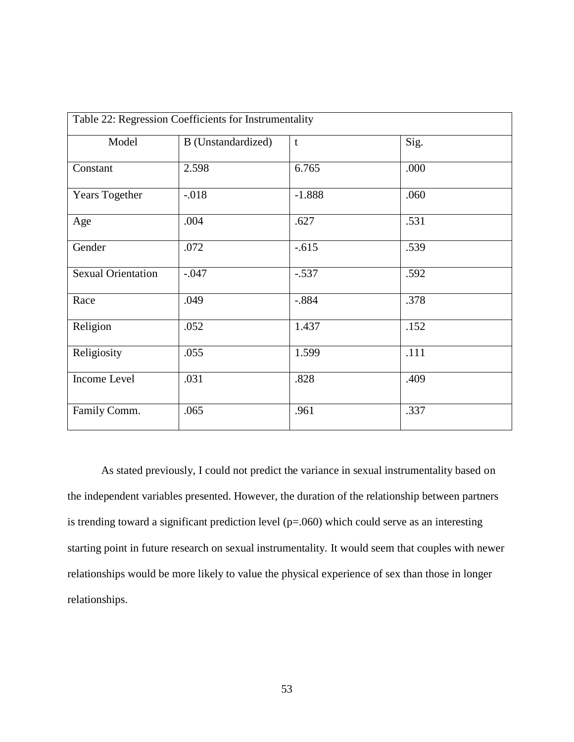Table 22: Regression Coefficients for Instrumentality

| Model | B (Unstandardized) | t | Sig. |
|---|---|---|---|
| Constant | 2.598 | 6.765 | .000 |
| Years Together | -.018 | -1.888 | .060 |
| Age | .004 | .627 | .531 |
| Gender | .072 | -.615 | .539 |
| Sexual Orientation | -.047 | -.537 | .592 |
| Race | .049 | -.884 | .378 |
| Religion | .052 | 1.437 | .152 |
| Religiosity | .055 | 1.599 | .111 |
| Income Level | .031 | .828 | .409 |
| Family Comm. | .065 | .961 | .337 |

As stated previously, I could not predict the variance in sexual instrumentality based on the independent variables presented. However, the duration of the relationship between partners is trending toward a significant prediction level ($p=.060$) which could serve as an interesting starting point in future research on sexual instrumentality. It would seem that couples with newer relationships would be more likely to value the physical experience of sex than those in longer relationships.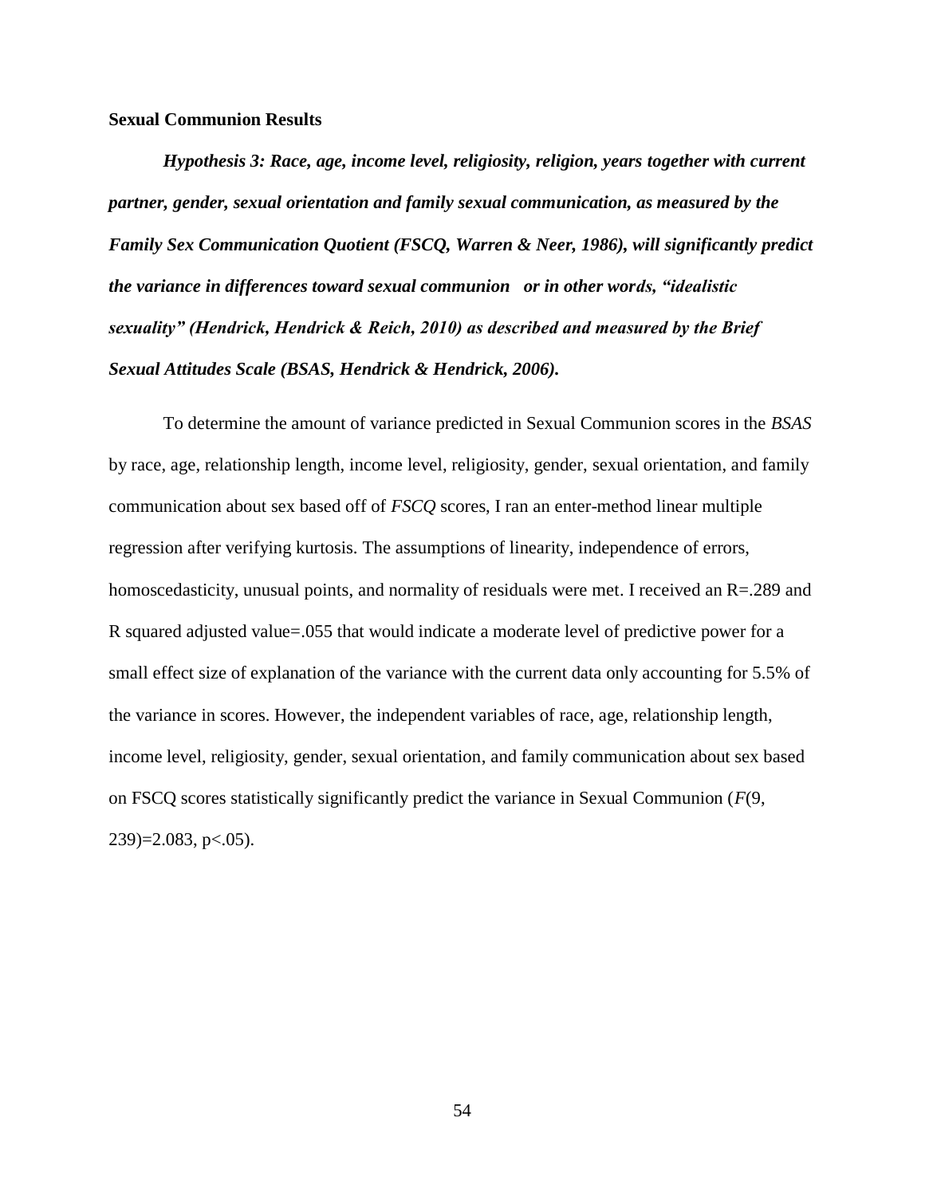**Sexual Communion Results**

***Hypothesis 3: Race, age, income level, religiosity, religion, years together with current partner, gender, sexual orientation and family sexual communication, as measured by the Family Sex Communication Quotient (FSCQ, Warren & Neer, 1986), will significantly predict the variance in differences toward sexual communion or in other words, "idealistic sexuality" (Hendrick, Hendrick & Reich, 2010) as described and measured by the Brief Sexual Attitudes Scale (BSAS, Hendrick & Hendrick, 2006).***

To determine the amount of variance predicted in Sexual Communion scores in the *BSAS* by race, age, relationship length, income level, religiosity, gender, sexual orientation, and family communication about sex based off of *FSCQ* scores, I ran an enter-method linear multiple regression after verifying kurtosis. The assumptions of linearity, independence of errors, homoscedasticity, unusual points, and normality of residuals were met. I received an R=.289 and R squared adjusted value=.055 that would indicate a moderate level of predictive power for a small effect size of explanation of the variance with the current data only accounting for 5.5% of the variance in scores. However, the independent variables of race, age, relationship length, income level, religiosity, gender, sexual orientation, and family communication about sex based on FSCQ scores statistically significantly predict the variance in Sexual Communion ($F(9, 239)=2.083$, $p<.05$).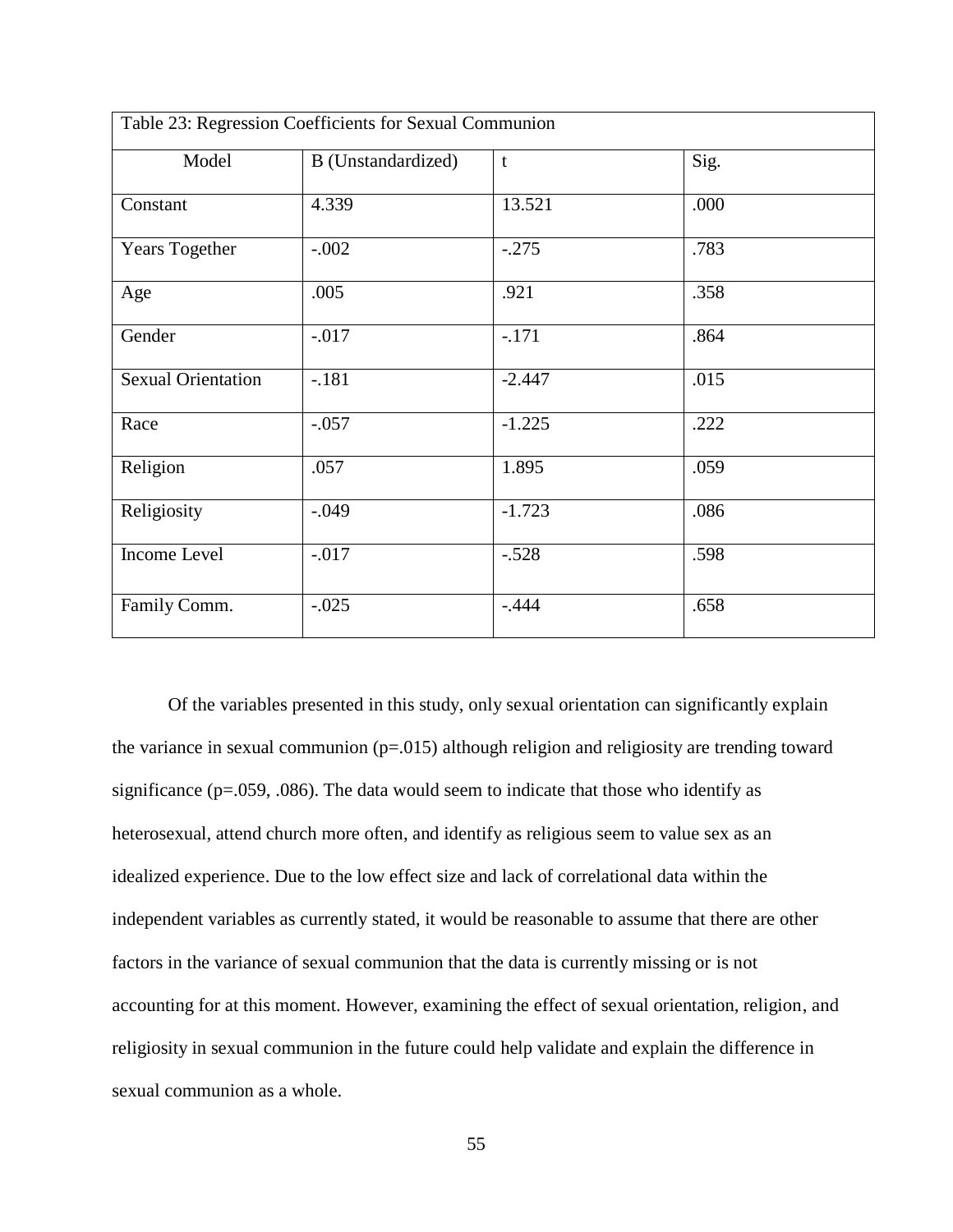Table 23: Regression Coefficients for Sexual Communion

| Model | B (Unstandardized) | t | Sig. |
|---|---|---|---|
| Constant | 4.339 | 13.521 | .000 |
| Years Together | -.002 | -.275 | .783 |
| Age | .005 | .921 | .358 |
| Gender | -.017 | -.171 | .864 |
| Sexual Orientation | -.181 | -2.447 | .015 |
| Race | -.057 | -1.225 | .222 |
| Religion | .057 | 1.895 | .059 |
| Religiosity | -.049 | -1.723 | .086 |
| Income Level | -.017 | -.528 | .598 |
| Family Comm. | -.025 | -.444 | .658 |

Of the variables presented in this study, only sexual orientation can significantly explain the variance in sexual communion (p=.015) although religion and religiosity are trending toward significance (p=.059, .086). The data would seem to indicate that those who identify as heterosexual, attend church more often, and identify as religious seem to value sex as an idealized experience. Due to the low effect size and lack of correlational data within the independent variables as currently stated, it would be reasonable to assume that there are other factors in the variance of sexual communion that the data is currently missing or is not accounting for at this moment. However, examining the effect of sexual orientation, religion, and religiosity in sexual communion in the future could help validate and explain the difference in sexual communion as a whole.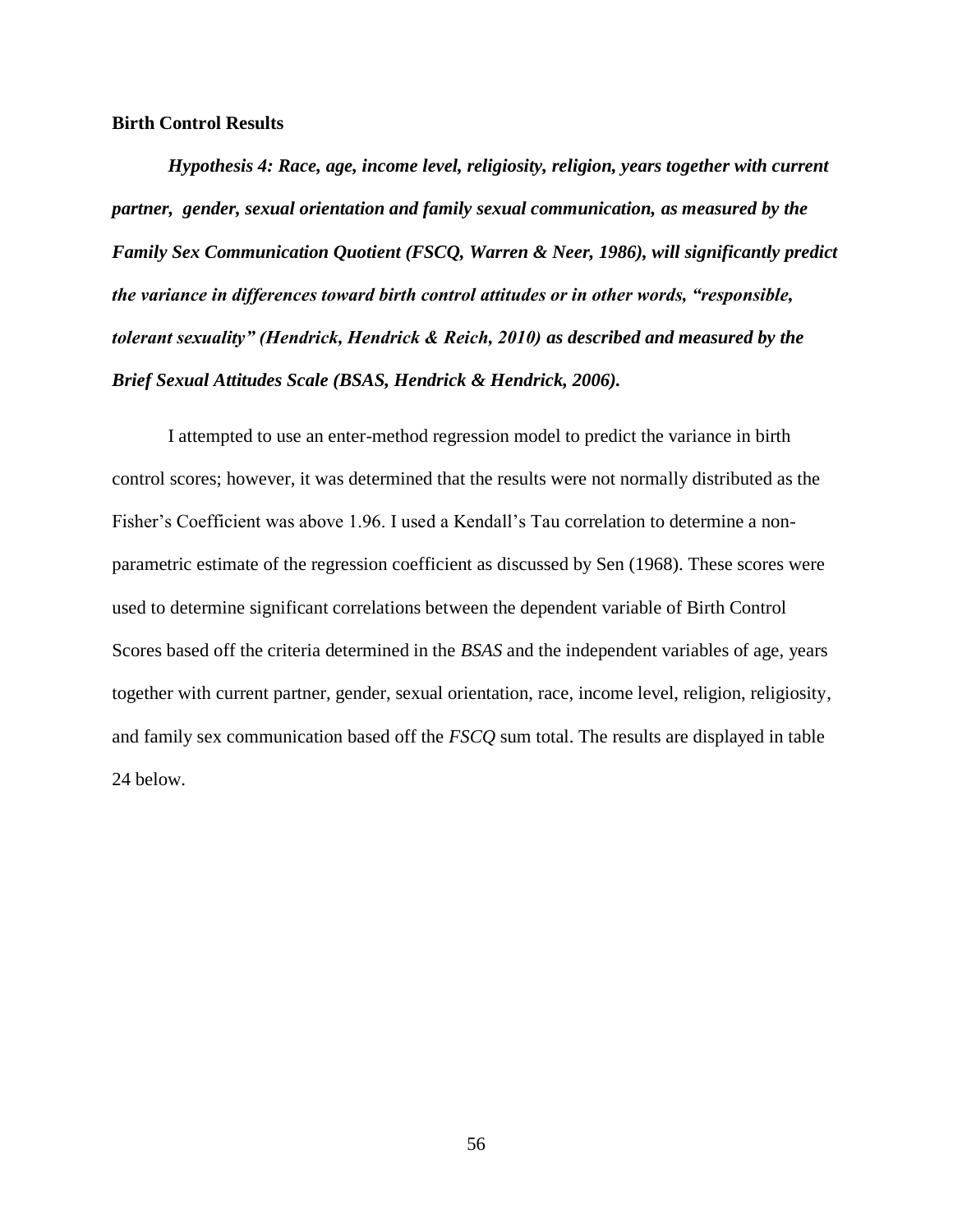**Birth Control Results**

***Hypothesis 4: Race, age, income level, religiosity, religion, years together with current partner, gender, sexual orientation and family sexual communication, as measured by the Family Sex Communication Quotient (FSCQ, Warren & Neer, 1986), will significantly predict the variance in differences toward birth control attitudes or in other words, "responsible, tolerant sexuality" (Hendrick, Hendrick & Reich, 2010) as described and measured by the Brief Sexual Attitudes Scale (BSAS, Hendrick & Hendrick, 2006).***

I attempted to use an enter-method regression model to predict the variance in birth control scores; however, it was determined that the results were not normally distributed as the Fisher's Coefficient was above 1.96. I used a Kendall's Tau correlation to determine a non-parametric estimate of the regression coefficient as discussed by Sen (1968). These scores were used to determine significant correlations between the dependent variable of Birth Control Scores based off the criteria determined in the *BSAS* and the independent variables of age, years together with current partner, gender, sexual orientation, race, income level, religion, religiosity, and family sex communication based off the *FSCQ* sum total. The results are displayed in table 24 below.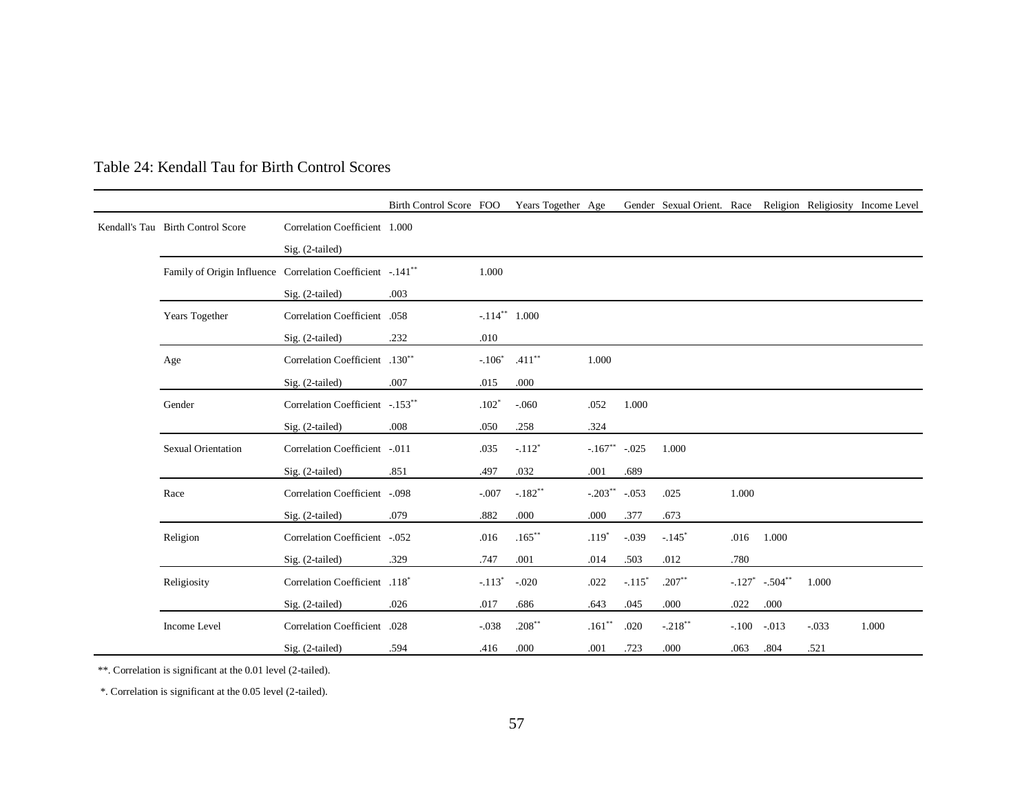Table 24: Kendall Tau for Birth Control Scores

| | | | Birth Control Score | FOO | Years Together | Age | Gender | Sexual Orient. | Race | Religion | Religiosity | Income Level |
|---|---|---|---|---|---|---|---|---|---|---|---|---|
| Kendall's Tau | Birth Control Score | Correlation Coefficient | 1.000 | | | | | | | | | |
| | | Sig. (2-tailed) | | | | | | | | | | |
| | Family of Origin Influence | Correlation Coefficient | -.141** | 1.000 | | | | | | | | |
| | | Sig. (2-tailed) | .003 | | | | | | | | | |
| | Years Together | Correlation Coefficient | .058 | -.114** | 1.000 | | | | | | | |
| | | Sig. (2-tailed) | .232 | .010 | | | | | | | | |
| | Age | Correlation Coefficient | .130** | -.106* | .411** | 1.000 | | | | | | |
| | | Sig. (2-tailed) | .007 | .015 | .000 | | | | | | | |
| | Gender | Correlation Coefficient | -.153** | .102* | -.060 | .052 | 1.000 | | | | | |
| | | Sig. (2-tailed) | .008 | .050 | .258 | .324 | | | | | | |
| | Sexual Orientation | Correlation Coefficient | -.011 | .035 | -.112* | -.167** | -.025 | 1.000 | | | | |
| | | Sig. (2-tailed) | .851 | .497 | .032 | .001 | .689 | | | | | |
| | Race | Correlation Coefficient | -.098 | -.007 | -.182** | -.203** | -.053 | .025 | 1.000 | | | |
| | | Sig. (2-tailed) | .079 | .882 | .000 | .000 | .377 | .673 | | | | |
| | Religion | Correlation Coefficient | -.052 | .016 | .165** | .119* | -.039 | -.145* | .016 | 1.000 | | |
| | | Sig. (2-tailed) | .329 | .747 | .001 | .014 | .503 | .012 | .780 | | | |
| | Religiosity | Correlation Coefficient | .118* | -.113* | -.020 | .022 | -.115* | .207** | -.127* | -.504** | 1.000 | |
| | | Sig. (2-tailed) | .026 | .017 | .686 | .643 | .045 | .000 | .022 | .000 | | |
| | Income Level | Correlation Coefficient | .028 | -.038 | .208** | .161** | .020 | -.218** | -.100 | -.013 | -.033 | 1.000 |
| | | Sig. (2-tailed) | .594 | .416 | .000 | .001 | .723 | .000 | .063 | .804 | .521 | |

**. Correlation is significant at the 0.01 level (2-tailed).

*. Correlation is significant at the 0.05 level (2-tailed).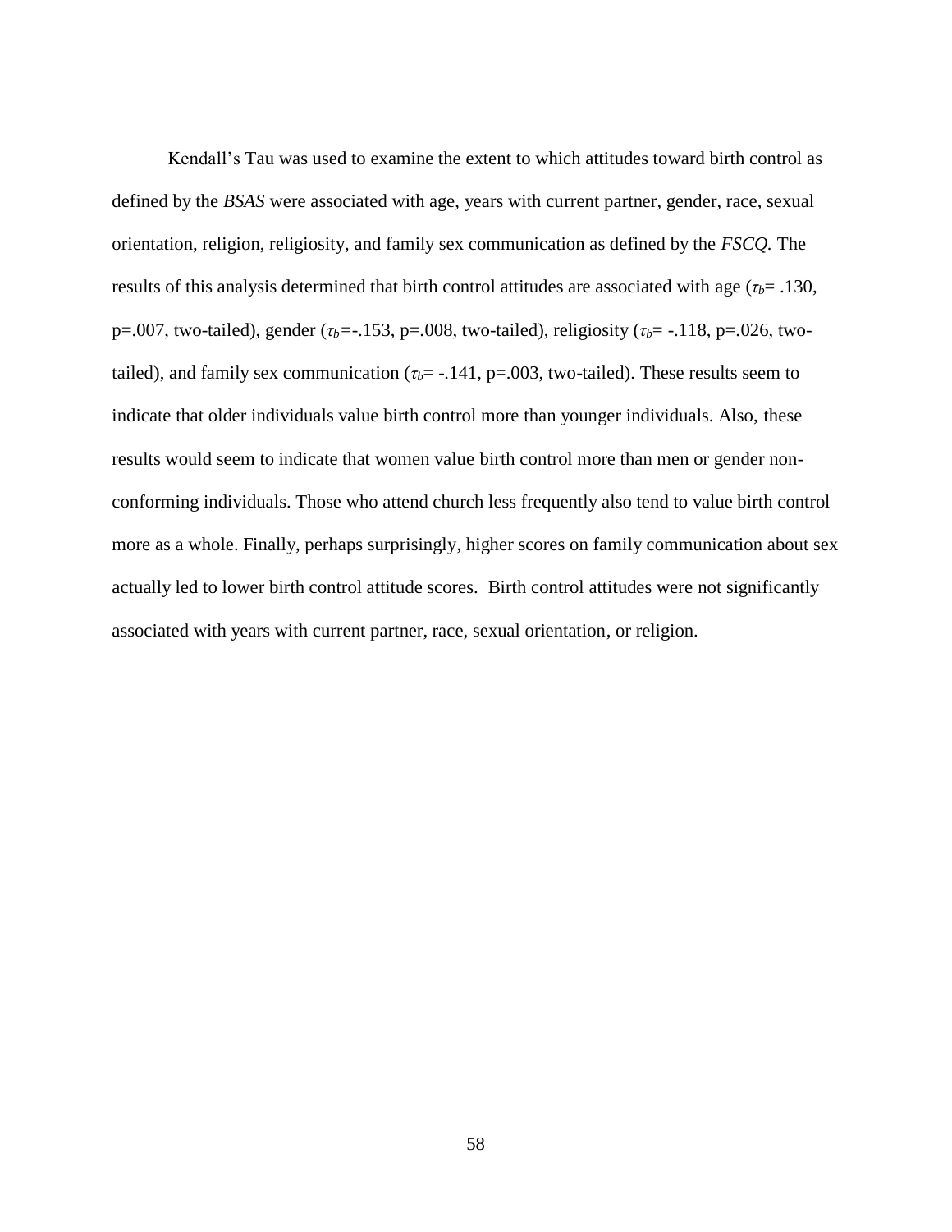Kendall's Tau was used to examine the extent to which attitudes toward birth control as defined by the *BSAS* were associated with age, years with current partner, gender, race, sexual orientation, religion, religiosity, and family sex communication as defined by the *FSCQ.* The results of this analysis determined that birth control attitudes are associated with age ($\tau_b$= .130, p=.007, two-tailed), gender ($\tau_b$=-.153, p=.008, two-tailed), religiosity ($\tau_b$= -.118, p=.026, two-tailed), and family sex communication ($\tau_b$= -.141, p=.003, two-tailed). These results seem to indicate that older individuals value birth control more than younger individuals. Also, these results would seem to indicate that women value birth control more than men or gender non-conforming individuals. Those who attend church less frequently also tend to value birth control more as a whole. Finally, perhaps surprisingly, higher scores on family communication about sex actually led to lower birth control attitude scores. Birth control attitudes were not significantly associated with years with current partner, race, sexual orientation, or religion.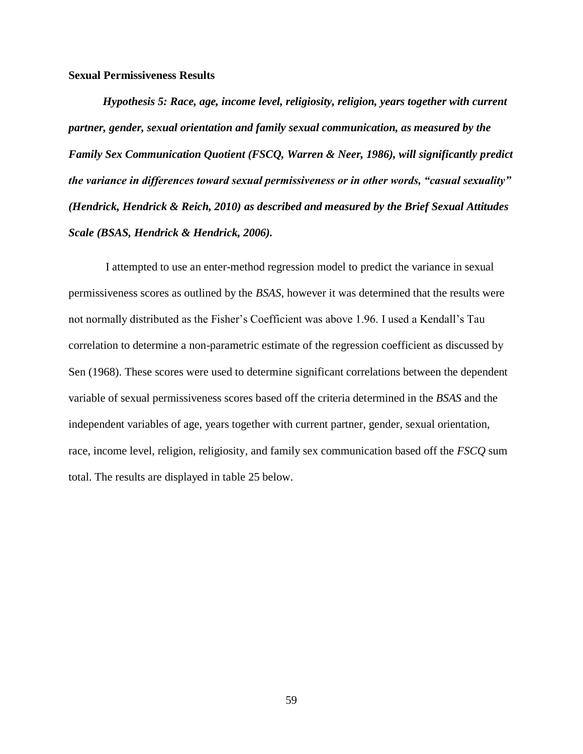**Sexual Permissiveness Results**

***Hypothesis 5: Race, age, income level, religiosity, religion, years together with current partner, gender, sexual orientation and family sexual communication, as measured by the Family Sex Communication Quotient (FSCQ, Warren & Neer, 1986), will significantly predict the variance in differences toward sexual permissiveness or in other words, "casual sexuality" (Hendrick, Hendrick & Reich, 2010) as described and measured by the Brief Sexual Attitudes Scale (BSAS, Hendrick & Hendrick, 2006).***

I attempted to use an enter-method regression model to predict the variance in sexual permissiveness scores as outlined by the *BSAS*, however it was determined that the results were not normally distributed as the Fisher's Coefficient was above 1.96. I used a Kendall's Tau correlation to determine a non-parametric estimate of the regression coefficient as discussed by Sen (1968). These scores were used to determine significant correlations between the dependent variable of sexual permissiveness scores based off the criteria determined in the *BSAS* and the independent variables of age, years together with current partner, gender, sexual orientation, race, income level, religion, religiosity, and family sex communication based off the *FSCQ* sum total. The results are displayed in table 25 below.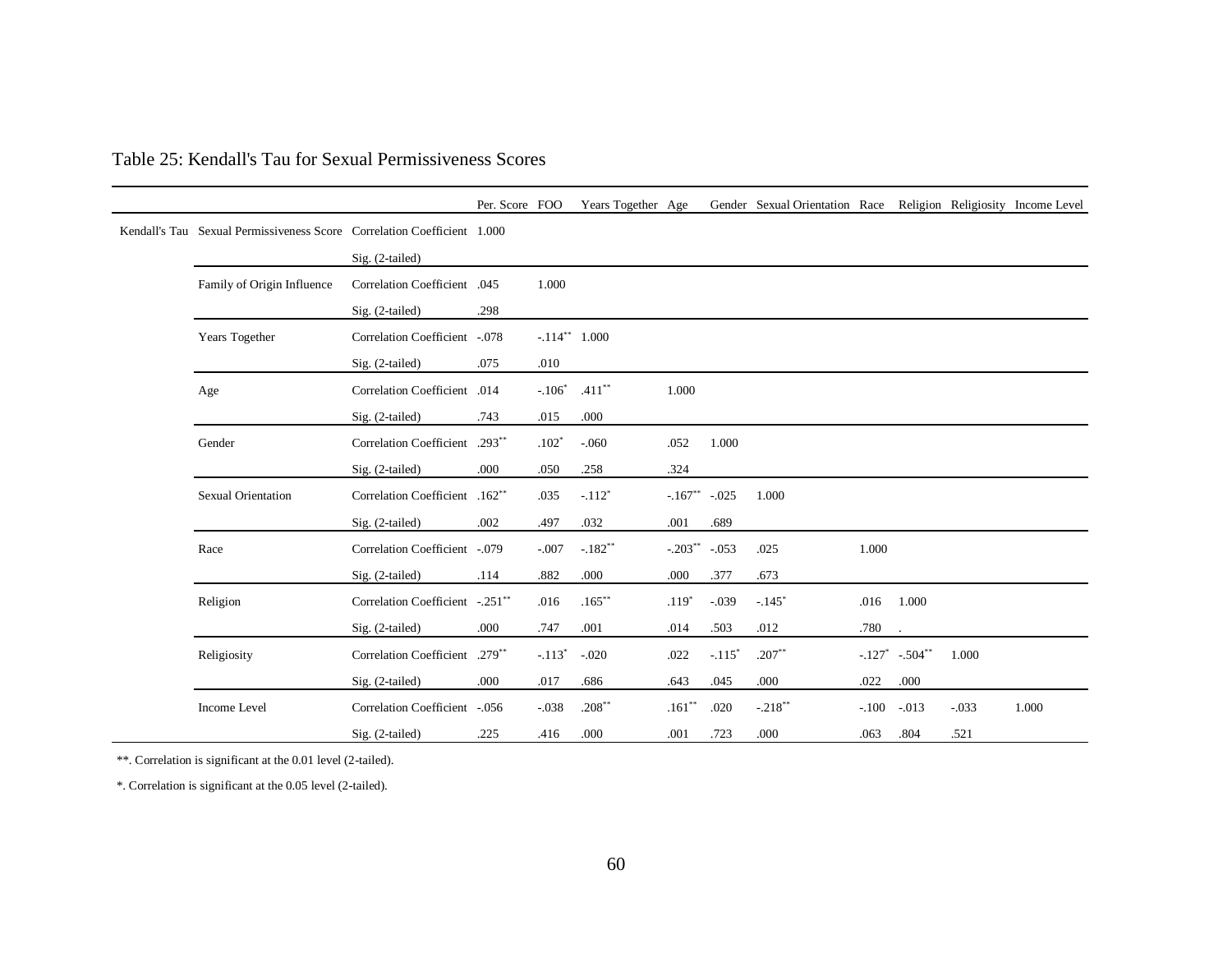Table 25: Kendall's Tau for Sexual Permissiveness Scores

| | | | Per. Score | FOO | Years Together | Age | Gender | Sexual Orientation | Race | Religion | Religiosity | Income Level |
|---|---|---|---|---|---|---|---|---|---|---|---|---|
| Kendall's Tau | Sexual Permissiveness Score | Correlation Coefficient | 1.000 | | | | | | | | | |
| | | Sig. (2-tailed) | | | | | | | | | | |
| | Family of Origin Influence | Correlation Coefficient | .045 | 1.000 | | | | | | | | |
| | | Sig. (2-tailed) | .298 | | | | | | | | | |
| | Years Together | Correlation Coefficient | -.078 | -.114** | 1.000 | | | | | | | |
| | | Sig. (2-tailed) | .075 | .010 | | | | | | | | |
| | Age | Correlation Coefficient | .014 | -.106* | .411** | 1.000 | | | | | | |
| | | Sig. (2-tailed) | .743 | .015 | .000 | | | | | | | |
| | Gender | Correlation Coefficient | .293** | .102* | -.060 | .052 | 1.000 | | | | | |
| | | Sig. (2-tailed) | .000 | .050 | .258 | .324 | | | | | | |
| | Sexual Orientation | Correlation Coefficient | .162** | .035 | -.112* | -.167** | -.025 | 1.000 | | | | |
| | | Sig. (2-tailed) | .002 | .497 | .032 | .001 | .689 | | | | | |
| | Race | Correlation Coefficient | -.079 | -.007 | -.182** | -.203** | -.053 | .025 | 1.000 | | | |
| | | Sig. (2-tailed) | .114 | .882 | .000 | .000 | .377 | .673 | | | | |
| | Religion | Correlation Coefficient | -.251** | .016 | .165** | .119* | -.039 | -.145* | .016 | 1.000 | | |
| | | Sig. (2-tailed) | .000 | .747 | .001 | .014 | .503 | .012 | .780 | . | | |
| | Religiosity | Correlation Coefficient | .279** | -.113* | -.020 | .022 | -.115* | .207** | -.127* | -.504** | 1.000 | |
| | | Sig. (2-tailed) | .000 | .017 | .686 | .643 | .045 | .000 | .022 | .000 | | |
| | Income Level | Correlation Coefficient | -.056 | -.038 | .208** | .161** | .020 | -.218** | -.100 | -.013 | -.033 | 1.000 |
| | | Sig. (2-tailed) | .225 | .416 | .000 | .001 | .723 | .000 | .063 | .804 | .521 | |

**. Correlation is significant at the 0.01 level (2-tailed).

*. Correlation is significant at the 0.05 level (2-tailed).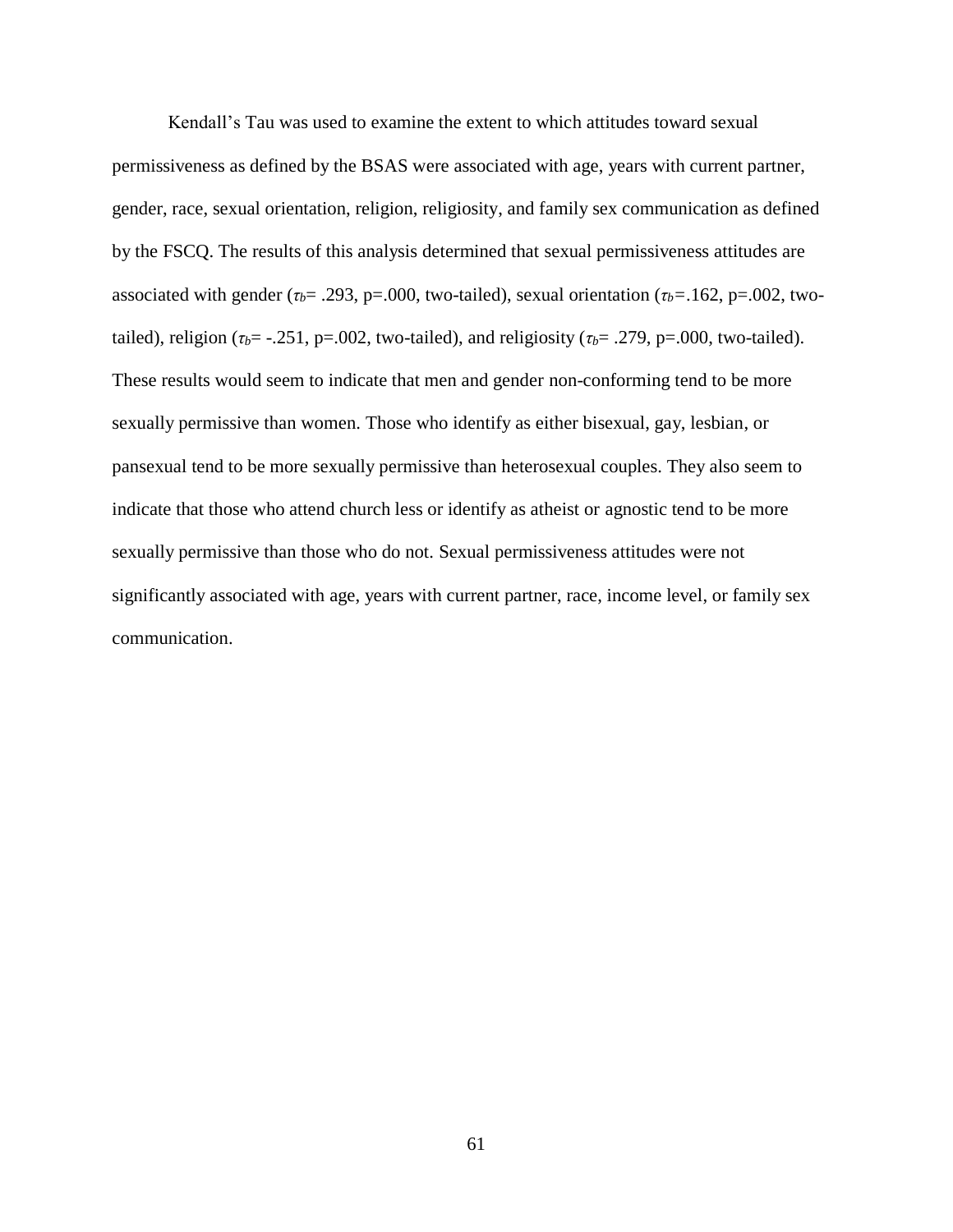Kendall's Tau was used to examine the extent to which attitudes toward sexual permissiveness as defined by the BSAS were associated with age, years with current partner, gender, race, sexual orientation, religion, religiosity, and family sex communication as defined by the FSCQ. The results of this analysis determined that sexual permissiveness attitudes are associated with gender ($\tau_b$= .293, p=.000, two-tailed), sexual orientation ($\tau_b$=.162, p=.002, two-tailed), religion ($\tau_b$= -.251, p=.002, two-tailed), and religiosity ($\tau_b$= .279, p=.000, two-tailed). These results would seem to indicate that men and gender non-conforming tend to be more sexually permissive than women. Those who identify as either bisexual, gay, lesbian, or pansexual tend to be more sexually permissive than heterosexual couples. They also seem to indicate that those who attend church less or identify as atheist or agnostic tend to be more sexually permissive than those who do not. Sexual permissiveness attitudes were not significantly associated with age, years with current partner, race, income level, or family sex communication.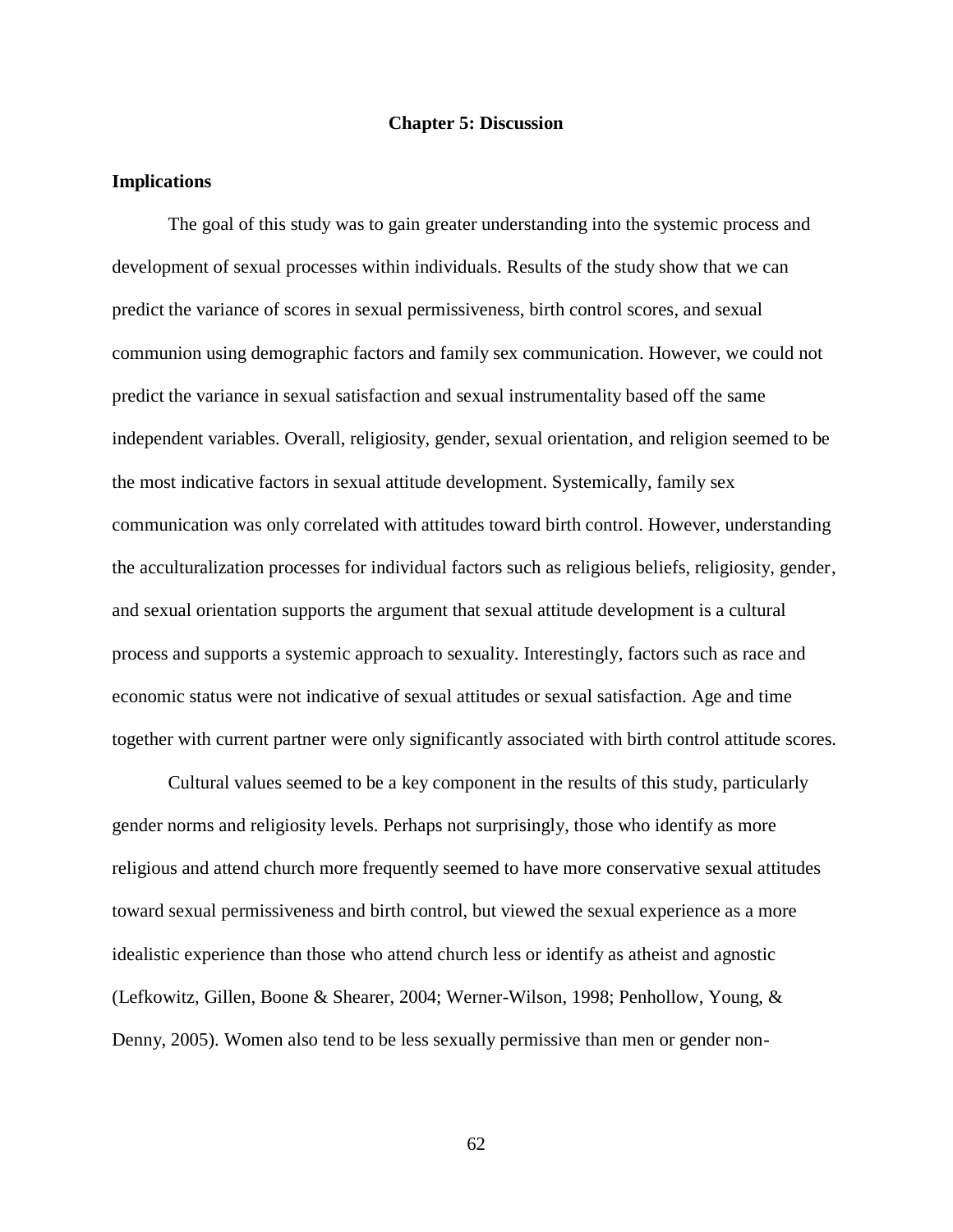# Chapter 5: Discussion

## Implications

The goal of this study was to gain greater understanding into the systemic process and development of sexual processes within individuals. Results of the study show that we can predict the variance of scores in sexual permissiveness, birth control scores, and sexual communion using demographic factors and family sex communication. However, we could not predict the variance in sexual satisfaction and sexual instrumentality based off the same independent variables. Overall, religiosity, gender, sexual orientation, and religion seemed to be the most indicative factors in sexual attitude development. Systemically, family sex communication was only correlated with attitudes toward birth control. However, understanding the acculturalization processes for individual factors such as religious beliefs, religiosity, gender, and sexual orientation supports the argument that sexual attitude development is a cultural process and supports a systemic approach to sexuality. Interestingly, factors such as race and economic status were not indicative of sexual attitudes or sexual satisfaction. Age and time together with current partner were only significantly associated with birth control attitude scores.

Cultural values seemed to be a key component in the results of this study, particularly gender norms and religiosity levels. Perhaps not surprisingly, those who identify as more religious and attend church more frequently seemed to have more conservative sexual attitudes toward sexual permissiveness and birth control, but viewed the sexual experience as a more idealistic experience than those who attend church less or identify as atheist and agnostic (Lefkowitz, Gillen, Boone & Shearer, 2004; Werner-Wilson, 1998; Penhollow, Young, & Denny, 2005). Women also tend to be less sexually permissive than men or gender non-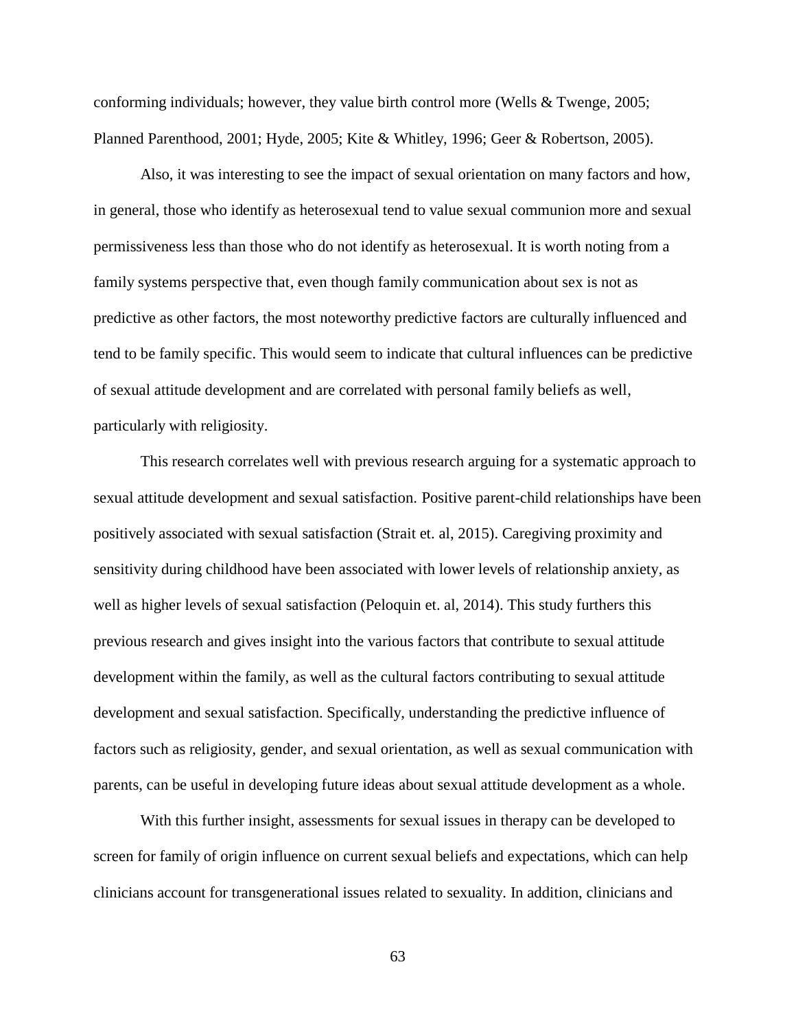conforming individuals; however, they value birth control more (Wells & Twenge, 2005; Planned Parenthood, 2001; Hyde, 2005; Kite & Whitley, 1996; Geer & Robertson, 2005).

Also, it was interesting to see the impact of sexual orientation on many factors and how, in general, those who identify as heterosexual tend to value sexual communion more and sexual permissiveness less than those who do not identify as heterosexual. It is worth noting from a family systems perspective that, even though family communication about sex is not as predictive as other factors, the most noteworthy predictive factors are culturally influenced and tend to be family specific. This would seem to indicate that cultural influences can be predictive of sexual attitude development and are correlated with personal family beliefs as well, particularly with religiosity.

This research correlates well with previous research arguing for a systematic approach to sexual attitude development and sexual satisfaction. Positive parent-child relationships have been positively associated with sexual satisfaction (Strait et. al, 2015). Caregiving proximity and sensitivity during childhood have been associated with lower levels of relationship anxiety, as well as higher levels of sexual satisfaction (Peloquin et. al, 2014). This study furthers this previous research and gives insight into the various factors that contribute to sexual attitude development within the family, as well as the cultural factors contributing to sexual attitude development and sexual satisfaction. Specifically, understanding the predictive influence of factors such as religiosity, gender, and sexual orientation, as well as sexual communication with parents, can be useful in developing future ideas about sexual attitude development as a whole.

With this further insight, assessments for sexual issues in therapy can be developed to screen for family of origin influence on current sexual beliefs and expectations, which can help clinicians account for transgenerational issues related to sexuality. In addition, clinicians and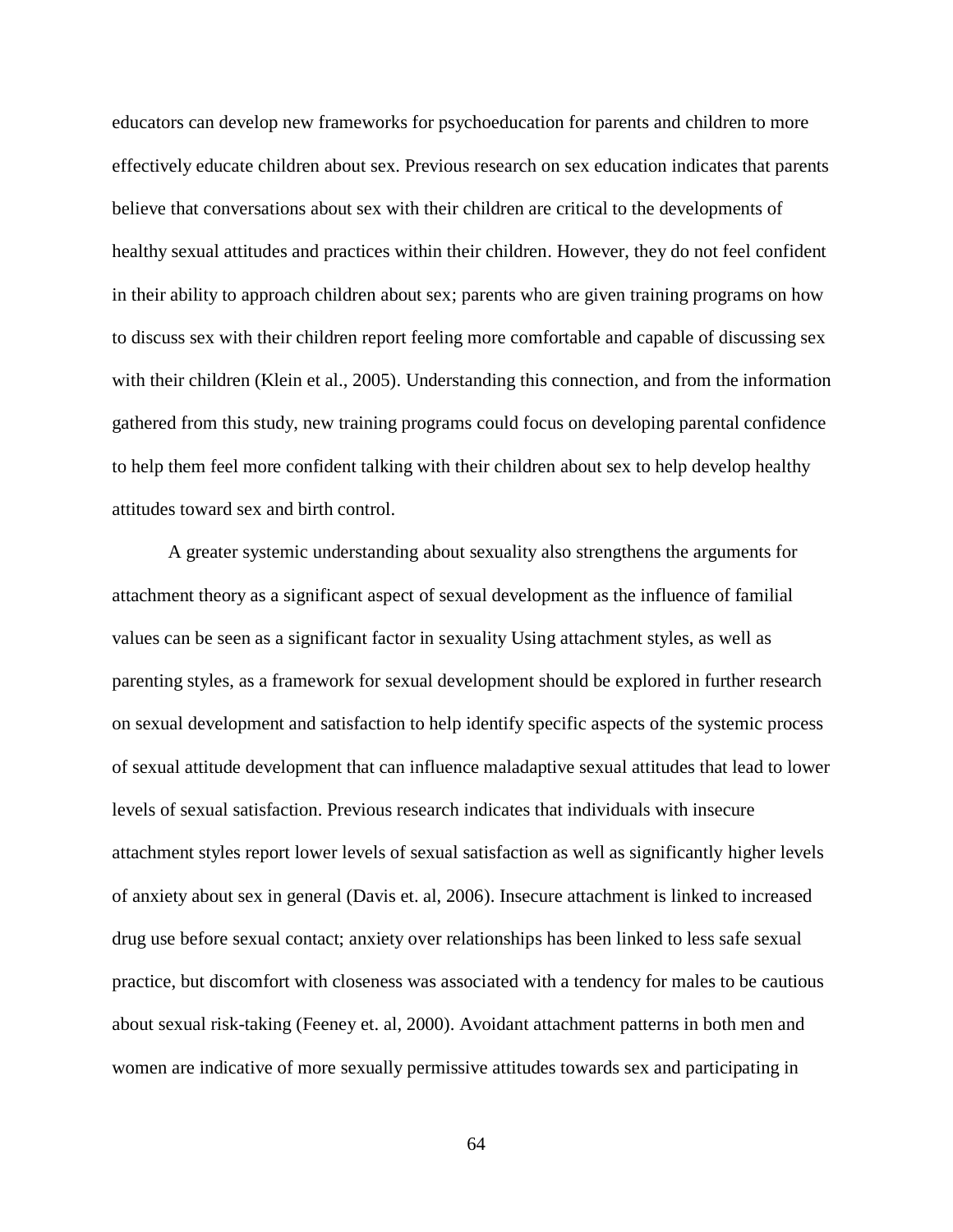educators can develop new frameworks for psychoeducation for parents and children to more effectively educate children about sex. Previous research on sex education indicates that parents believe that conversations about sex with their children are critical to the developments of healthy sexual attitudes and practices within their children. However, they do not feel confident in their ability to approach children about sex; parents who are given training programs on how to discuss sex with their children report feeling more comfortable and capable of discussing sex with their children (Klein et al., 2005). Understanding this connection, and from the information gathered from this study, new training programs could focus on developing parental confidence to help them feel more confident talking with their children about sex to help develop healthy attitudes toward sex and birth control.

A greater systemic understanding about sexuality also strengthens the arguments for attachment theory as a significant aspect of sexual development as the influence of familial values can be seen as a significant factor in sexuality Using attachment styles, as well as parenting styles, as a framework for sexual development should be explored in further research on sexual development and satisfaction to help identify specific aspects of the systemic process of sexual attitude development that can influence maladaptive sexual attitudes that lead to lower levels of sexual satisfaction. Previous research indicates that individuals with insecure attachment styles report lower levels of sexual satisfaction as well as significantly higher levels of anxiety about sex in general (Davis et. al, 2006). Insecure attachment is linked to increased drug use before sexual contact; anxiety over relationships has been linked to less safe sexual practice, but discomfort with closeness was associated with a tendency for males to be cautious about sexual risk-taking (Feeney et. al, 2000). Avoidant attachment patterns in both men and women are indicative of more sexually permissive attitudes towards sex and participating in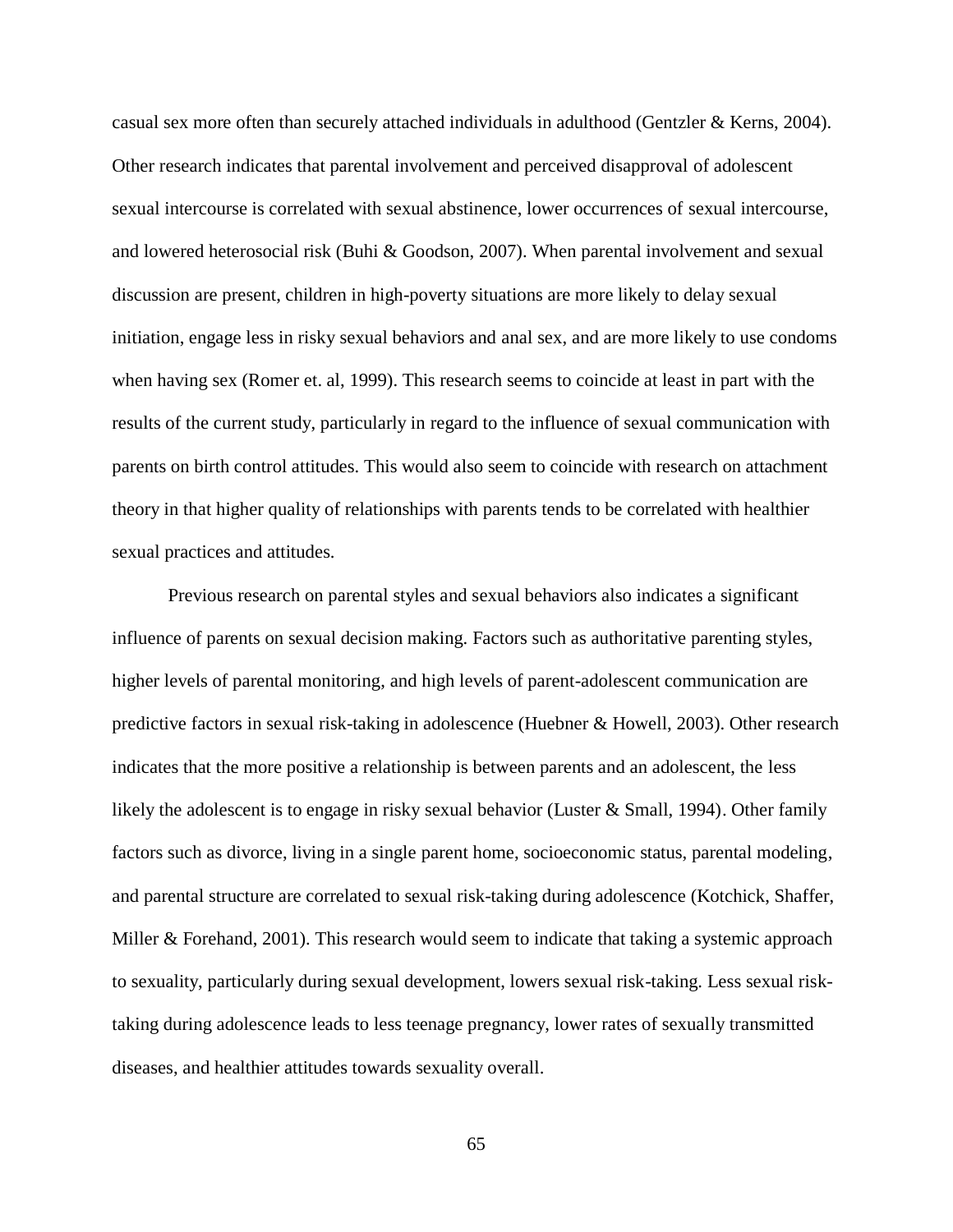casual sex more often than securely attached individuals in adulthood (Gentzler & Kerns, 2004). Other research indicates that parental involvement and perceived disapproval of adolescent sexual intercourse is correlated with sexual abstinence, lower occurrences of sexual intercourse, and lowered heterosocial risk (Buhi & Goodson, 2007). When parental involvement and sexual discussion are present, children in high-poverty situations are more likely to delay sexual initiation, engage less in risky sexual behaviors and anal sex, and are more likely to use condoms when having sex (Romer et. al, 1999). This research seems to coincide at least in part with the results of the current study, particularly in regard to the influence of sexual communication with parents on birth control attitudes. This would also seem to coincide with research on attachment theory in that higher quality of relationships with parents tends to be correlated with healthier sexual practices and attitudes.

Previous research on parental styles and sexual behaviors also indicates a significant influence of parents on sexual decision making. Factors such as authoritative parenting styles, higher levels of parental monitoring, and high levels of parent-adolescent communication are predictive factors in sexual risk-taking in adolescence (Huebner & Howell, 2003). Other research indicates that the more positive a relationship is between parents and an adolescent, the less likely the adolescent is to engage in risky sexual behavior (Luster & Small, 1994). Other family factors such as divorce, living in a single parent home, socioeconomic status, parental modeling, and parental structure are correlated to sexual risk-taking during adolescence (Kotchick, Shaffer, Miller & Forehand, 2001). This research would seem to indicate that taking a systemic approach to sexuality, particularly during sexual development, lowers sexual risk-taking. Less sexual risk-taking during adolescence leads to less teenage pregnancy, lower rates of sexually transmitted diseases, and healthier attitudes towards sexuality overall.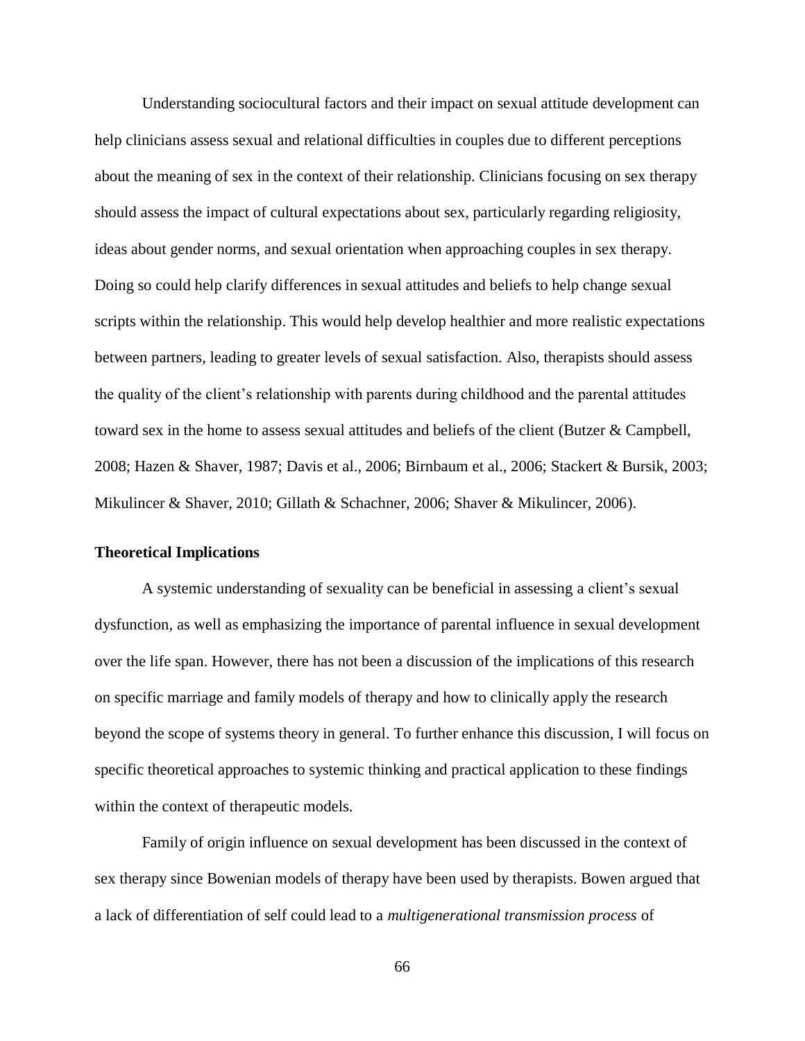Understanding sociocultural factors and their impact on sexual attitude development can help clinicians assess sexual and relational difficulties in couples due to different perceptions about the meaning of sex in the context of their relationship. Clinicians focusing on sex therapy should assess the impact of cultural expectations about sex, particularly regarding religiosity, ideas about gender norms, and sexual orientation when approaching couples in sex therapy. Doing so could help clarify differences in sexual attitudes and beliefs to help change sexual scripts within the relationship. This would help develop healthier and more realistic expectations between partners, leading to greater levels of sexual satisfaction. Also, therapists should assess the quality of the client's relationship with parents during childhood and the parental attitudes toward sex in the home to assess sexual attitudes and beliefs of the client (Butzer & Campbell, 2008; Hazen & Shaver, 1987; Davis et al., 2006; Birnbaum et al., 2006; Stackert & Bursik, 2003; Mikulincer & Shaver, 2010; Gillath & Schachner, 2006; Shaver & Mikulincer, 2006).

**Theoretical Implications**

A systemic understanding of sexuality can be beneficial in assessing a client's sexual dysfunction, as well as emphasizing the importance of parental influence in sexual development over the life span. However, there has not been a discussion of the implications of this research on specific marriage and family models of therapy and how to clinically apply the research beyond the scope of systems theory in general. To further enhance this discussion, I will focus on specific theoretical approaches to systemic thinking and practical application to these findings within the context of therapeutic models.

Family of origin influence on sexual development has been discussed in the context of sex therapy since Bowenian models of therapy have been used by therapists. Bowen argued that a lack of differentiation of self could lead to a *multigenerational transmission process* of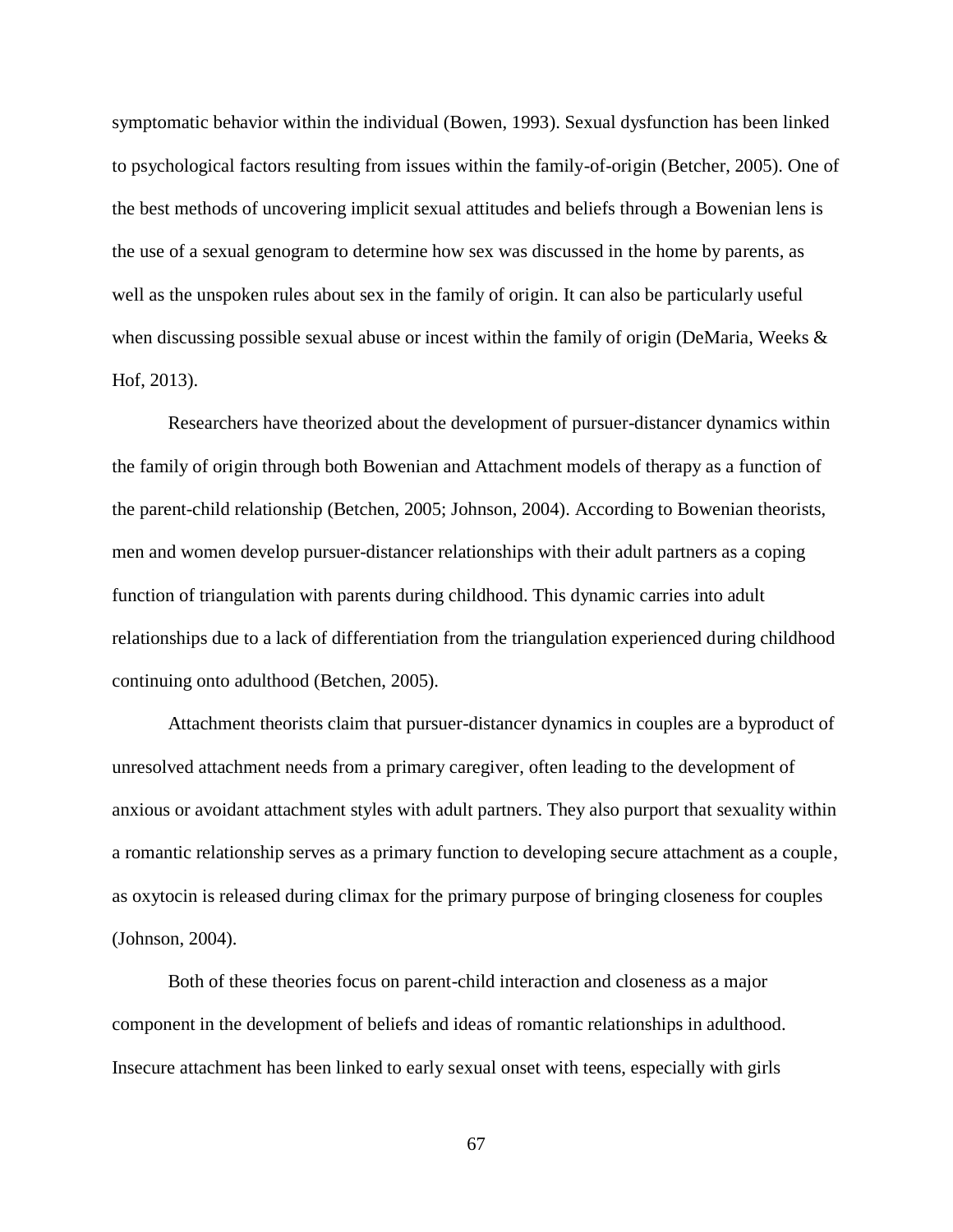symptomatic behavior within the individual (Bowen, 1993). Sexual dysfunction has been linked to psychological factors resulting from issues within the family-of-origin (Betcher, 2005). One of the best methods of uncovering implicit sexual attitudes and beliefs through a Bowenian lens is the use of a sexual genogram to determine how sex was discussed in the home by parents, as well as the unspoken rules about sex in the family of origin. It can also be particularly useful when discussing possible sexual abuse or incest within the family of origin (DeMaria, Weeks & Hof, 2013).

Researchers have theorized about the development of pursuer-distancer dynamics within the family of origin through both Bowenian and Attachment models of therapy as a function of the parent-child relationship (Betchen, 2005; Johnson, 2004). According to Bowenian theorists, men and women develop pursuer-distancer relationships with their adult partners as a coping function of triangulation with parents during childhood. This dynamic carries into adult relationships due to a lack of differentiation from the triangulation experienced during childhood continuing onto adulthood (Betchen, 2005).

Attachment theorists claim that pursuer-distancer dynamics in couples are a byproduct of unresolved attachment needs from a primary caregiver, often leading to the development of anxious or avoidant attachment styles with adult partners. They also purport that sexuality within a romantic relationship serves as a primary function to developing secure attachment as a couple, as oxytocin is released during climax for the primary purpose of bringing closeness for couples (Johnson, 2004).

Both of these theories focus on parent-child interaction and closeness as a major component in the development of beliefs and ideas of romantic relationships in adulthood. Insecure attachment has been linked to early sexual onset with teens, especially with girls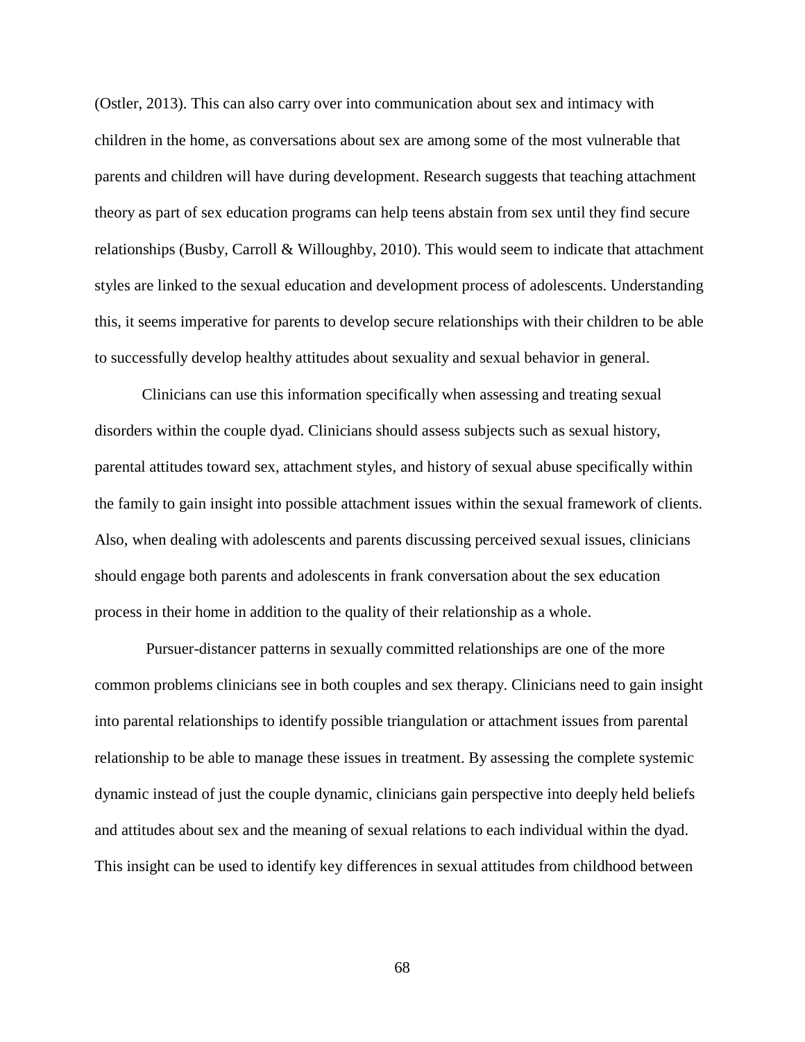(Ostler, 2013). This can also carry over into communication about sex and intimacy with children in the home, as conversations about sex are among some of the most vulnerable that parents and children will have during development. Research suggests that teaching attachment theory as part of sex education programs can help teens abstain from sex until they find secure relationships (Busby, Carroll & Willoughby, 2010). This would seem to indicate that attachment styles are linked to the sexual education and development process of adolescents. Understanding this, it seems imperative for parents to develop secure relationships with their children to be able to successfully develop healthy attitudes about sexuality and sexual behavior in general.

Clinicians can use this information specifically when assessing and treating sexual disorders within the couple dyad. Clinicians should assess subjects such as sexual history, parental attitudes toward sex, attachment styles, and history of sexual abuse specifically within the family to gain insight into possible attachment issues within the sexual framework of clients. Also, when dealing with adolescents and parents discussing perceived sexual issues, clinicians should engage both parents and adolescents in frank conversation about the sex education process in their home in addition to the quality of their relationship as a whole.

Pursuer-distancer patterns in sexually committed relationships are one of the more common problems clinicians see in both couples and sex therapy. Clinicians need to gain insight into parental relationships to identify possible triangulation or attachment issues from parental relationship to be able to manage these issues in treatment. By assessing the complete systemic dynamic instead of just the couple dynamic, clinicians gain perspective into deeply held beliefs and attitudes about sex and the meaning of sexual relations to each individual within the dyad. This insight can be used to identify key differences in sexual attitudes from childhood between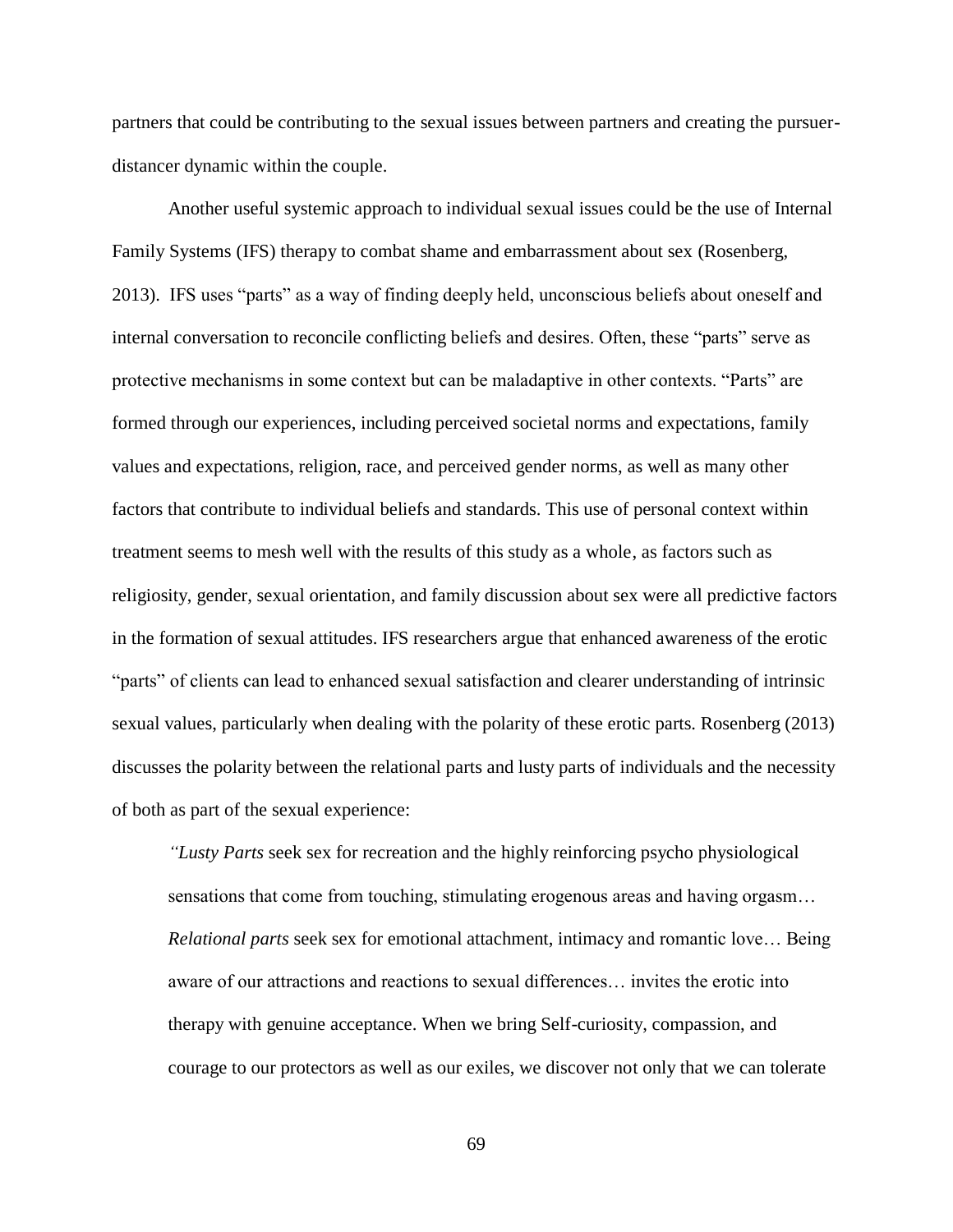partners that could be contributing to the sexual issues between partners and creating the pursuer-distancer dynamic within the couple.

Another useful systemic approach to individual sexual issues could be the use of Internal Family Systems (IFS) therapy to combat shame and embarrassment about sex (Rosenberg, 2013). IFS uses "parts" as a way of finding deeply held, unconscious beliefs about oneself and internal conversation to reconcile conflicting beliefs and desires. Often, these "parts" serve as protective mechanisms in some context but can be maladaptive in other contexts. "Parts" are formed through our experiences, including perceived societal norms and expectations, family values and expectations, religion, race, and perceived gender norms, as well as many other factors that contribute to individual beliefs and standards. This use of personal context within treatment seems to mesh well with the results of this study as a whole, as factors such as religiosity, gender, sexual orientation, and family discussion about sex were all predictive factors in the formation of sexual attitudes. IFS researchers argue that enhanced awareness of the erotic "parts" of clients can lead to enhanced sexual satisfaction and clearer understanding of intrinsic sexual values, particularly when dealing with the polarity of these erotic parts. Rosenberg (2013) discusses the polarity between the relational parts and lusty parts of individuals and the necessity of both as part of the sexual experience:

> *"Lusty Parts* seek sex for recreation and the highly reinforcing psycho physiological sensations that come from touching, stimulating erogenous areas and having orgasm… *Relational parts* seek sex for emotional attachment, intimacy and romantic love… Being aware of our attractions and reactions to sexual differences… invites the erotic into therapy with genuine acceptance. When we bring Self-curiosity, compassion, and courage to our protectors as well as our exiles, we discover not only that we can tolerate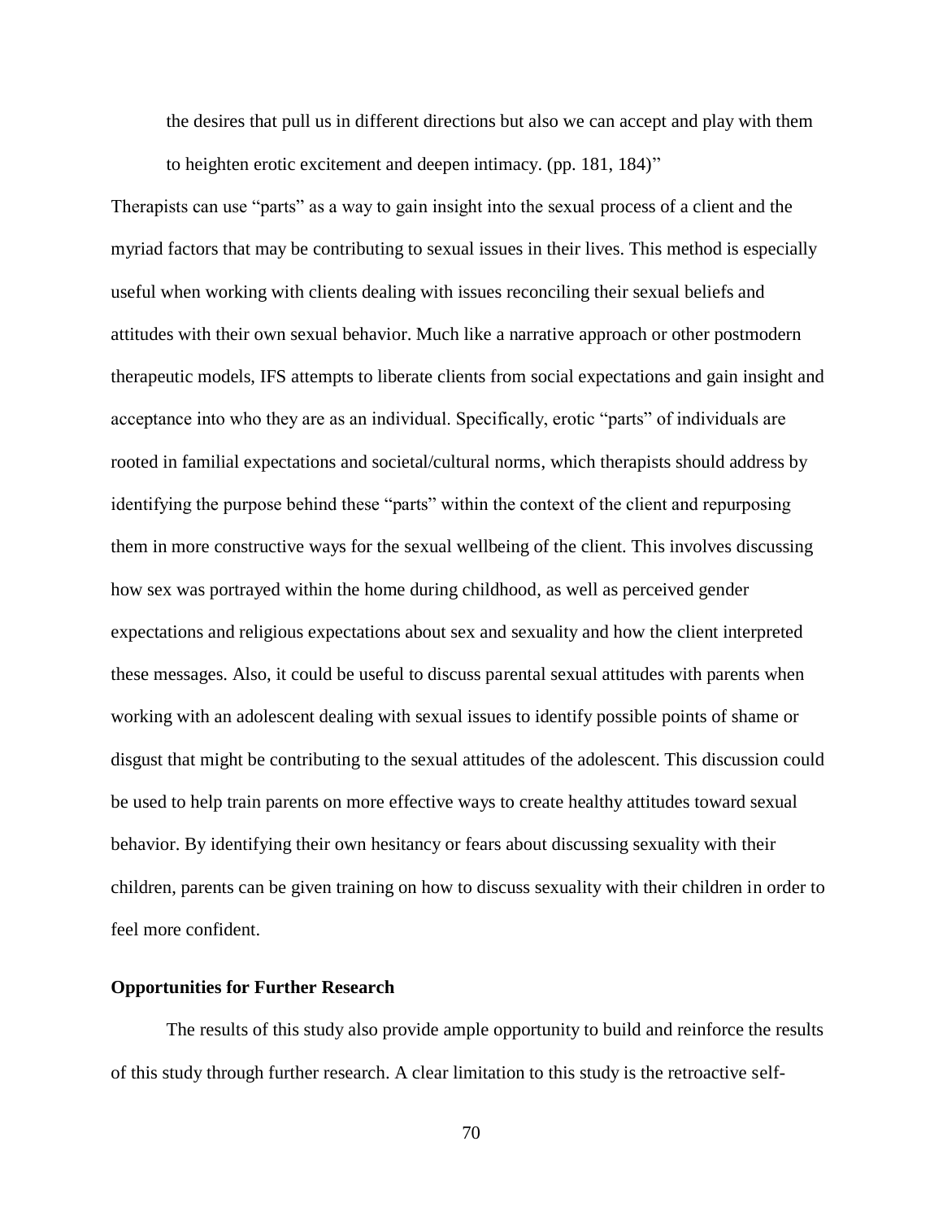the desires that pull us in different directions but also we can accept and play with them to heighten erotic excitement and deepen intimacy. (pp. 181, 184)"

Therapists can use "parts" as a way to gain insight into the sexual process of a client and the myriad factors that may be contributing to sexual issues in their lives. This method is especially useful when working with clients dealing with issues reconciling their sexual beliefs and attitudes with their own sexual behavior. Much like a narrative approach or other postmodern therapeutic models, IFS attempts to liberate clients from social expectations and gain insight and acceptance into who they are as an individual. Specifically, erotic "parts" of individuals are rooted in familial expectations and societal/cultural norms, which therapists should address by identifying the purpose behind these "parts" within the context of the client and repurposing them in more constructive ways for the sexual wellbeing of the client. This involves discussing how sex was portrayed within the home during childhood, as well as perceived gender expectations and religious expectations about sex and sexuality and how the client interpreted these messages. Also, it could be useful to discuss parental sexual attitudes with parents when working with an adolescent dealing with sexual issues to identify possible points of shame or disgust that might be contributing to the sexual attitudes of the adolescent. This discussion could be used to help train parents on more effective ways to create healthy attitudes toward sexual behavior. By identifying their own hesitancy or fears about discussing sexuality with their children, parents can be given training on how to discuss sexuality with their children in order to feel more confident.

**Opportunities for Further Research**

The results of this study also provide ample opportunity to build and reinforce the results of this study through further research. A clear limitation to this study is the retroactive self-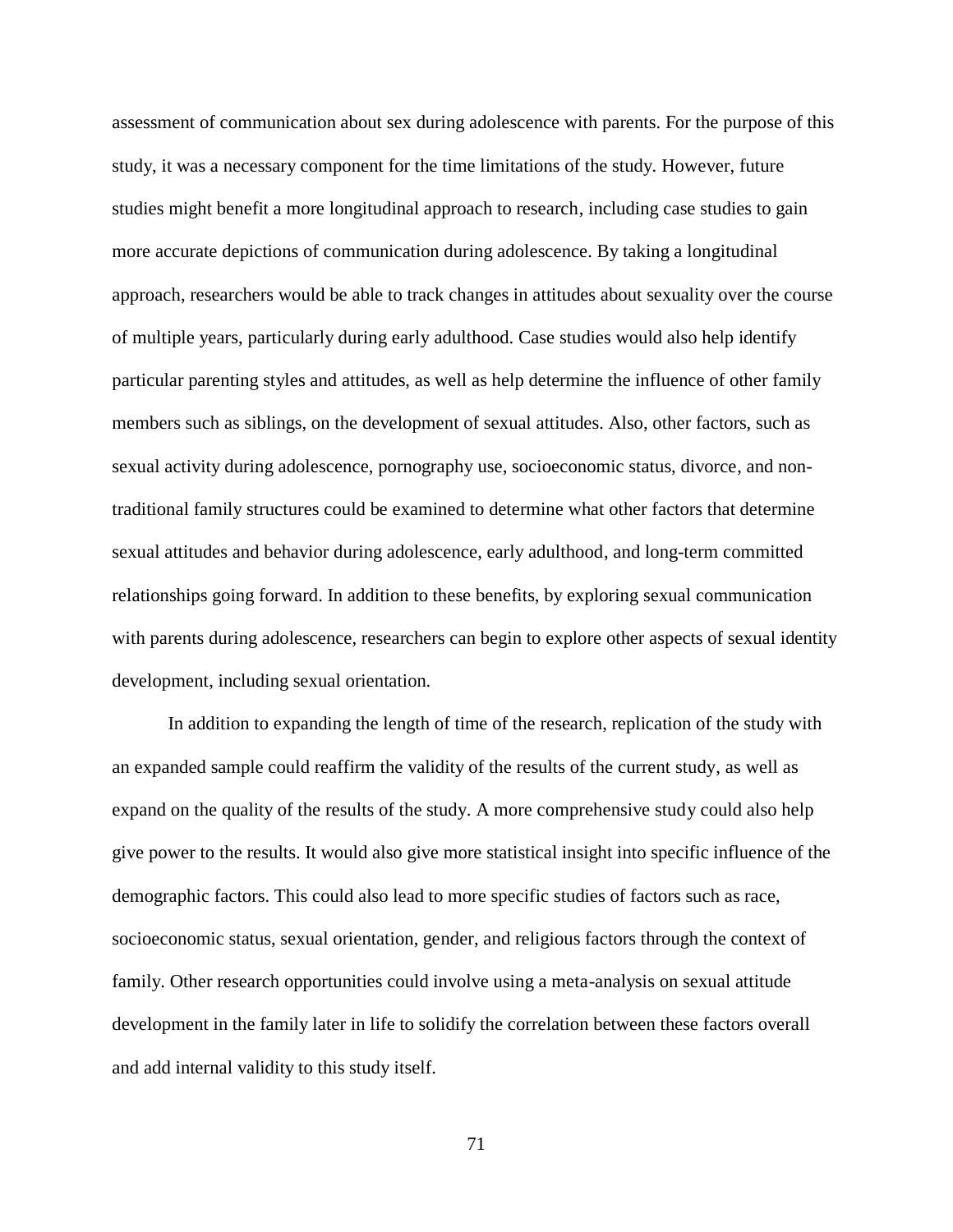assessment of communication about sex during adolescence with parents. For the purpose of this study, it was a necessary component for the time limitations of the study. However, future studies might benefit a more longitudinal approach to research, including case studies to gain more accurate depictions of communication during adolescence. By taking a longitudinal approach, researchers would be able to track changes in attitudes about sexuality over the course of multiple years, particularly during early adulthood. Case studies would also help identify particular parenting styles and attitudes, as well as help determine the influence of other family members such as siblings, on the development of sexual attitudes. Also, other factors, such as sexual activity during adolescence, pornography use, socioeconomic status, divorce, and non-traditional family structures could be examined to determine what other factors that determine sexual attitudes and behavior during adolescence, early adulthood, and long-term committed relationships going forward. In addition to these benefits, by exploring sexual communication with parents during adolescence, researchers can begin to explore other aspects of sexual identity development, including sexual orientation.

In addition to expanding the length of time of the research, replication of the study with an expanded sample could reaffirm the validity of the results of the current study, as well as expand on the quality of the results of the study. A more comprehensive study could also help give power to the results. It would also give more statistical insight into specific influence of the demographic factors. This could also lead to more specific studies of factors such as race, socioeconomic status, sexual orientation, gender, and religious factors through the context of family. Other research opportunities could involve using a meta-analysis on sexual attitude development in the family later in life to solidify the correlation between these factors overall and add internal validity to this study itself.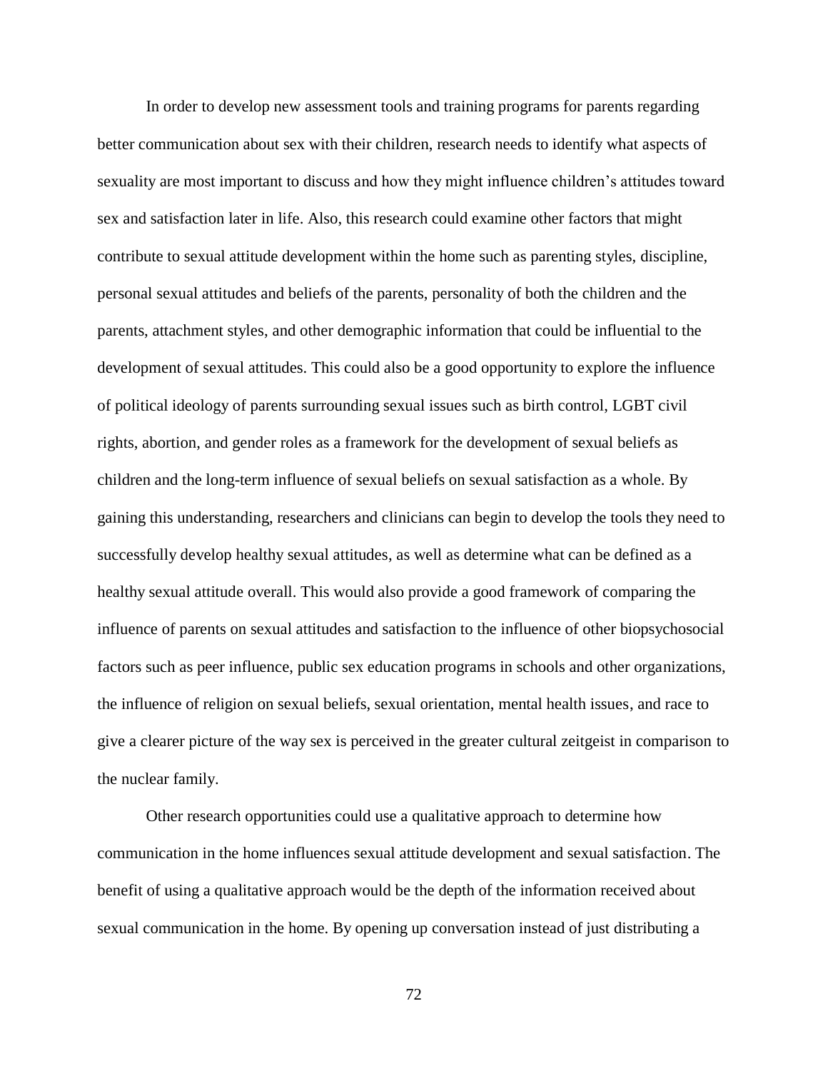In order to develop new assessment tools and training programs for parents regarding better communication about sex with their children, research needs to identify what aspects of sexuality are most important to discuss and how they might influence children's attitudes toward sex and satisfaction later in life. Also, this research could examine other factors that might contribute to sexual attitude development within the home such as parenting styles, discipline, personal sexual attitudes and beliefs of the parents, personality of both the children and the parents, attachment styles, and other demographic information that could be influential to the development of sexual attitudes. This could also be a good opportunity to explore the influence of political ideology of parents surrounding sexual issues such as birth control, LGBT civil rights, abortion, and gender roles as a framework for the development of sexual beliefs as children and the long-term influence of sexual beliefs on sexual satisfaction as a whole. By gaining this understanding, researchers and clinicians can begin to develop the tools they need to successfully develop healthy sexual attitudes, as well as determine what can be defined as a healthy sexual attitude overall. This would also provide a good framework of comparing the influence of parents on sexual attitudes and satisfaction to the influence of other biopsychosocial factors such as peer influence, public sex education programs in schools and other organizations, the influence of religion on sexual beliefs, sexual orientation, mental health issues, and race to give a clearer picture of the way sex is perceived in the greater cultural zeitgeist in comparison to the nuclear family.

Other research opportunities could use a qualitative approach to determine how communication in the home influences sexual attitude development and sexual satisfaction. The benefit of using a qualitative approach would be the depth of the information received about sexual communication in the home. By opening up conversation instead of just distributing a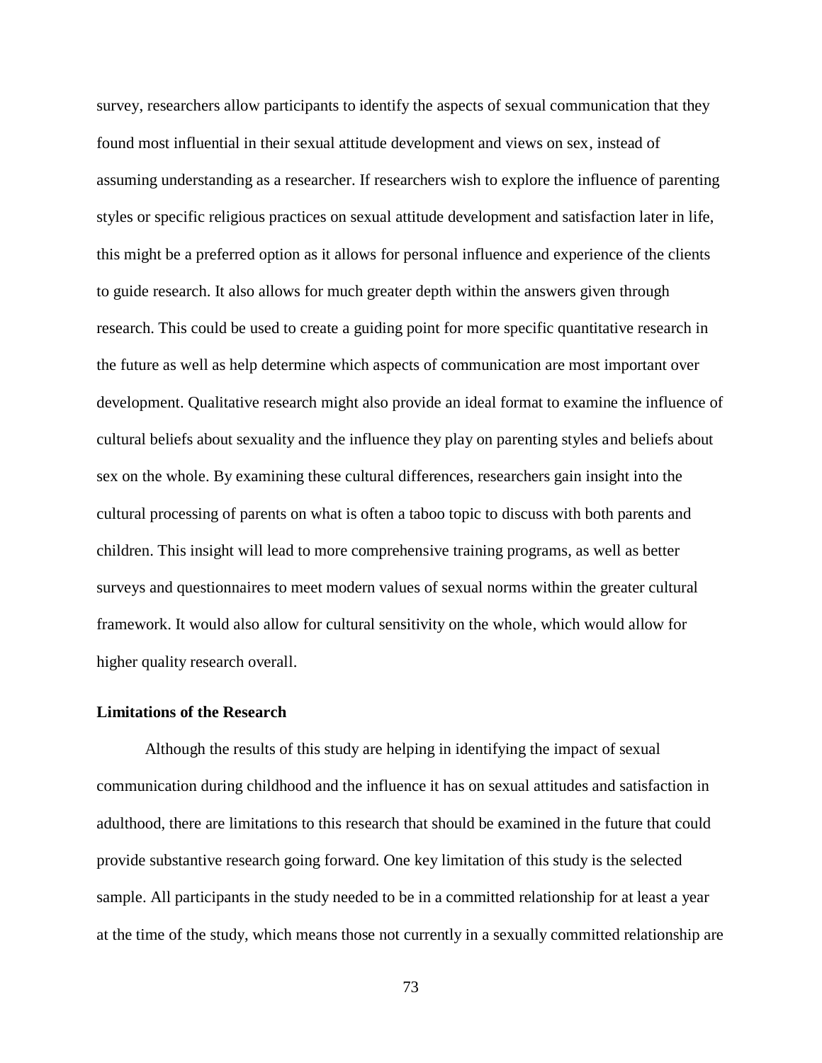survey, researchers allow participants to identify the aspects of sexual communication that they found most influential in their sexual attitude development and views on sex, instead of assuming understanding as a researcher. If researchers wish to explore the influence of parenting styles or specific religious practices on sexual attitude development and satisfaction later in life, this might be a preferred option as it allows for personal influence and experience of the clients to guide research. It also allows for much greater depth within the answers given through research. This could be used to create a guiding point for more specific quantitative research in the future as well as help determine which aspects of communication are most important over development. Qualitative research might also provide an ideal format to examine the influence of cultural beliefs about sexuality and the influence they play on parenting styles and beliefs about sex on the whole. By examining these cultural differences, researchers gain insight into the cultural processing of parents on what is often a taboo topic to discuss with both parents and children. This insight will lead to more comprehensive training programs, as well as better surveys and questionnaires to meet modern values of sexual norms within the greater cultural framework. It would also allow for cultural sensitivity on the whole, which would allow for higher quality research overall.

**Limitations of the Research**

Although the results of this study are helping in identifying the impact of sexual communication during childhood and the influence it has on sexual attitudes and satisfaction in adulthood, there are limitations to this research that should be examined in the future that could provide substantive research going forward. One key limitation of this study is the selected sample. All participants in the study needed to be in a committed relationship for at least a year at the time of the study, which means those not currently in a sexually committed relationship are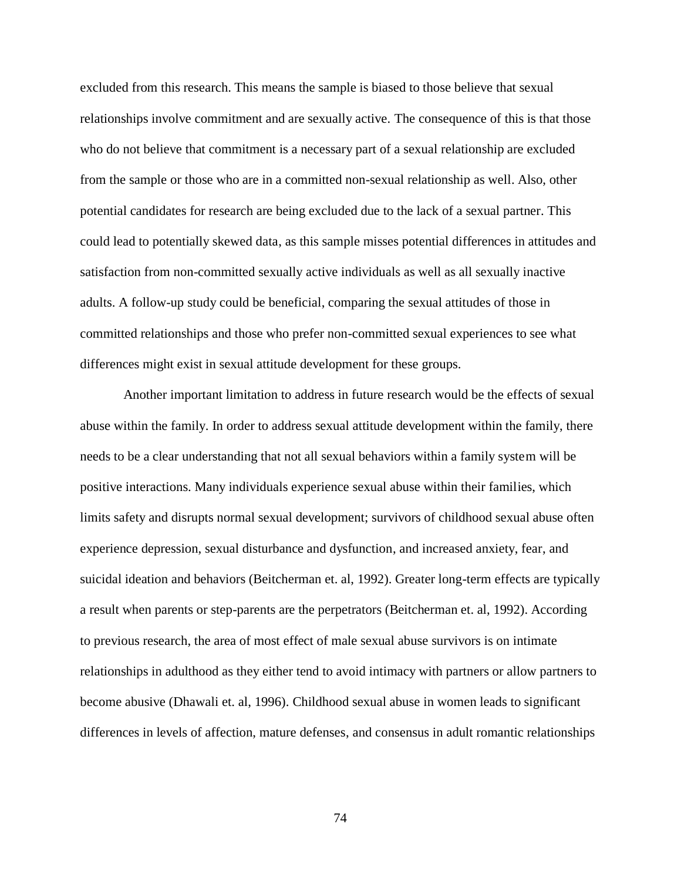excluded from this research. This means the sample is biased to those believe that sexual relationships involve commitment and are sexually active. The consequence of this is that those who do not believe that commitment is a necessary part of a sexual relationship are excluded from the sample or those who are in a committed non-sexual relationship as well. Also, other potential candidates for research are being excluded due to the lack of a sexual partner. This could lead to potentially skewed data, as this sample misses potential differences in attitudes and satisfaction from non-committed sexually active individuals as well as all sexually inactive adults. A follow-up study could be beneficial, comparing the sexual attitudes of those in committed relationships and those who prefer non-committed sexual experiences to see what differences might exist in sexual attitude development for these groups.

Another important limitation to address in future research would be the effects of sexual abuse within the family. In order to address sexual attitude development within the family, there needs to be a clear understanding that not all sexual behaviors within a family system will be positive interactions. Many individuals experience sexual abuse within their families, which limits safety and disrupts normal sexual development; survivors of childhood sexual abuse often experience depression, sexual disturbance and dysfunction, and increased anxiety, fear, and suicidal ideation and behaviors (Beitcherman et. al, 1992). Greater long-term effects are typically a result when parents or step-parents are the perpetrators (Beitcherman et. al, 1992). According to previous research, the area of most effect of male sexual abuse survivors is on intimate relationships in adulthood as they either tend to avoid intimacy with partners or allow partners to become abusive (Dhawali et. al, 1996). Childhood sexual abuse in women leads to significant differences in levels of affection, mature defenses, and consensus in adult romantic relationships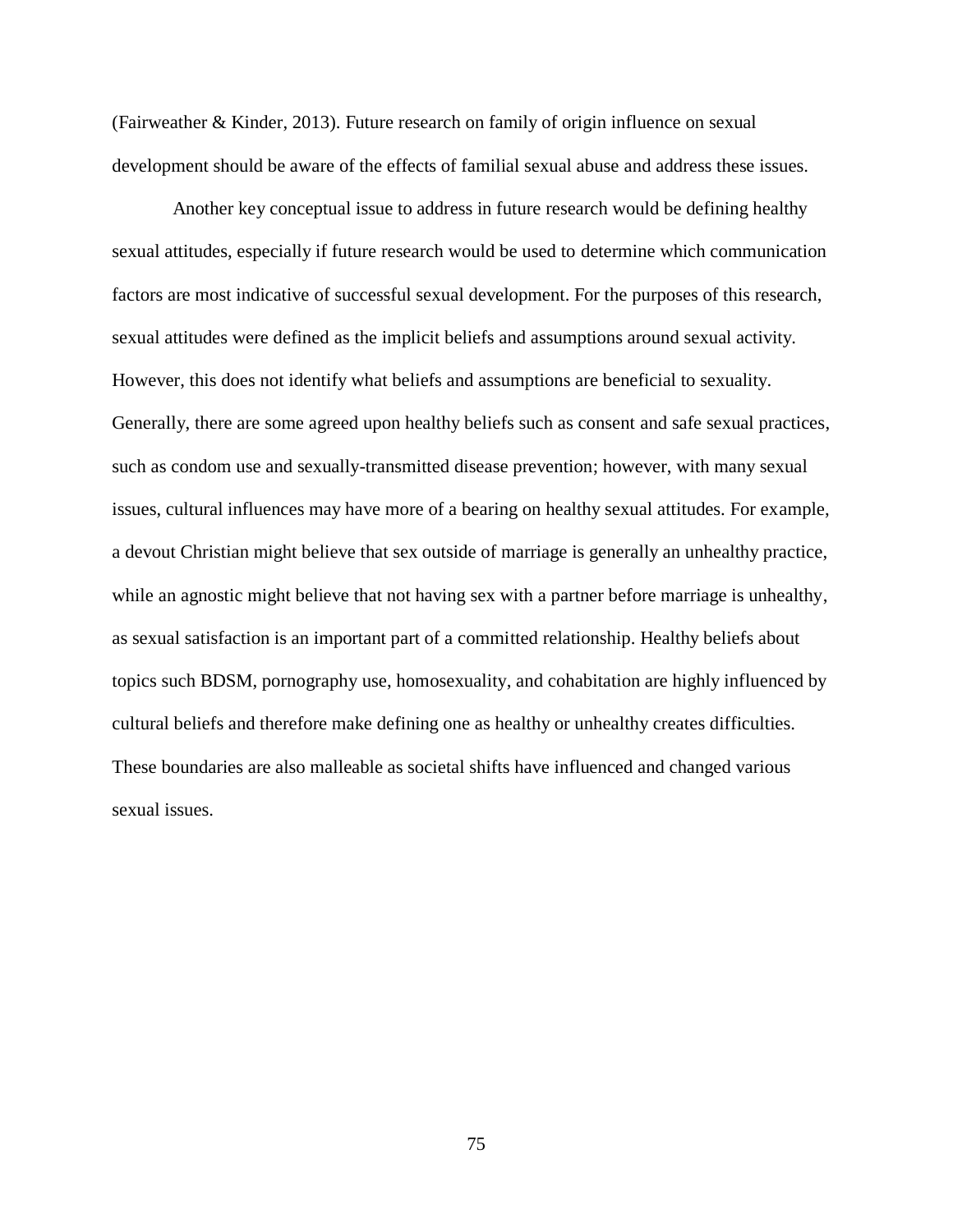(Fairweather & Kinder, 2013). Future research on family of origin influence on sexual development should be aware of the effects of familial sexual abuse and address these issues.

Another key conceptual issue to address in future research would be defining healthy sexual attitudes, especially if future research would be used to determine which communication factors are most indicative of successful sexual development. For the purposes of this research, sexual attitudes were defined as the implicit beliefs and assumptions around sexual activity. However, this does not identify what beliefs and assumptions are beneficial to sexuality. Generally, there are some agreed upon healthy beliefs such as consent and safe sexual practices, such as condom use and sexually-transmitted disease prevention; however, with many sexual issues, cultural influences may have more of a bearing on healthy sexual attitudes. For example, a devout Christian might believe that sex outside of marriage is generally an unhealthy practice, while an agnostic might believe that not having sex with a partner before marriage is unhealthy, as sexual satisfaction is an important part of a committed relationship. Healthy beliefs about topics such BDSM, pornography use, homosexuality, and cohabitation are highly influenced by cultural beliefs and therefore make defining one as healthy or unhealthy creates difficulties. These boundaries are also malleable as societal shifts have influenced and changed various sexual issues.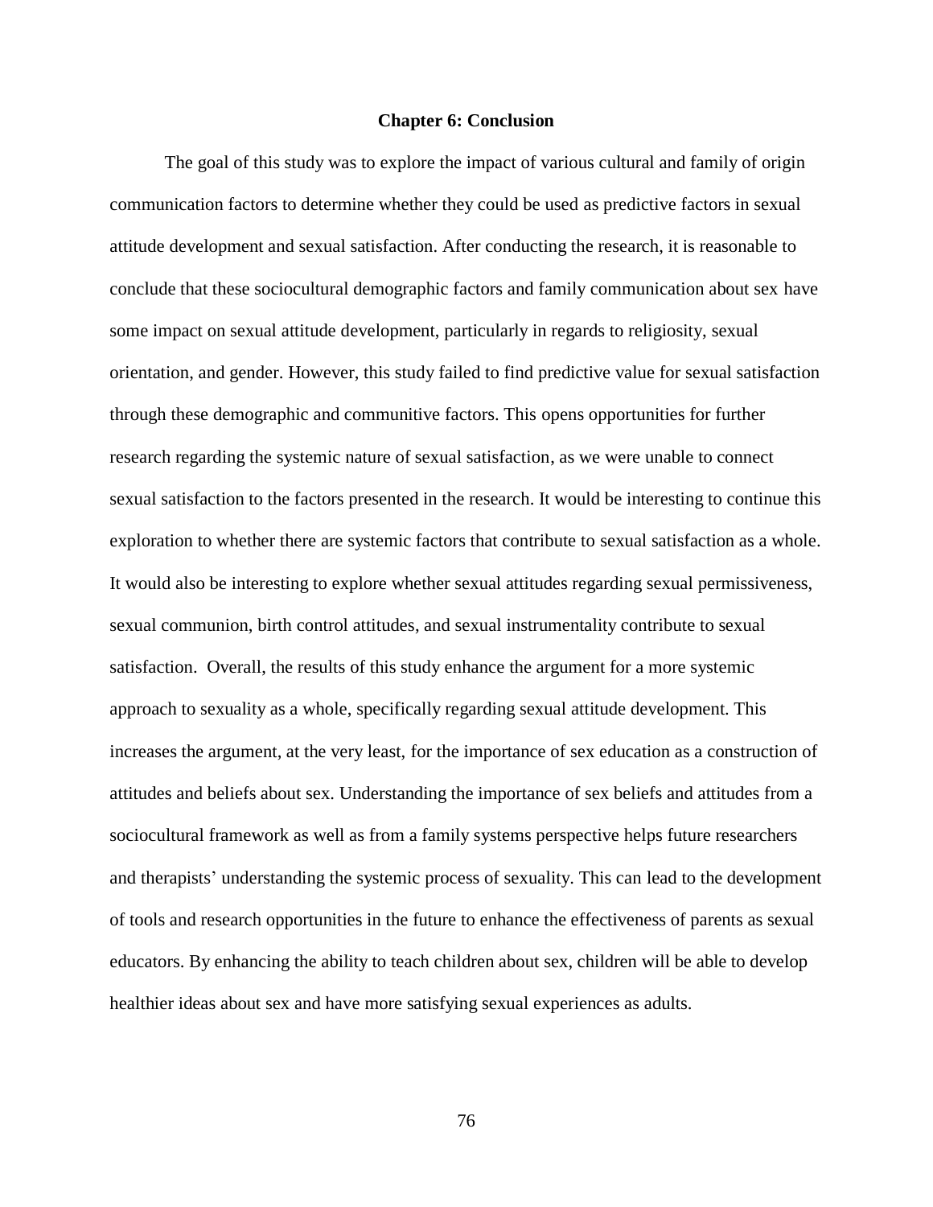# Chapter 6: Conclusion

The goal of this study was to explore the impact of various cultural and family of origin communication factors to determine whether they could be used as predictive factors in sexual attitude development and sexual satisfaction. After conducting the research, it is reasonable to conclude that these sociocultural demographic factors and family communication about sex have some impact on sexual attitude development, particularly in regards to religiosity, sexual orientation, and gender. However, this study failed to find predictive value for sexual satisfaction through these demographic and communitive factors. This opens opportunities for further research regarding the systemic nature of sexual satisfaction, as we were unable to connect sexual satisfaction to the factors presented in the research. It would be interesting to continue this exploration to whether there are systemic factors that contribute to sexual satisfaction as a whole. It would also be interesting to explore whether sexual attitudes regarding sexual permissiveness, sexual communion, birth control attitudes, and sexual instrumentality contribute to sexual satisfaction. Overall, the results of this study enhance the argument for a more systemic approach to sexuality as a whole, specifically regarding sexual attitude development. This increases the argument, at the very least, for the importance of sex education as a construction of attitudes and beliefs about sex. Understanding the importance of sex beliefs and attitudes from a sociocultural framework as well as from a family systems perspective helps future researchers and therapists' understanding the systemic process of sexuality. This can lead to the development of tools and research opportunities in the future to enhance the effectiveness of parents as sexual educators. By enhancing the ability to teach children about sex, children will be able to develop healthier ideas about sex and have more satisfying sexual experiences as adults.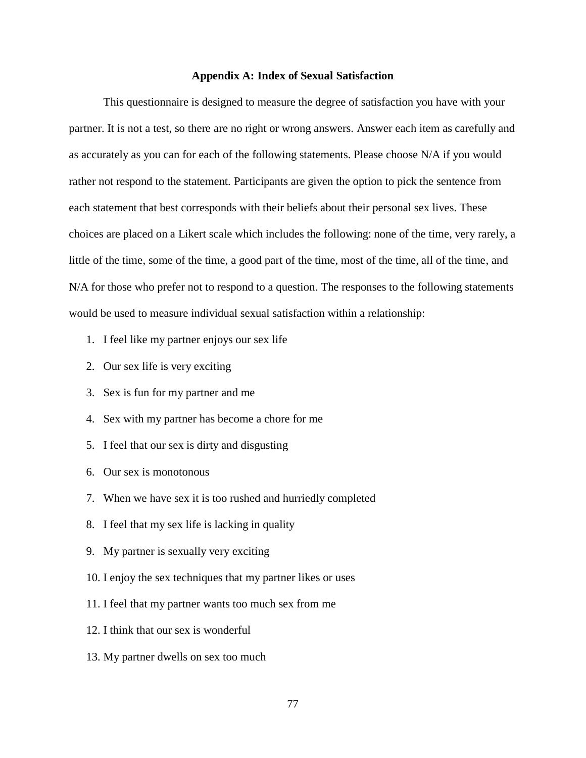# Appendix A: Index of Sexual Satisfaction

This questionnaire is designed to measure the degree of satisfaction you have with your partner. It is not a test, so there are no right or wrong answers. Answer each item as carefully and as accurately as you can for each of the following statements. Please choose N/A if you would rather not respond to the statement. Participants are given the option to pick the sentence from each statement that best corresponds with their beliefs about their personal sex lives. These choices are placed on a Likert scale which includes the following: none of the time, very rarely, a little of the time, some of the time, a good part of the time, most of the time, all of the time, and N/A for those who prefer not to respond to a question. The responses to the following statements would be used to measure individual sexual satisfaction within a relationship:

1. I feel like my partner enjoys our sex life
2. Our sex life is very exciting
3. Sex is fun for my partner and me
4. Sex with my partner has become a chore for me
5. I feel that our sex is dirty and disgusting
6. Our sex is monotonous
7. When we have sex it is too rushed and hurriedly completed
8. I feel that my sex life is lacking in quality
9. My partner is sexually very exciting
10. I enjoy the sex techniques that my partner likes or uses
11. I feel that my partner wants too much sex from me
12. I think that our sex is wonderful
13. My partner dwells on sex too much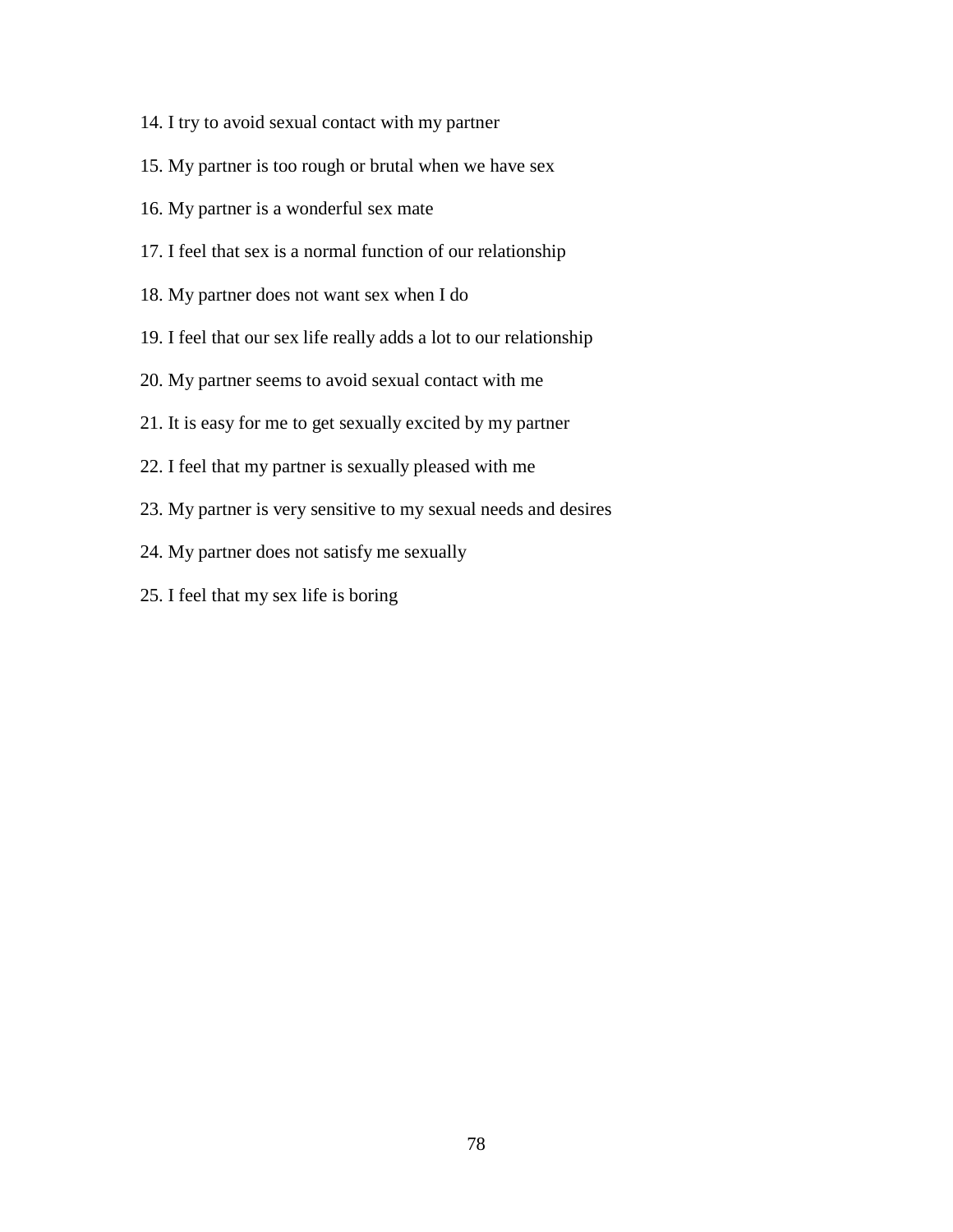14. I try to avoid sexual contact with my partner

15. My partner is too rough or brutal when we have sex

16. My partner is a wonderful sex mate

17. I feel that sex is a normal function of our relationship

18. My partner does not want sex when I do

19. I feel that our sex life really adds a lot to our relationship

20. My partner seems to avoid sexual contact with me

21. It is easy for me to get sexually excited by my partner

22. I feel that my partner is sexually pleased with me

23. My partner is very sensitive to my sexual needs and desires

24. My partner does not satisfy me sexually

25. I feel that my sex life is boring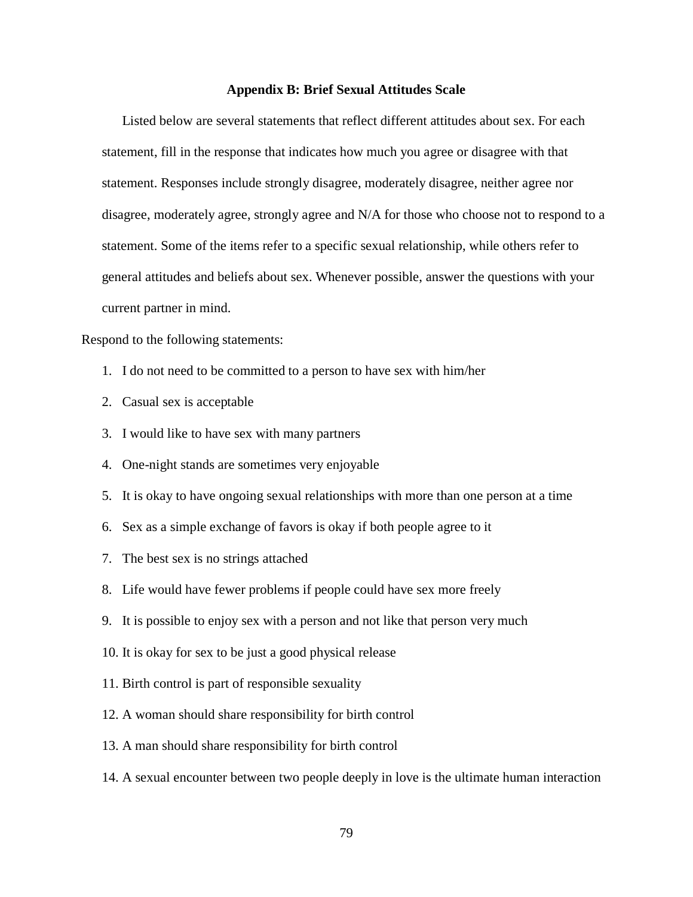## Appendix B: Brief Sexual Attitudes Scale

Listed below are several statements that reflect different attitudes about sex. For each statement, fill in the response that indicates how much you agree or disagree with that statement. Responses include strongly disagree, moderately disagree, neither agree nor disagree, moderately agree, strongly agree and N/A for those who choose not to respond to a statement. Some of the items refer to a specific sexual relationship, while others refer to general attitudes and beliefs about sex. Whenever possible, answer the questions with your current partner in mind.

Respond to the following statements:

1. I do not need to be committed to a person to have sex with him/her
2. Casual sex is acceptable
3. I would like to have sex with many partners
4. One-night stands are sometimes very enjoyable
5. It is okay to have ongoing sexual relationships with more than one person at a time
6. Sex as a simple exchange of favors is okay if both people agree to it
7. The best sex is no strings attached
8. Life would have fewer problems if people could have sex more freely
9. It is possible to enjoy sex with a person and not like that person very much
10. It is okay for sex to be just a good physical release
11. Birth control is part of responsible sexuality
12. A woman should share responsibility for birth control
13. A man should share responsibility for birth control
14. A sexual encounter between two people deeply in love is the ultimate human interaction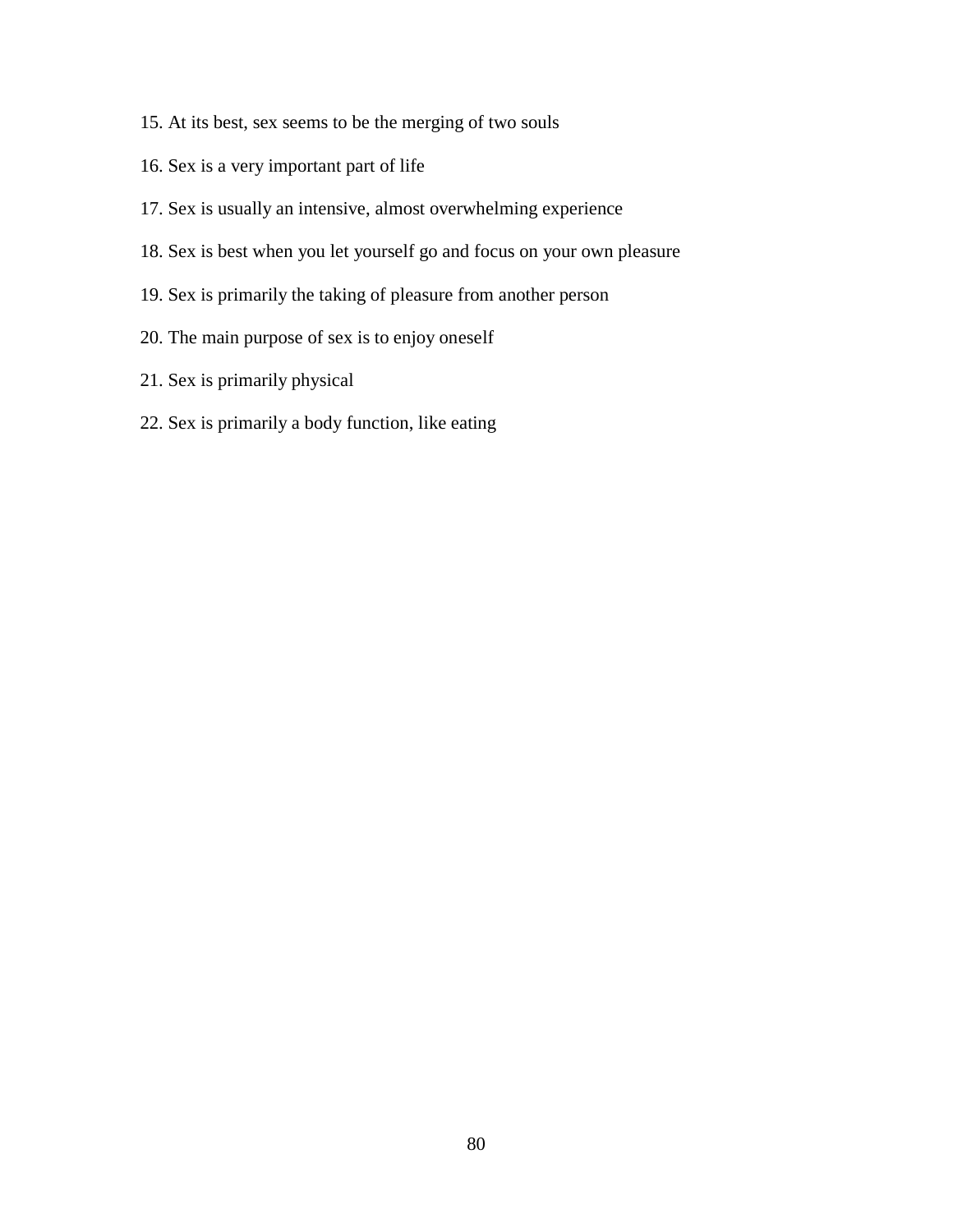15. At its best, sex seems to be the merging of two souls

16. Sex is a very important part of life

17. Sex is usually an intensive, almost overwhelming experience

18. Sex is best when you let yourself go and focus on your own pleasure

19. Sex is primarily the taking of pleasure from another person

20. The main purpose of sex is to enjoy oneself

21. Sex is primarily physical

22. Sex is primarily a body function, like eating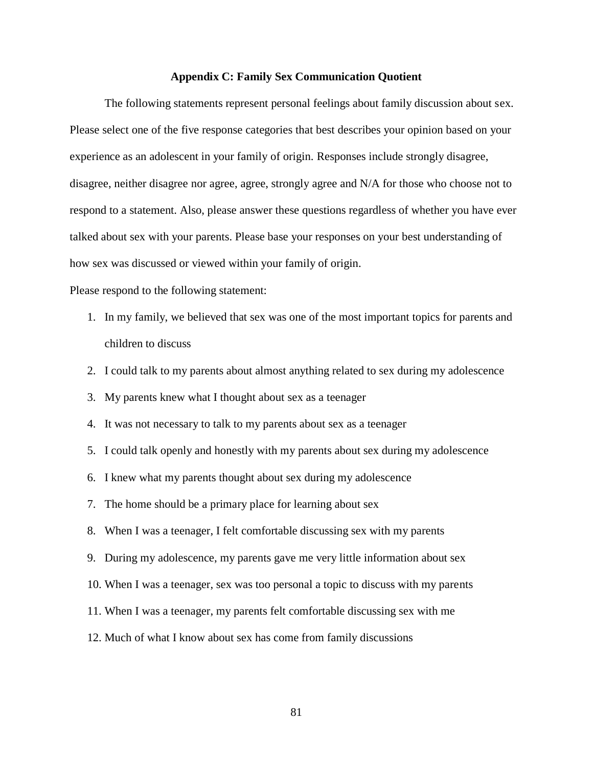## Appendix C: Family Sex Communication Quotient

The following statements represent personal feelings about family discussion about sex. Please select one of the five response categories that best describes your opinion based on your experience as an adolescent in your family of origin. Responses include strongly disagree, disagree, neither disagree nor agree, agree, strongly agree and N/A for those who choose not to respond to a statement. Also, please answer these questions regardless of whether you have ever talked about sex with your parents. Please base your responses on your best understanding of how sex was discussed or viewed within your family of origin.

Please respond to the following statement:

1. In my family, we believed that sex was one of the most important topics for parents and children to discuss
2. I could talk to my parents about almost anything related to sex during my adolescence
3. My parents knew what I thought about sex as a teenager
4. It was not necessary to talk to my parents about sex as a teenager
5. I could talk openly and honestly with my parents about sex during my adolescence
6. I knew what my parents thought about sex during my adolescence
7. The home should be a primary place for learning about sex
8. When I was a teenager, I felt comfortable discussing sex with my parents
9. During my adolescence, my parents gave me very little information about sex
10. When I was a teenager, sex was too personal a topic to discuss with my parents
11. When I was a teenager, my parents felt comfortable discussing sex with me
12. Much of what I know about sex has come from family discussions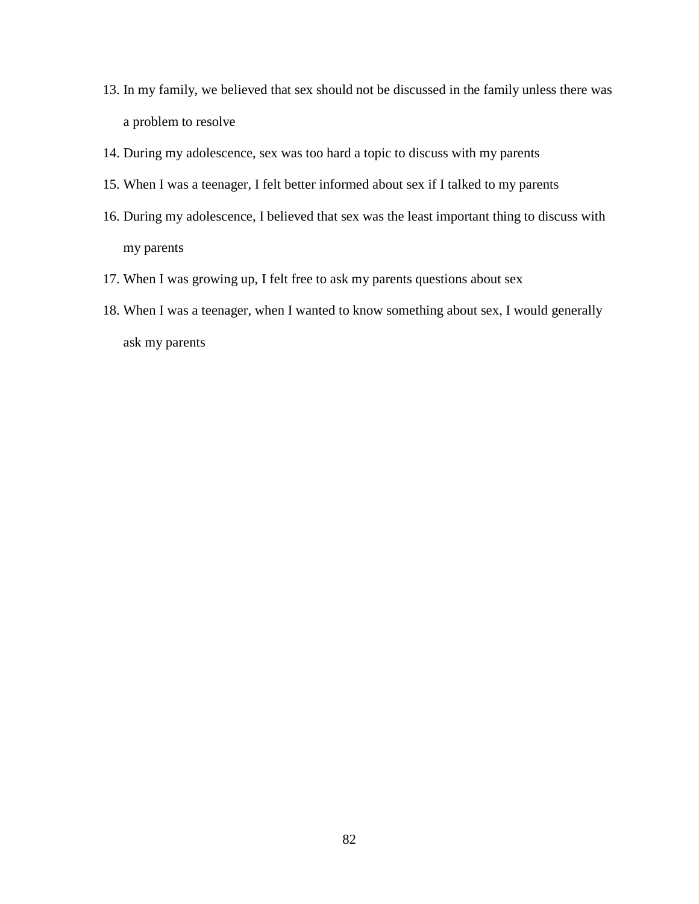13. In my family, we believed that sex should not be discussed in the family unless there was a problem to resolve
14. During my adolescence, sex was too hard a topic to discuss with my parents
15. When I was a teenager, I felt better informed about sex if I talked to my parents
16. During my adolescence, I believed that sex was the least important thing to discuss with my parents
17. When I was growing up, I felt free to ask my parents questions about sex
18. When I was a teenager, when I wanted to know something about sex, I would generally ask my parents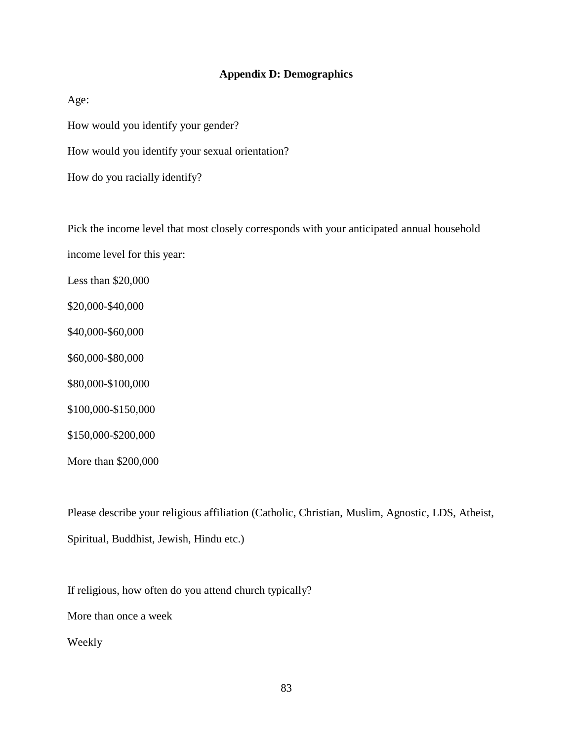## Appendix D: Demographics

Age:

How would you identify your gender?

How would you identify your sexual orientation?

How do you racially identify?

Pick the income level that most closely corresponds with your anticipated annual household income level for this year:

Less than $20,000

$20,000-$40,000

$40,000-$60,000

$60,000-$80,000

$80,000-$100,000

$100,000-$150,000

$150,000-$200,000

More than $200,000

Please describe your religious affiliation (Catholic, Christian, Muslim, Agnostic, LDS, Atheist, Spiritual, Buddhist, Jewish, Hindu etc.)

If religious, how often do you attend church typically?

More than once a week

Weekly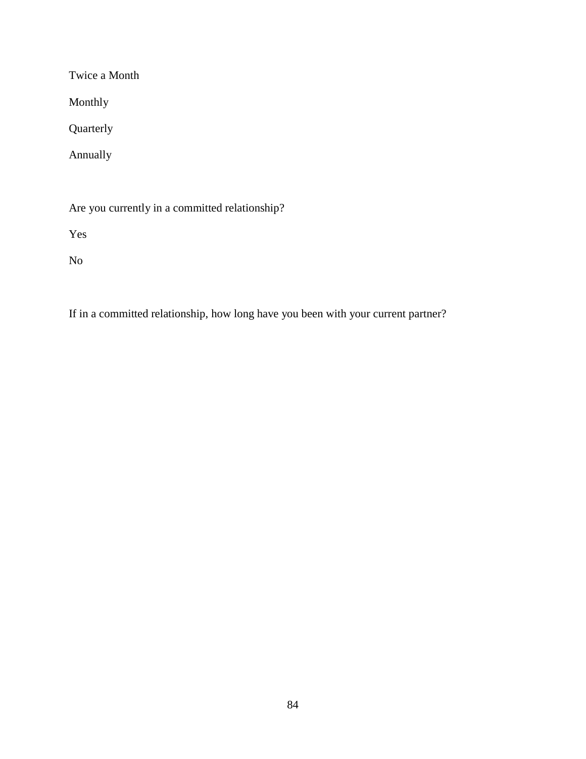Twice a Month

Monthly

Quarterly

Annually

Are you currently in a committed relationship?

Yes

No

If in a committed relationship, how long have you been with your current partner?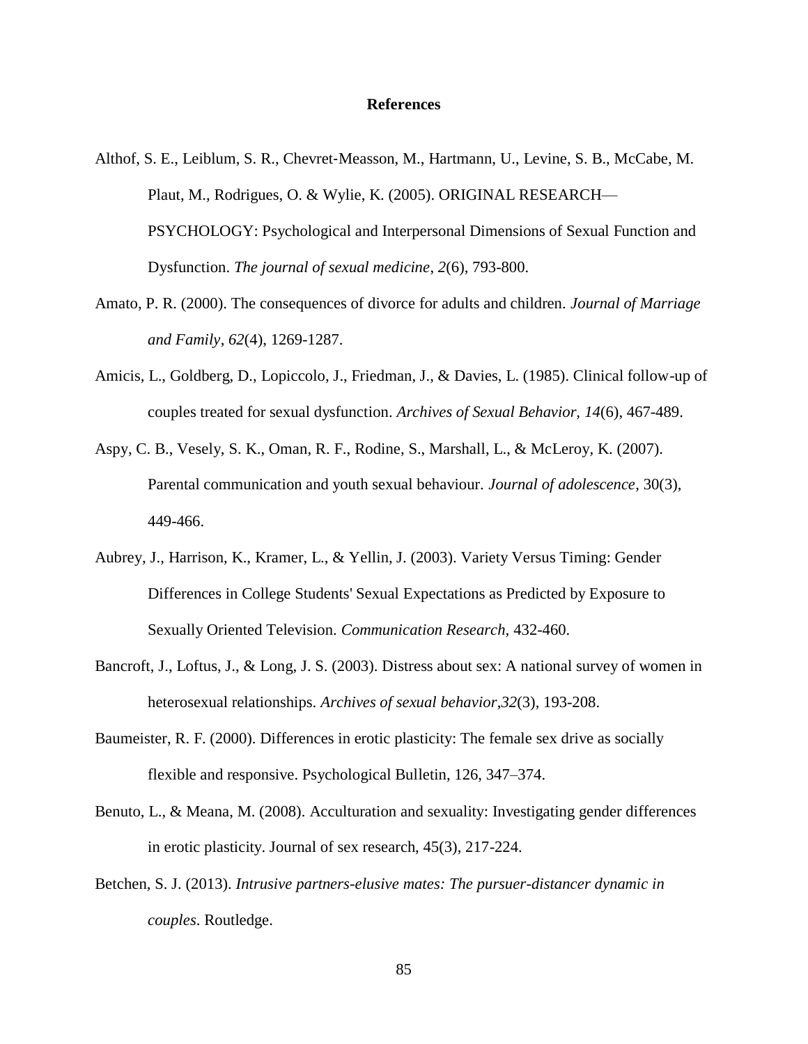**References**

Althof, S. E., Leiblum, S. R., Chevret-Measson, M., Hartmann, U., Levine, S. B., McCabe, M. Plaut, M., Rodrigues, O. & Wylie, K. (2005). ORIGINAL RESEARCH—PSYCHOLOGY: Psychological and Interpersonal Dimensions of Sexual Function and Dysfunction. *The journal of sexual medicine*, *2*(6), 793-800.

Amato, P. R. (2000). The consequences of divorce for adults and children. *Journal of Marriage and Family*, *62*(4), 1269-1287.

Amicis, L., Goldberg, D., Lopiccolo, J., Friedman, J., & Davies, L. (1985). Clinical follow-up of couples treated for sexual dysfunction. *Archives of Sexual Behavior, 14*(6), 467-489.

Aspy, C. B., Vesely, S. K., Oman, R. F., Rodine, S., Marshall, L., & McLeroy, K. (2007). Parental communication and youth sexual behaviour. *Journal of adolescence*, 30(3), 449-466.

Aubrey, J., Harrison, K., Kramer, L., & Yellin, J. (2003). Variety Versus Timing: Gender Differences in College Students' Sexual Expectations as Predicted by Exposure to Sexually Oriented Television. *Communication Research*, 432-460.

Bancroft, J., Loftus, J., & Long, J. S. (2003). Distress about sex: A national survey of women in heterosexual relationships. *Archives of sexual behavior*,*32*(3), 193-208.

Baumeister, R. F. (2000). Differences in erotic plasticity: The female sex drive as socially flexible and responsive. Psychological Bulletin, 126, 347–374.

Benuto, L., & Meana, M. (2008). Acculturation and sexuality: Investigating gender differences in erotic plasticity. Journal of sex research, 45(3), 217-224.

Betchen, S. J. (2013). *Intrusive partners-elusive mates: The pursuer-distancer dynamic in couples*. Routledge.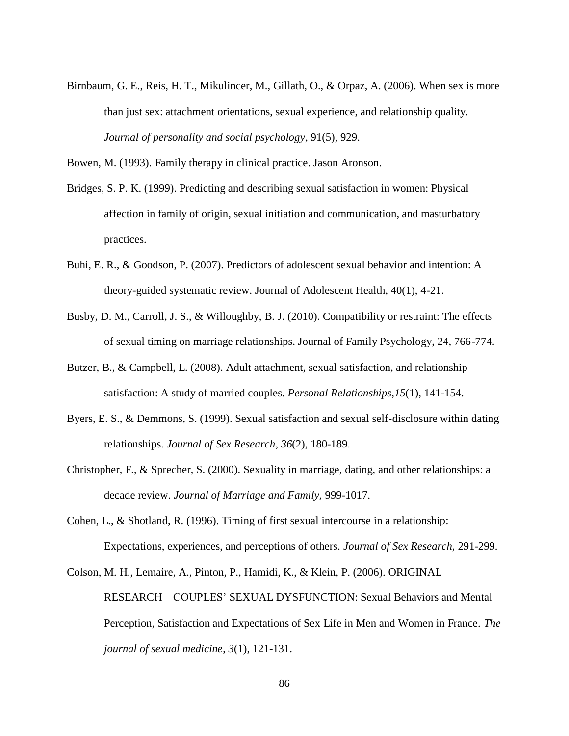Birnbaum, G. E., Reis, H. T., Mikulincer, M., Gillath, O., & Orpaz, A. (2006). When sex is more than just sex: attachment orientations, sexual experience, and relationship quality. *Journal of personality and social psychology*, 91(5), 929.

Bowen, M. (1993). Family therapy in clinical practice. Jason Aronson.

Bridges, S. P. K. (1999). Predicting and describing sexual satisfaction in women: Physical affection in family of origin, sexual initiation and communication, and masturbatory practices.

Buhi, E. R., & Goodson, P. (2007). Predictors of adolescent sexual behavior and intention: A theory-guided systematic review. Journal of Adolescent Health, 40(1), 4-21.

Busby, D. M., Carroll, J. S., & Willoughby, B. J. (2010). Compatibility or restraint: The effects of sexual timing on marriage relationships. Journal of Family Psychology, 24, 766-774.

Butzer, B., & Campbell, L. (2008). Adult attachment, sexual satisfaction, and relationship satisfaction: A study of married couples. *Personal Relationships*,*15*(1), 141-154.

Byers, E. S., & Demmons, S. (1999). Sexual satisfaction and sexual self-disclosure within dating relationships. *Journal of Sex Research*, *36*(2), 180-189.

Christopher, F., & Sprecher, S. (2000). Sexuality in marriage, dating, and other relationships: a decade review. *Journal of Marriage and Family,* 999-1017.

Cohen, L., & Shotland, R. (1996). Timing of first sexual intercourse in a relationship: Expectations, experiences, and perceptions of others. *Journal of Sex Research,* 291-299.

Colson, M. H., Lemaire, A., Pinton, P., Hamidi, K., & Klein, P. (2006). ORIGINAL RESEARCH—COUPLES' SEXUAL DYSFUNCTION: Sexual Behaviors and Mental Perception, Satisfaction and Expectations of Sex Life in Men and Women in France. *The journal of sexual medicine*, *3*(1), 121-131.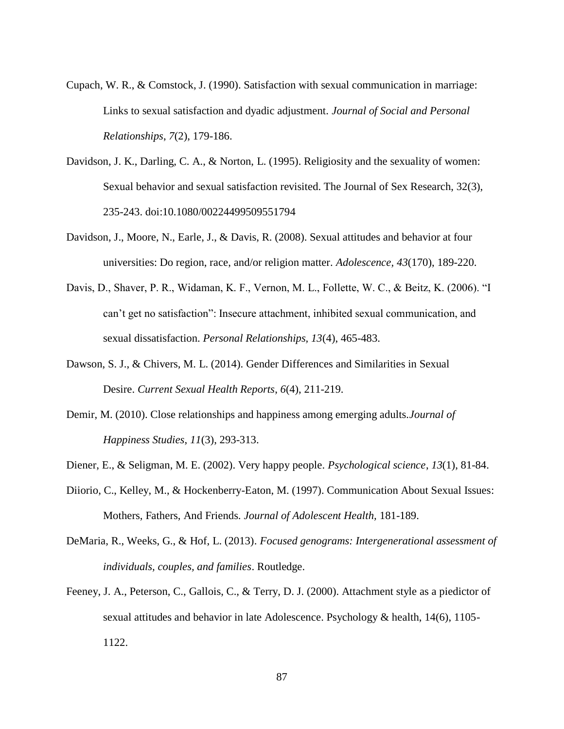Cupach, W. R., & Comstock, J. (1990). Satisfaction with sexual communication in marriage: Links to sexual satisfaction and dyadic adjustment. *Journal of Social and Personal Relationships*, *7*(2), 179-186.

Davidson, J. K., Darling, C. A., & Norton, L. (1995). Religiosity and the sexuality of women: Sexual behavior and sexual satisfaction revisited. The Journal of Sex Research, 32(3), 235-243. doi:10.1080/00224499509551794

Davidson, J., Moore, N., Earle, J., & Davis, R. (2008). Sexual attitudes and behavior at four universities: Do region, race, and/or religion matter. *Adolescence*, *43*(170), 189-220.

Davis, D., Shaver, P. R., Widaman, K. F., Vernon, M. L., Follette, W. C., & Beitz, K. (2006). "I can't get no satisfaction": Insecure attachment, inhibited sexual communication, and sexual dissatisfaction. *Personal Relationships*, *13*(4), 465-483.

Dawson, S. J., & Chivers, M. L. (2014). Gender Differences and Similarities in Sexual Desire. *Current Sexual Health Reports*, *6*(4), 211-219.

Demir, M. (2010). Close relationships and happiness among emerging adults.*Journal of Happiness Studies*, *11*(3), 293-313.

Diener, E., & Seligman, M. E. (2002). Very happy people. *Psychological science*, *13*(1), 81-84.

Diiorio, C., Kelley, M., & Hockenberry-Eaton, M. (1997). Communication About Sexual Issues: Mothers, Fathers, And Friends. *Journal of Adolescent Health,* 181-189.

DeMaria, R., Weeks, G., & Hof, L. (2013). *Focused genograms: Intergenerational assessment of individuals, couples, and families*. Routledge.

Feeney, J. A., Peterson, C., Gallois, C., & Terry, D. J. (2000). Attachment style as a piedictor of sexual attitudes and behavior in late Adolescence. Psychology & health, 14(6), 1105-1122.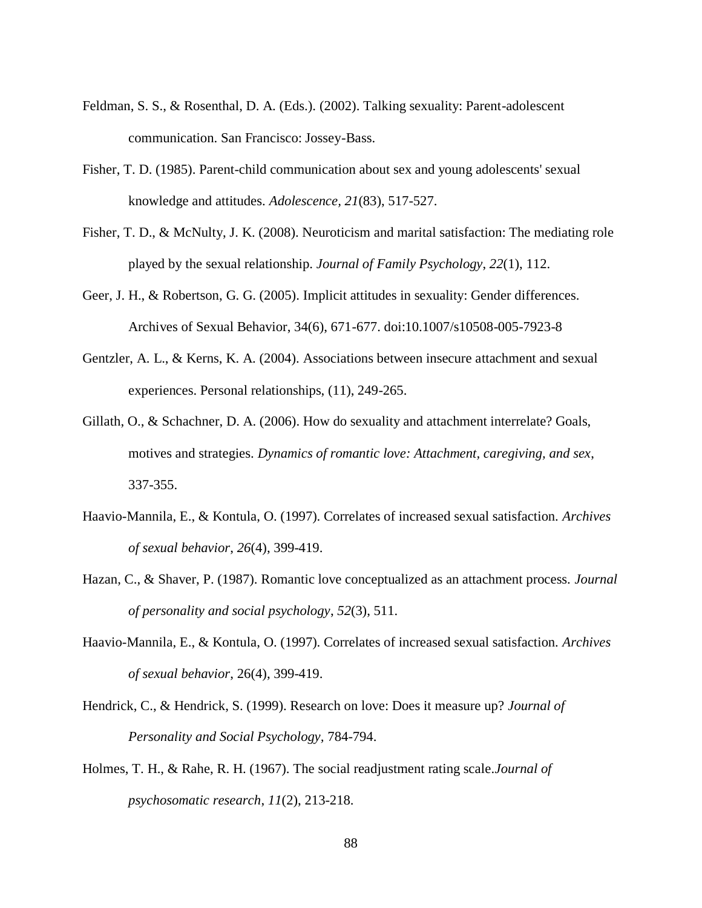Feldman, S. S., & Rosenthal, D. A. (Eds.). (2002). Talking sexuality: Parent-adolescent communication. San Francisco: Jossey-Bass.

Fisher, T. D. (1985). Parent-child communication about sex and young adolescents' sexual knowledge and attitudes. *Adolescence*, *21*(83), 517-527.

Fisher, T. D., & McNulty, J. K. (2008). Neuroticism and marital satisfaction: The mediating role played by the sexual relationship. *Journal of Family Psychology*, *22*(1), 112.

Geer, J. H., & Robertson, G. G. (2005). Implicit attitudes in sexuality: Gender differences. Archives of Sexual Behavior, 34(6), 671-677. doi:10.1007/s10508-005-7923-8

Gentzler, A. L., & Kerns, K. A. (2004). Associations between insecure attachment and sexual experiences. Personal relationships, (11), 249-265.

Gillath, O., & Schachner, D. A. (2006). How do sexuality and attachment interrelate? Goals, motives and strategies. *Dynamics of romantic love: Attachment, caregiving, and sex*, 337-355.

Haavio-Mannila, E., & Kontula, O. (1997). Correlates of increased sexual satisfaction. *Archives of sexual behavior*, *26*(4), 399-419.

Hazan, C., & Shaver, P. (1987). Romantic love conceptualized as an attachment process. *Journal of personality and social psychology*, *52*(3), 511.

Haavio-Mannila, E., & Kontula, O. (1997). Correlates of increased sexual satisfaction. *Archives of sexual behavior*, 26(4), 399-419.

Hendrick, C., & Hendrick, S. (1999). Research on love: Does it measure up? *Journal of Personality and Social Psychology*, 784-794.

Holmes, T. H., & Rahe, R. H. (1967). The social readjustment rating scale.*Journal of psychosomatic research*, *11*(2), 213-218.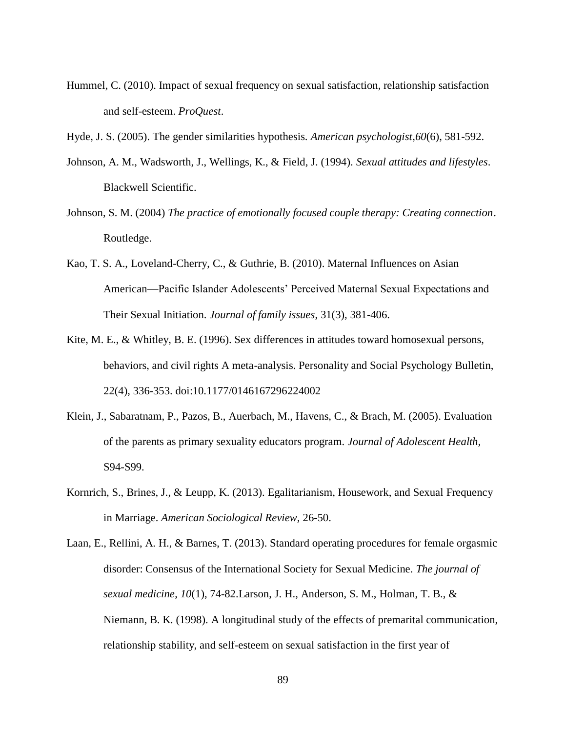Hummel, C. (2010). Impact of sexual frequency on sexual satisfaction, relationship satisfaction and self-esteem. *ProQuest*.

Hyde, J. S. (2005). The gender similarities hypothesis. *American psychologist*,*60*(6), 581-592.

Johnson, A. M., Wadsworth, J., Wellings, K., & Field, J. (1994). *Sexual attitudes and lifestyles*. Blackwell Scientific.

Johnson, S. M. (2004) *The practice of emotionally focused couple therapy: Creating connection*. Routledge.

Kao, T. S. A., Loveland-Cherry, C., & Guthrie, B. (2010). Maternal Influences on Asian American—Pacific Islander Adolescents' Perceived Maternal Sexual Expectations and Their Sexual Initiation. *Journal of family issues*, 31(3), 381-406.

Kite, M. E., & Whitley, B. E. (1996). Sex differences in attitudes toward homosexual persons, behaviors, and civil rights A meta-analysis. Personality and Social Psychology Bulletin, 22(4), 336-353. doi:10.1177/0146167296224002

Klein, J., Sabaratnam, P., Pazos, B., Auerbach, M., Havens, C., & Brach, M. (2005). Evaluation of the parents as primary sexuality educators program. *Journal of Adolescent Health*, S94-S99.

Kornrich, S., Brines, J., & Leupp, K. (2013). Egalitarianism, Housework, and Sexual Frequency in Marriage. *American Sociological Review*, 26-50.

Laan, E., Rellini, A. H., & Barnes, T. (2013). Standard operating procedures for female orgasmic disorder: Consensus of the International Society for Sexual Medicine. *The journal of sexual medicine*, *10*(1), 74-82.Larson, J. H., Anderson, S. M., Holman, T. B., & Niemann, B. K. (1998). A longitudinal study of the effects of premarital communication, relationship stability, and self-esteem on sexual satisfaction in the first year of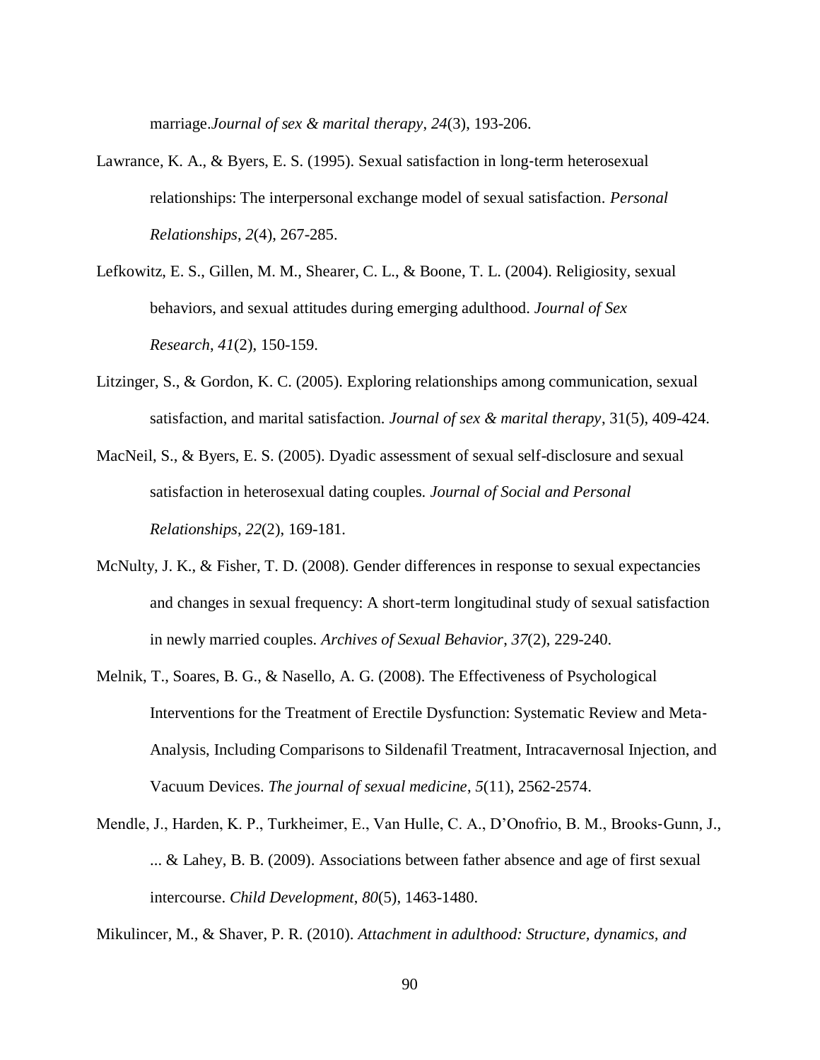marriage.*Journal of sex & marital therapy*, *24*(3), 193-206.

Lawrance, K. A., & Byers, E. S. (1995). Sexual satisfaction in long-term heterosexual relationships: The interpersonal exchange model of sexual satisfaction. *Personal Relationships*, *2*(4), 267-285.

Lefkowitz, E. S., Gillen, M. M., Shearer, C. L., & Boone, T. L. (2004). Religiosity, sexual behaviors, and sexual attitudes during emerging adulthood. *Journal of Sex Research*, *41*(2), 150-159.

Litzinger, S., & Gordon, K. C. (2005). Exploring relationships among communication, sexual satisfaction, and marital satisfaction. *Journal of sex & marital therapy*, 31(5), 409-424.

MacNeil, S., & Byers, E. S. (2005). Dyadic assessment of sexual self-disclosure and sexual satisfaction in heterosexual dating couples. *Journal of Social and Personal Relationships*, *22*(2), 169-181.

McNulty, J. K., & Fisher, T. D. (2008). Gender differences in response to sexual expectancies and changes in sexual frequency: A short-term longitudinal study of sexual satisfaction in newly married couples. *Archives of Sexual Behavior*, *37*(2), 229-240.

Melnik, T., Soares, B. G., & Nasello, A. G. (2008). The Effectiveness of Psychological Interventions for the Treatment of Erectile Dysfunction: Systematic Review and Meta-Analysis, Including Comparisons to Sildenafil Treatment, Intracavernosal Injection, and Vacuum Devices. *The journal of sexual medicine*, *5*(11), 2562-2574.

Mendle, J., Harden, K. P., Turkheimer, E., Van Hulle, C. A., D'Onofrio, B. M., Brooks-Gunn, J., ... & Lahey, B. B. (2009). Associations between father absence and age of first sexual intercourse. *Child Development*, *80*(5), 1463-1480.

Mikulincer, M., & Shaver, P. R. (2010). *Attachment in adulthood: Structure, dynamics, and*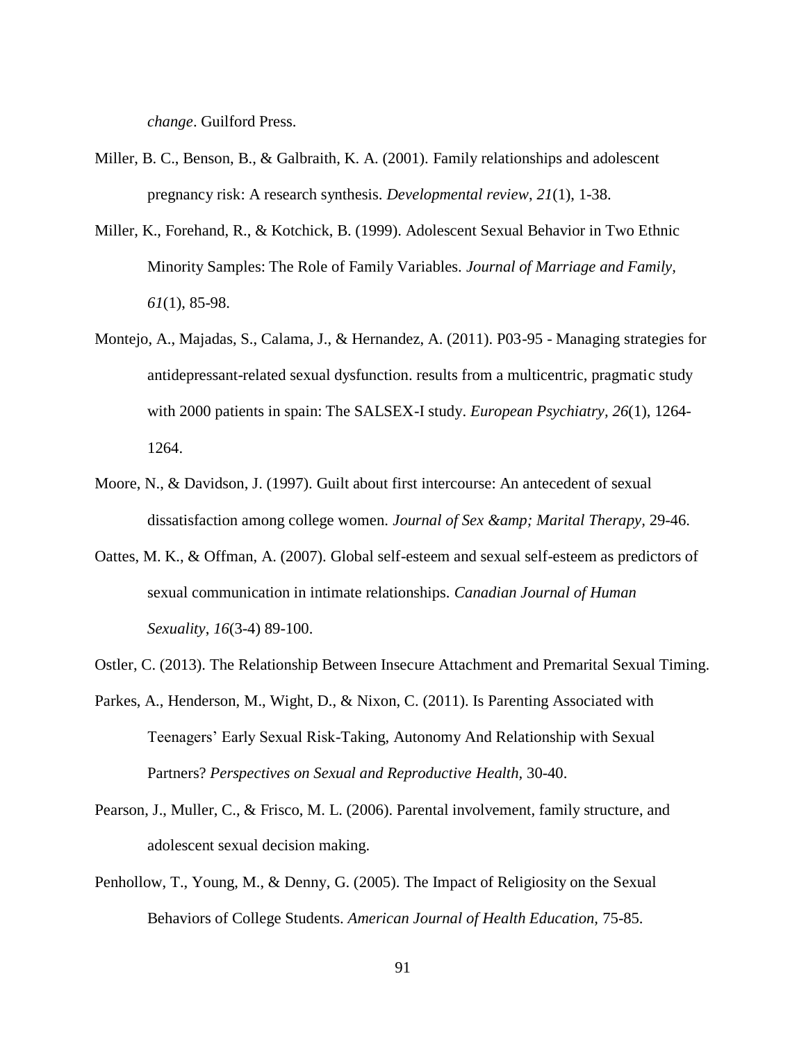*change*. Guilford Press.

Miller, B. C., Benson, B., & Galbraith, K. A. (2001). Family relationships and adolescent pregnancy risk: A research synthesis. *Developmental review*, *21*(1), 1-38.

Miller, K., Forehand, R., & Kotchick, B. (1999). Adolescent Sexual Behavior in Two Ethnic Minority Samples: The Role of Family Variables. *Journal of Marriage and Family*, *61*(1), 85-98.

Montejo, A., Majadas, S., Calama, J., & Hernandez, A. (2011). P03-95 - Managing strategies for antidepressant-related sexual dysfunction. results from a multicentric, pragmatic study with 2000 patients in spain: The SALSEX-I study. *European Psychiatry*, *26*(1), 1264-1264.

Moore, N., & Davidson, J. (1997). Guilt about first intercourse: An antecedent of sexual dissatisfaction among college women. *Journal of Sex &amp; Marital Therapy*, 29-46.

Oattes, M. K., & Offman, A. (2007). Global self-esteem and sexual self-esteem as predictors of sexual communication in intimate relationships. *Canadian Journal of Human Sexuality*, *16*(3-4) 89-100.

Ostler, C. (2013). The Relationship Between Insecure Attachment and Premarital Sexual Timing.

Parkes, A., Henderson, M., Wight, D., & Nixon, C. (2011). Is Parenting Associated with Teenagers' Early Sexual Risk-Taking, Autonomy And Relationship with Sexual Partners? *Perspectives on Sexual and Reproductive Health*, 30-40.

Pearson, J., Muller, C., & Frisco, M. L. (2006). Parental involvement, family structure, and adolescent sexual decision making.

Penhollow, T., Young, M., & Denny, G. (2005). The Impact of Religiosity on the Sexual Behaviors of College Students. *American Journal of Health Education*, 75-85.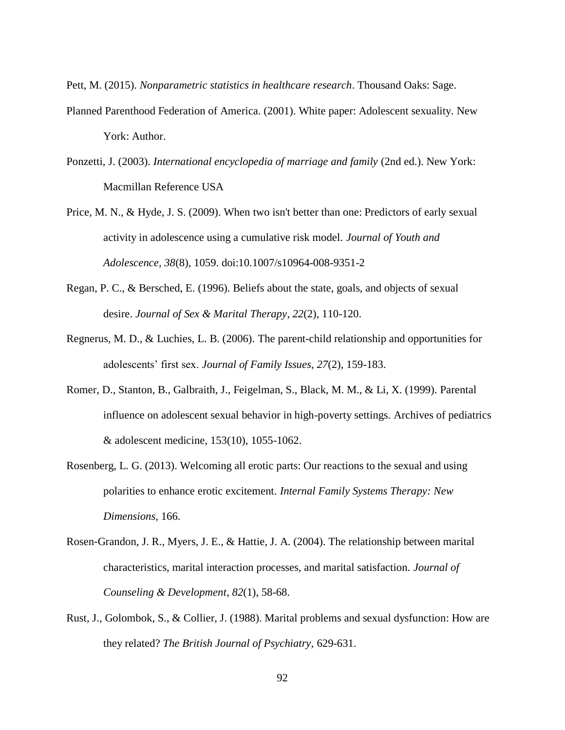Pett, M. (2015). *Nonparametric statistics in healthcare research*. Thousand Oaks: Sage.

Planned Parenthood Federation of America. (2001). White paper: Adolescent sexuality. New York: Author.

Ponzetti, J. (2003). *International encyclopedia of marriage and family* (2nd ed.). New York: Macmillan Reference USA

Price, M. N., & Hyde, J. S. (2009). When two isn't better than one: Predictors of early sexual activity in adolescence using a cumulative risk model. *Journal of Youth and Adolescence, 38*(8), 1059. doi:10.1007/s10964-008-9351-2

Regan, P. C., & Bersched, E. (1996). Beliefs about the state, goals, and objects of sexual desire. *Journal of Sex & Marital Therapy*, *22*(2), 110-120.

Regnerus, M. D., & Luchies, L. B. (2006). The parent-child relationship and opportunities for adolescents' first sex. *Journal of Family Issues*, *27*(2), 159-183.

Romer, D., Stanton, B., Galbraith, J., Feigelman, S., Black, M. M., & Li, X. (1999). Parental influence on adolescent sexual behavior in high-poverty settings. Archives of pediatrics & adolescent medicine, 153(10), 1055-1062.

Rosenberg, L. G. (2013). Welcoming all erotic parts: Our reactions to the sexual and using polarities to enhance erotic excitement. *Internal Family Systems Therapy: New Dimensions*, 166.

Rosen-Grandon, J. R., Myers, J. E., & Hattie, J. A. (2004). The relationship between marital characteristics, marital interaction processes, and marital satisfaction. *Journal of Counseling & Development*, *82*(1), 58-68.

Rust, J., Golombok, S., & Collier, J. (1988). Marital problems and sexual dysfunction: How are they related? *The British Journal of Psychiatry*, 629-631.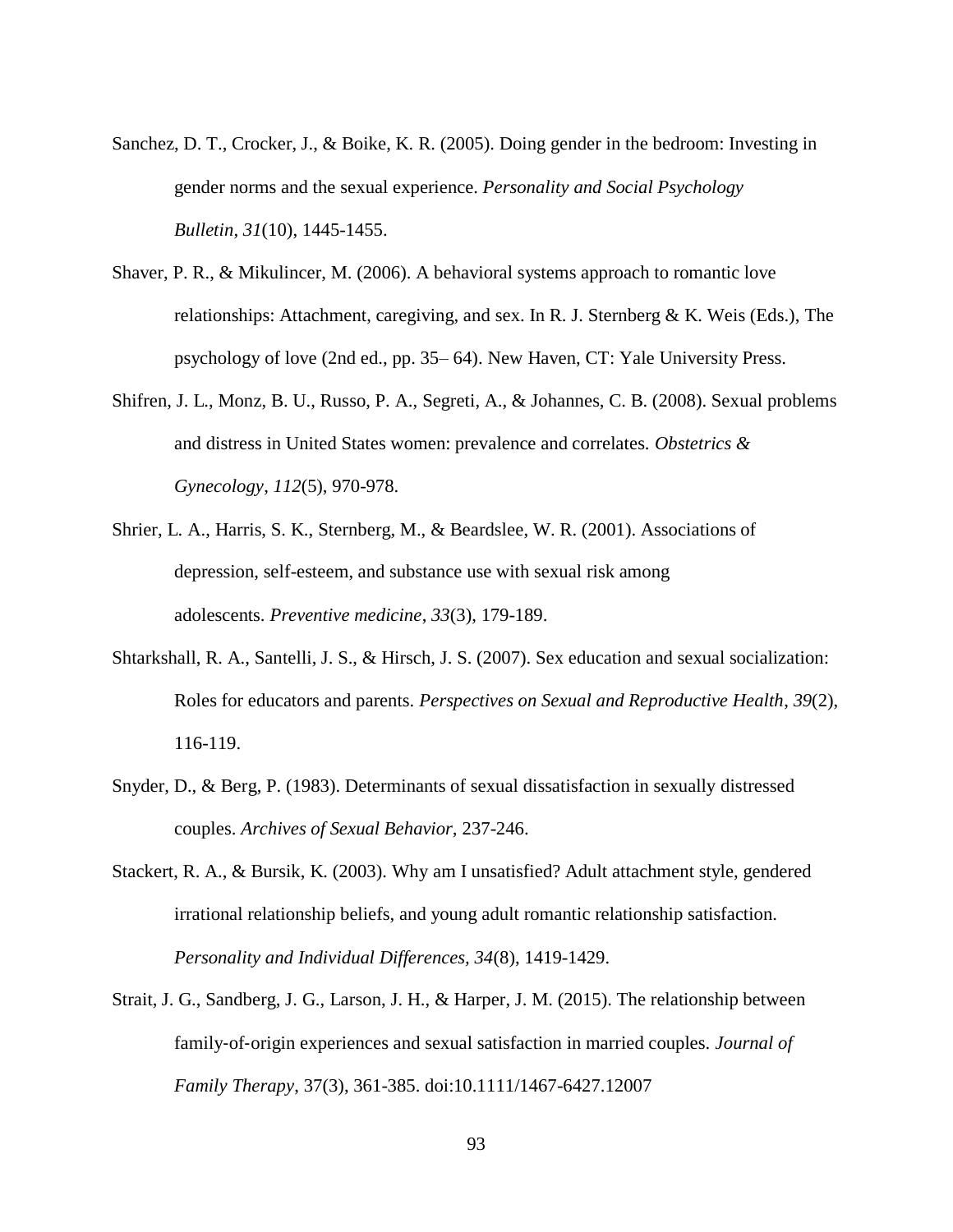Sanchez, D. T., Crocker, J., & Boike, K. R. (2005). Doing gender in the bedroom: Investing in gender norms and the sexual experience. *Personality and Social Psychology Bulletin*, *31*(10), 1445-1455.

Shaver, P. R., & Mikulincer, M. (2006). A behavioral systems approach to romantic love relationships: Attachment, caregiving, and sex. In R. J. Sternberg & K. Weis (Eds.), The psychology of love (2nd ed., pp. 35– 64). New Haven, CT: Yale University Press.

Shifren, J. L., Monz, B. U., Russo, P. A., Segreti, A., & Johannes, C. B. (2008). Sexual problems and distress in United States women: prevalence and correlates. *Obstetrics & Gynecology*, *112*(5), 970-978.

Shrier, L. A., Harris, S. K., Sternberg, M., & Beardslee, W. R. (2001). Associations of depression, self-esteem, and substance use with sexual risk among adolescents. *Preventive medicine*, *33*(3), 179-189.

Shtarkshall, R. A., Santelli, J. S., & Hirsch, J. S. (2007). Sex education and sexual socialization: Roles for educators and parents. *Perspectives on Sexual and Reproductive Health*, *39*(2), 116-119.

Snyder, D., & Berg, P. (1983). Determinants of sexual dissatisfaction in sexually distressed couples. *Archives of Sexual Behavior*, 237-246.

Stackert, R. A., & Bursik, K. (2003). Why am I unsatisfied? Adult attachment style, gendered irrational relationship beliefs, and young adult romantic relationship satisfaction. *Personality and Individual Differences, 34*(8), 1419-1429.

Strait, J. G., Sandberg, J. G., Larson, J. H., & Harper, J. M. (2015). The relationship between family‐of‐origin experiences and sexual satisfaction in married couples. *Journal of Family Therapy*, 37(3), 361-385. doi:10.1111/1467-6427.12007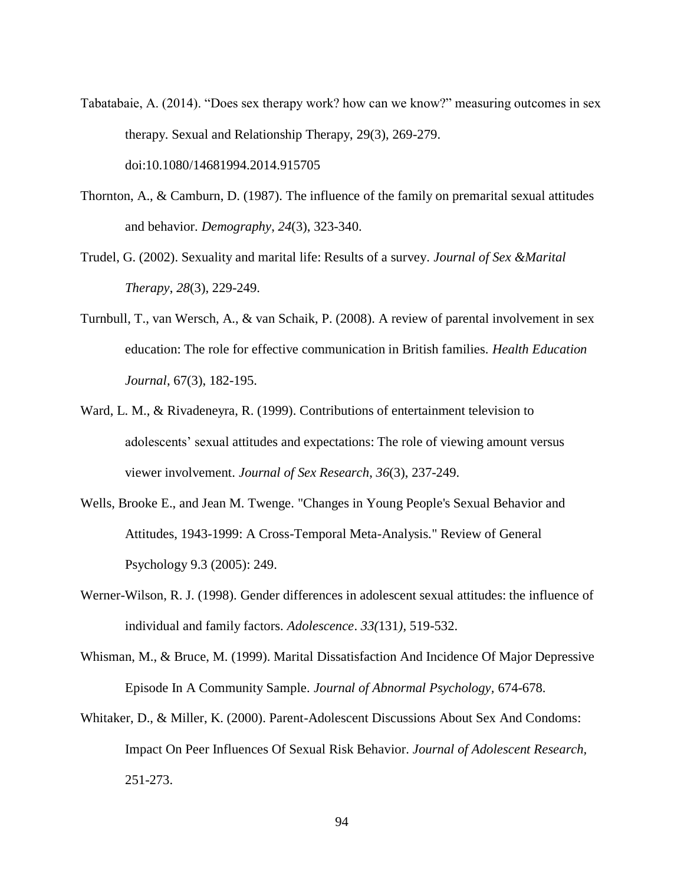Tabatabaie, A. (2014). “Does sex therapy work? how can we know?” measuring outcomes in sex therapy. Sexual and Relationship Therapy, 29(3), 269-279. doi:10.1080/14681994.2014.915705

Thornton, A., & Camburn, D. (1987). The influence of the family on premarital sexual attitudes and behavior. *Demography*, *24*(3), 323-340.

Trudel, G. (2002). Sexuality and marital life: Results of a survey. *Journal of Sex &Marital Therapy*, *28*(3), 229-249.

Turnbull, T., van Wersch, A., & van Schaik, P. (2008). A review of parental involvement in sex education: The role for effective communication in British families. *Health Education Journal*, 67(3), 182-195.

Ward, L. M., & Rivadeneyra, R. (1999). Contributions of entertainment television to adolescents’ sexual attitudes and expectations: The role of viewing amount versus viewer involvement. *Journal of Sex Research*, *36*(3), 237-249.

Wells, Brooke E., and Jean M. Twenge. "Changes in Young People's Sexual Behavior and Attitudes, 1943-1999: A Cross-Temporal Meta-Analysis." Review of General Psychology 9.3 (2005): 249.

Werner-Wilson, R. J. (1998). Gender differences in adolescent sexual attitudes: the influence of individual and family factors. *Adolescence*. *33(*131*)*, 519-532.

Whisman, M., & Bruce, M. (1999). Marital Dissatisfaction And Incidence Of Major Depressive Episode In A Community Sample. *Journal of Abnormal Psychology*, 674-678.

Whitaker, D., & Miller, K. (2000). Parent-Adolescent Discussions About Sex And Condoms: Impact On Peer Influences Of Sexual Risk Behavior. *Journal of Adolescent Research*, 251-273.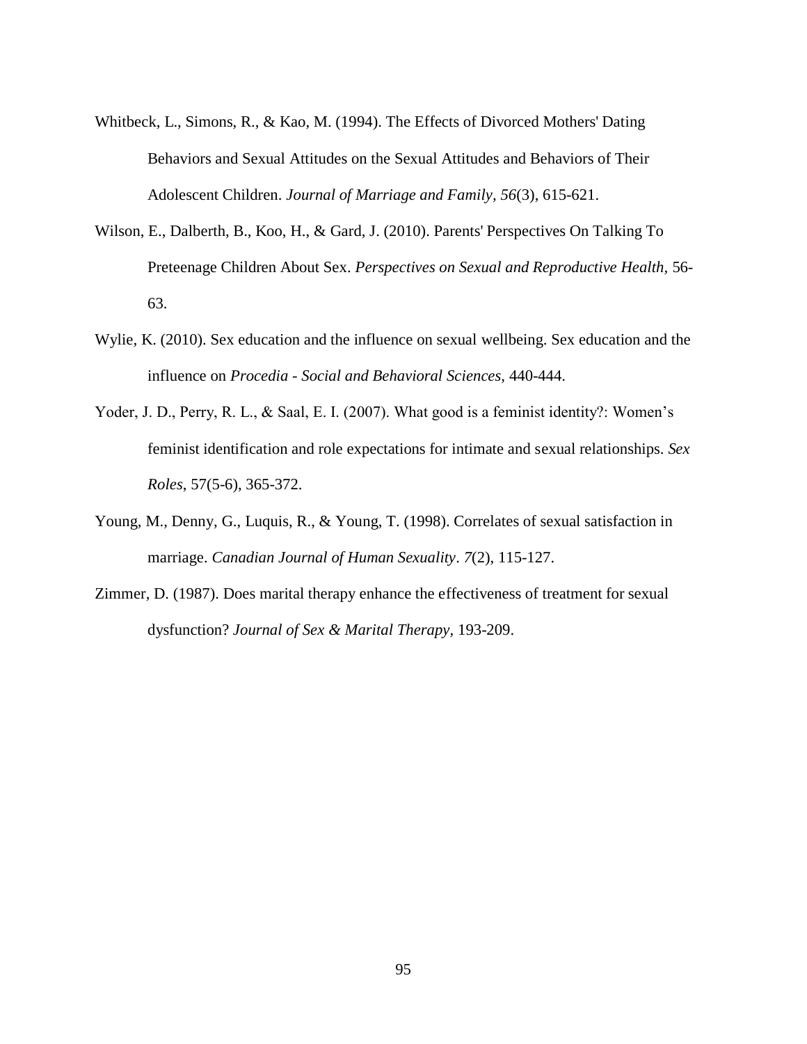Whitbeck, L., Simons, R., & Kao, M. (1994). The Effects of Divorced Mothers' Dating Behaviors and Sexual Attitudes on the Sexual Attitudes and Behaviors of Their Adolescent Children. *Journal of Marriage and Family, 56*(3), 615-621.

Wilson, E., Dalberth, B., Koo, H., & Gard, J. (2010). Parents' Perspectives On Talking To Preteenage Children About Sex. *Perspectives on Sexual and Reproductive Health*, 56-63.

Wylie, K. (2010). Sex education and the influence on sexual wellbeing. Sex education and the influence on *Procedia - Social and Behavioral Sciences,* 440-444.

Yoder, J. D., Perry, R. L., & Saal, E. I. (2007). What good is a feminist identity?: Women's feminist identification and role expectations for intimate and sexual relationships. *Sex Roles*, 57(5-6), 365-372.

Young, M., Denny, G., Luquis, R., & Young, T. (1998). Correlates of sexual satisfaction in marriage. *Canadian Journal of Human Sexuality*. *7*(2), 115-127.

Zimmer, D. (1987). Does marital therapy enhance the effectiveness of treatment for sexual dysfunction? *Journal of Sex & Marital Therapy,* 193-209.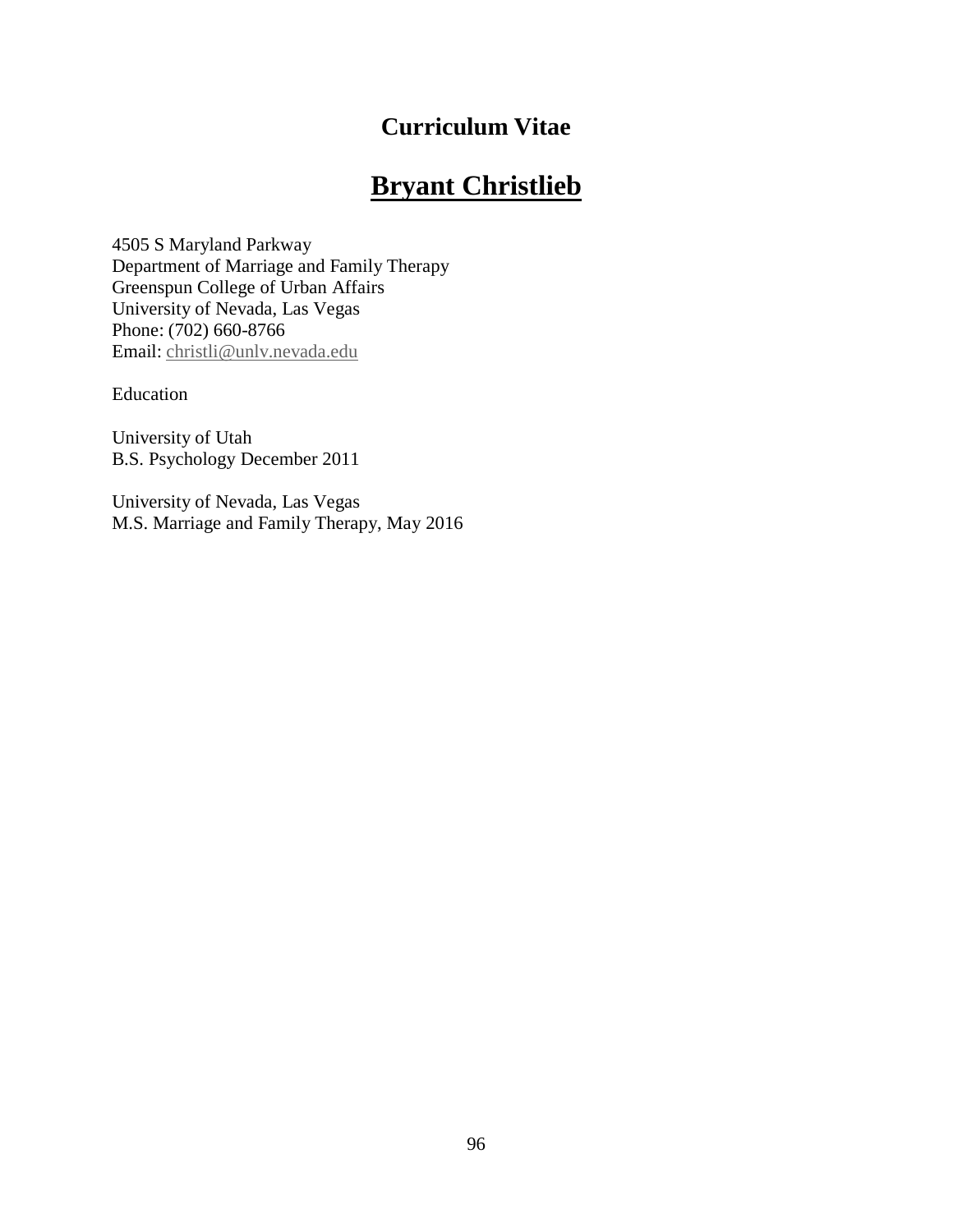# Curriculum Vitae

## Bryant Christlieb

4505 S Maryland Parkway
Department of Marriage and Family Therapy
Greenspun College of Urban Affairs
University of Nevada, Las Vegas
Phone: (702) 660-8766
Email: christli@unlv.nevada.edu

Education

University of Utah
B.S. Psychology December 2011

University of Nevada, Las Vegas
M.S. Marriage and Family Therapy, May 2016